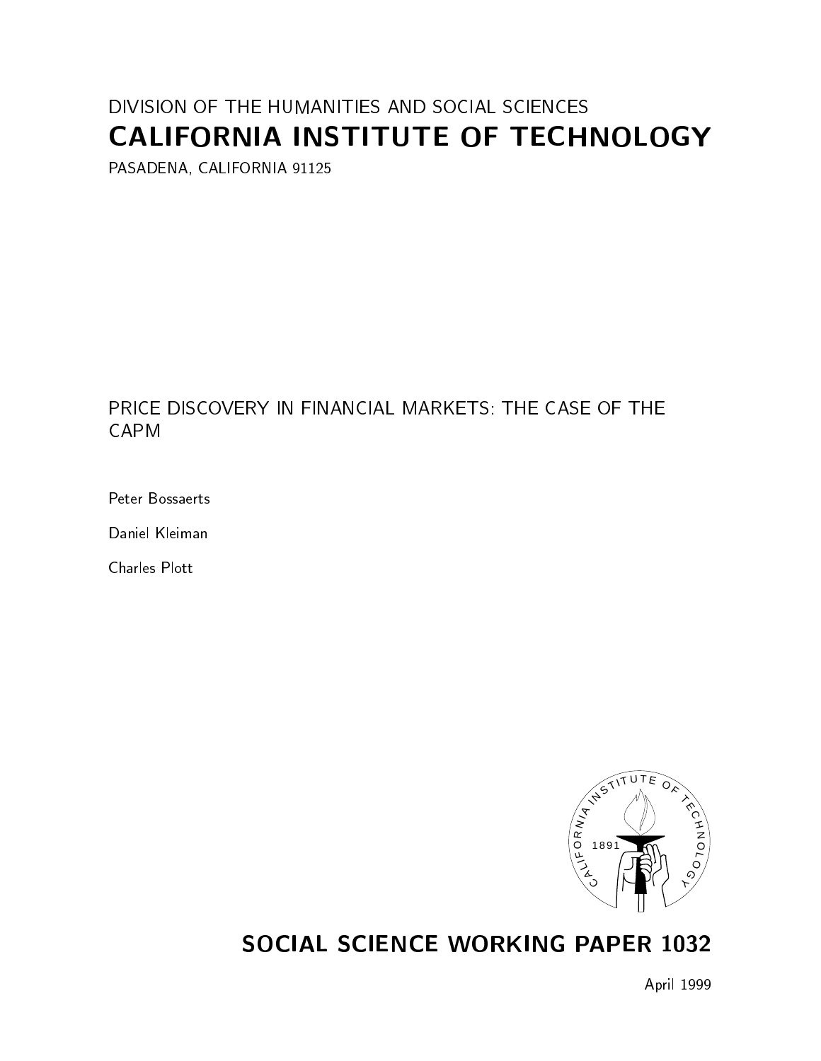DIVISION OF THE HUMANITIES AND SOCIAL SCIENCES

# CALIFORNIA INSTITUTE OF TECHNOLOGY

PASADENA, CALIFORNIA 91125

## PRICE DISCOVERY IN FINANCIAL MARKETS: THE CASE OF THE CAPM

Peter Bossaerts

Daniel Kleiman

Charles Plott

## SOCIAL SCIENCE WORKING PAPER 1032

April 1999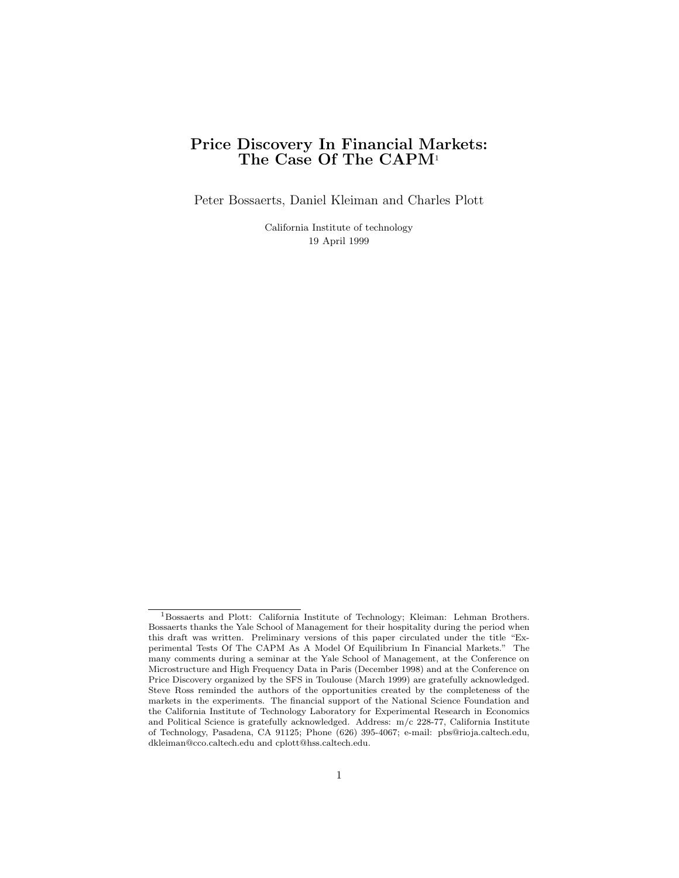# Price Discovery In Financial Markets: The Case Of The CAPM[1]

Peter Bossaerts, Daniel Kleiman and Charles Plott

California Institute of technology

19 April 1999

[1] Bossaerts and Plott: California Institute of Technology; Kleiman: Lehman Brothers. Bossaerts thanks the Yale School of Management for their hospitality during the period when this draft was written. Preliminary versions of this paper circulated under the title "Experimental Tests Of The CAPM As A Model Of Equilibrium In Financial Markets." The many comments during a seminar at the Yale School of Management, at the Conference on Microstructure and High Frequency Data in Paris (December 1998) and at the Conference on Price Discovery organized by the SFS in Toulouse (March 1999) are gratefully acknowledged. Steve Ross reminded the authors of the opportunities created by the completeness of the markets in the experiments. The financial support of the National Science Foundation and the California Institute of Technology Laboratory for Experimental Research in Economics and Political Science is gratefully acknowledged. Address: m/c 228-77, California Institute of Technology, Pasadena, CA 91125; Phone (626) 395-4067; e-mail: pbs@rioja.caltech.edu, dkleiman@cco.caltech.edu and cplott@hss.caltech.edu.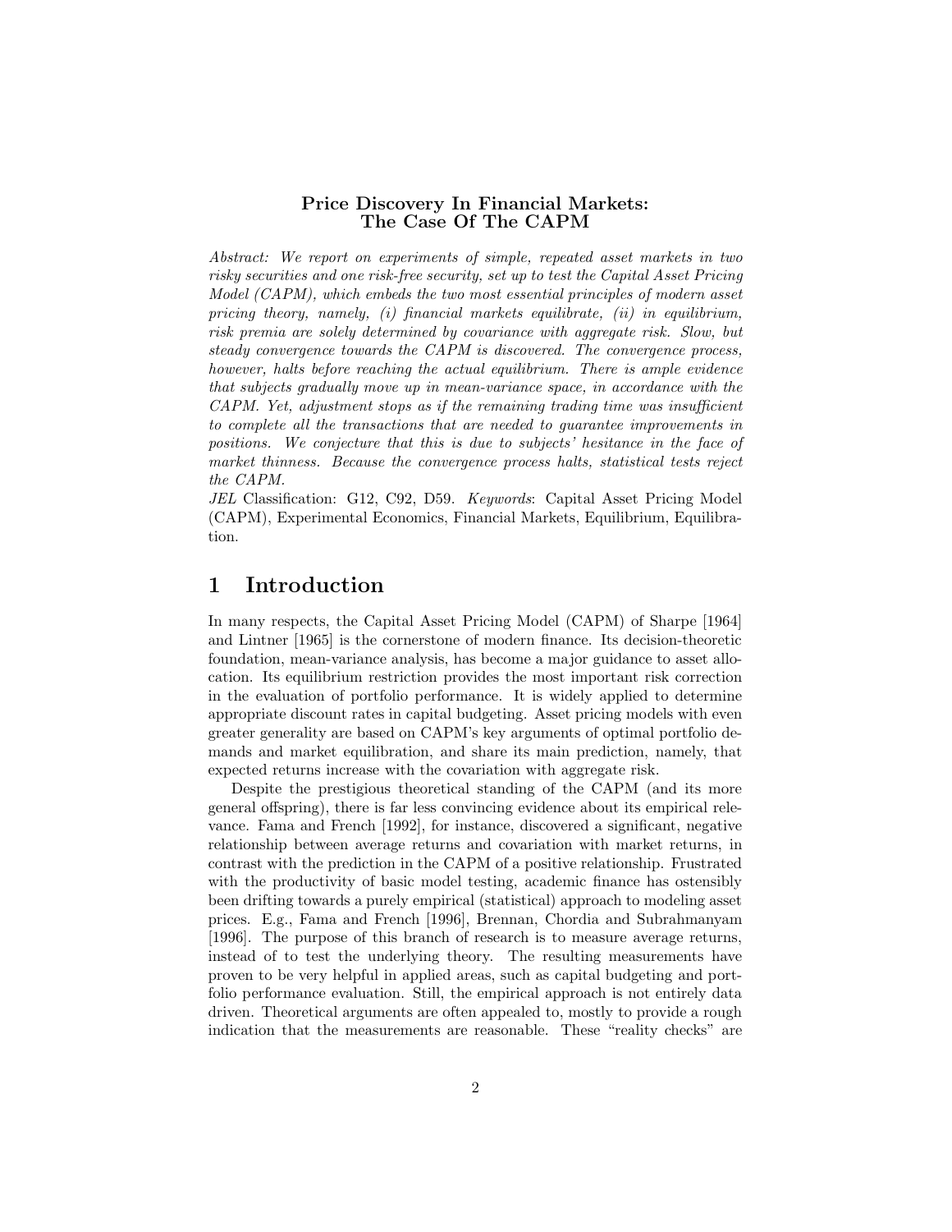**Price Discovery In Financial Markets:**
**The Case Of The CAPM**

*Abstract: We report on experiments of simple, repeated asset markets in two risky securities and one risk-free security, set up to test the Capital Asset Pricing Model (CAPM), which embeds the two most essential principles of modern asset pricing theory, namely, (i) financial markets equilibrate, (ii) in equilibrium, risk premia are solely determined by covariance with aggregate risk. Slow, but steady convergence towards the CAPM is discovered. The convergence process, however, halts before reaching the actual equilibrium. There is ample evidence that subjects gradually move up in mean-variance space, in accordance with the CAPM. Yet, adjustment stops as if the remaining trading time was insufficient to complete all the transactions that are needed to guarantee improvements in positions. We conjecture that this is due to subjects' hesitance in the face of market thinness. Because the convergence process halts, statistical tests reject the CAPM.*

*JEL* Classification: G12, C92, D59. *Keywords*: Capital Asset Pricing Model (CAPM), Experimental Economics, Financial Markets, Equilibrium, Equilibration.

# 1 Introduction

In many respects, the Capital Asset Pricing Model (CAPM) of Sharpe [1964] and Lintner [1965] is the cornerstone of modern finance. Its decision-theoretic foundation, mean-variance analysis, has become a major guidance to asset allocation. Its equilibrium restriction provides the most important risk correction in the evaluation of portfolio performance. It is widely applied to determine appropriate discount rates in capital budgeting. Asset pricing models with even greater generality are based on CAPM's key arguments of optimal portfolio demands and market equilibration, and share its main prediction, namely, that expected returns increase with the covariation with aggregate risk.

Despite the prestigious theoretical standing of the CAPM (and its more general offspring), there is far less convincing evidence about its empirical relevance. Fama and French [1992], for instance, discovered a significant, negative relationship between average returns and covariation with market returns, in contrast with the prediction in the CAPM of a positive relationship. Frustrated with the productivity of basic model testing, academic finance has ostensibly been drifting towards a purely empirical (statistical) approach to modeling asset prices. E.g., Fama and French [1996], Brennan, Chordia and Subrahmanyam [1996]. The purpose of this branch of research is to measure average returns, instead of to test the underlying theory. The resulting measurements have proven to be very helpful in applied areas, such as capital budgeting and portfolio performance evaluation. Still, the empirical approach is not entirely data driven. Theoretical arguments are often appealed to, mostly to provide a rough indication that the measurements are reasonable. These "reality checks" are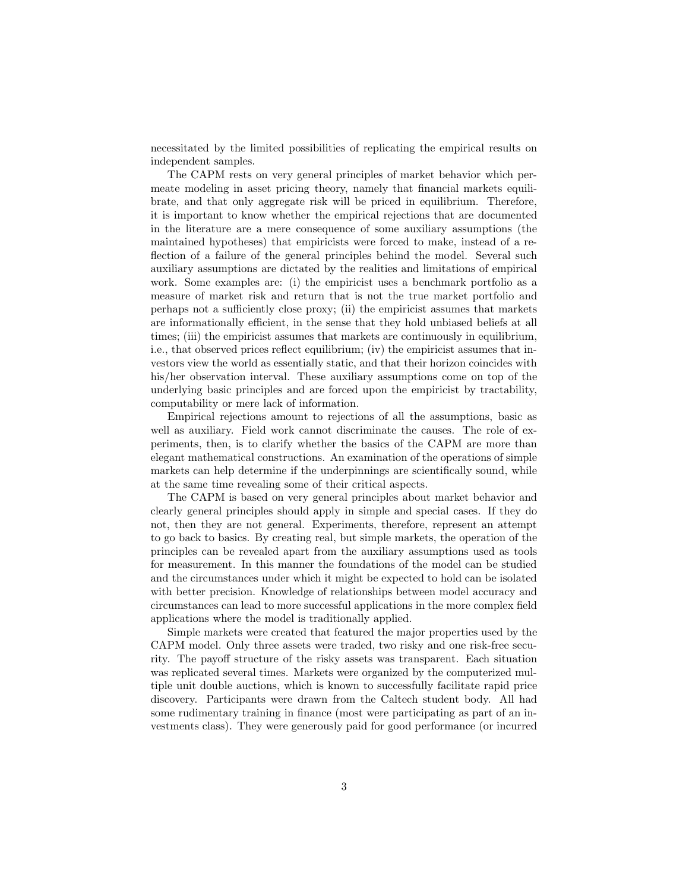necessitated by the limited possibilities of replicating the empirical results on independent samples.

The CAPM rests on very general principles of market behavior which permeate modeling in asset pricing theory, namely that financial markets equilibrate, and that only aggregate risk will be priced in equilibrium. Therefore, it is important to know whether the empirical rejections that are documented in the literature are a mere consequence of some auxiliary assumptions (the maintained hypotheses) that empiricists were forced to make, instead of a reflection of a failure of the general principles behind the model. Several such auxiliary assumptions are dictated by the realities and limitations of empirical work. Some examples are: (i) the empiricist uses a benchmark portfolio as a measure of market risk and return that is not the true market portfolio and perhaps not a sufficiently close proxy; (ii) the empiricist assumes that markets are informationally efficient, in the sense that they hold unbiased beliefs at all times; (iii) the empiricist assumes that markets are continuously in equilibrium, i.e., that observed prices reflect equilibrium; (iv) the empiricist assumes that investors view the world as essentially static, and that their horizon coincides with his/her observation interval. These auxiliary assumptions come on top of the underlying basic principles and are forced upon the empiricist by tractability, computability or mere lack of information.

Empirical rejections amount to rejections of all the assumptions, basic as well as auxiliary. Field work cannot discriminate the causes. The role of experiments, then, is to clarify whether the basics of the CAPM are more than elegant mathematical constructions. An examination of the operations of simple markets can help determine if the underpinnings are scientifically sound, while at the same time revealing some of their critical aspects.

The CAPM is based on very general principles about market behavior and clearly general principles should apply in simple and special cases. If they do not, then they are not general. Experiments, therefore, represent an attempt to go back to basics. By creating real, but simple markets, the operation of the principles can be revealed apart from the auxiliary assumptions used as tools for measurement. In this manner the foundations of the model can be studied and the circumstances under which it might be expected to hold can be isolated with better precision. Knowledge of relationships between model accuracy and circumstances can lead to more successful applications in the more complex field applications where the model is traditionally applied.

Simple markets were created that featured the major properties used by the CAPM model. Only three assets were traded, two risky and one risk-free security. The payoff structure of the risky assets was transparent. Each situation was replicated several times. Markets were organized by the computerized multiple unit double auctions, which is known to successfully facilitate rapid price discovery. Participants were drawn from the Caltech student body. All had some rudimentary training in finance (most were participating as part of an investments class). They were generously paid for good performance (or incurred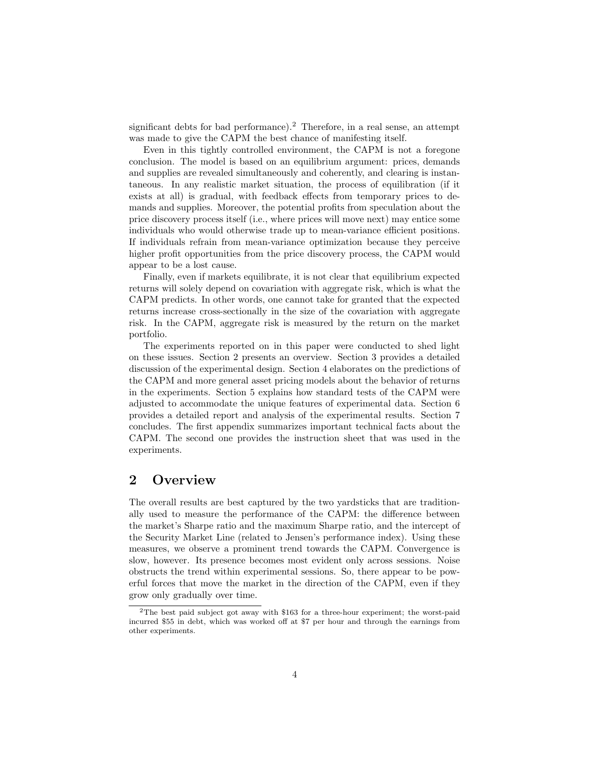significant debts for bad performance).[2] Therefore, in a real sense, an attempt was made to give the CAPM the best chance of manifesting itself.

Even in this tightly controlled environment, the CAPM is not a foregone conclusion. The model is based on an equilibrium argument: prices, demands and supplies are revealed simultaneously and coherently, and clearing is instantaneous. In any realistic market situation, the process of equilibration (if it exists at all) is gradual, with feedback effects from temporary prices to demands and supplies. Moreover, the potential profits from speculation about the price discovery process itself (i.e., where prices will move next) may entice some individuals who would otherwise trade up to mean-variance efficient positions. If individuals refrain from mean-variance optimization because they perceive higher profit opportunities from the price discovery process, the CAPM would appear to be a lost cause.

Finally, even if markets equilibrate, it is not clear that equilibrium expected returns will solely depend on covariation with aggregate risk, which is what the CAPM predicts. In other words, one cannot take for granted that the expected returns increase cross-sectionally in the size of the covariation with aggregate risk. In the CAPM, aggregate risk is measured by the return on the market portfolio.

The experiments reported on in this paper were conducted to shed light on these issues. Section 2 presents an overview. Section 3 provides a detailed discussion of the experimental design. Section 4 elaborates on the predictions of the CAPM and more general asset pricing models about the behavior of returns in the experiments. Section 5 explains how standard tests of the CAPM were adjusted to accommodate the unique features of experimental data. Section 6 provides a detailed report and analysis of the experimental results. Section 7 concludes. The first appendix summarizes important technical facts about the CAPM. The second one provides the instruction sheet that was used in the experiments.

## 2 Overview

The overall results are best captured by the two yardsticks that are traditionally used to measure the performance of the CAPM: the difference between the market's Sharpe ratio and the maximum Sharpe ratio, and the intercept of the Security Market Line (related to Jensen's performance index). Using these measures, we observe a prominent trend towards the CAPM. Convergence is slow, however. Its presence becomes most evident only across sessions. Noise obstructs the trend within experimental sessions. So, there appear to be powerful forces that move the market in the direction of the CAPM, even if they grow only gradually over time.

[2] The best paid subject got away with $163 for a three-hour experiment; the worst-paid incurred $55 in debt, which was worked off at $7 per hour and through the earnings from other experiments.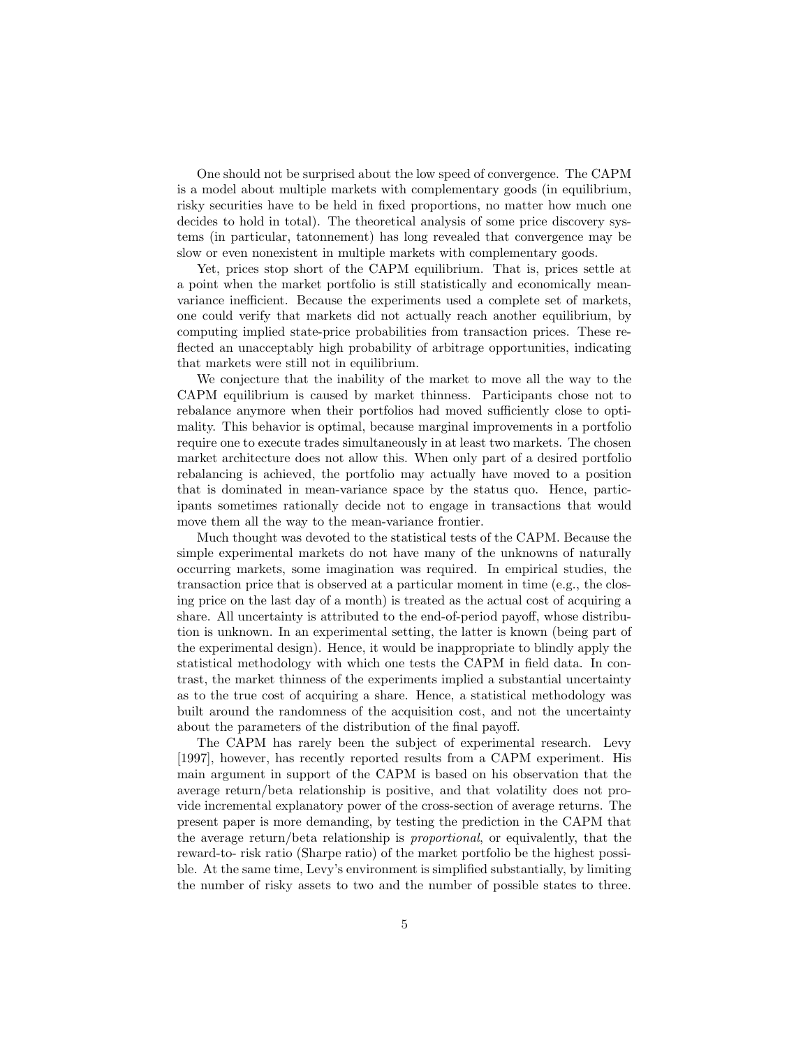One should not be surprised about the low speed of convergence. The CAPM is a model about multiple markets with complementary goods (in equilibrium, risky securities have to be held in fixed proportions, no matter how much one decides to hold in total). The theoretical analysis of some price discovery systems (in particular, tatonnement) has long revealed that convergence may be slow or even nonexistent in multiple markets with complementary goods.

Yet, prices stop short of the CAPM equilibrium. That is, prices settle at a point when the market portfolio is still statistically and economically mean-variance inefficient. Because the experiments used a complete set of markets, one could verify that markets did not actually reach another equilibrium, by computing implied state-price probabilities from transaction prices. These reflected an unacceptably high probability of arbitrage opportunities, indicating that markets were still not in equilibrium.

We conjecture that the inability of the market to move all the way to the CAPM equilibrium is caused by market thinness. Participants chose not to rebalance anymore when their portfolios had moved sufficiently close to optimality. This behavior is optimal, because marginal improvements in a portfolio require one to execute trades simultaneously in at least two markets. The chosen market architecture does not allow this. When only part of a desired portfolio rebalancing is achieved, the portfolio may actually have moved to a position that is dominated in mean-variance space by the status quo. Hence, participants sometimes rationally decide not to engage in transactions that would move them all the way to the mean-variance frontier.

Much thought was devoted to the statistical tests of the CAPM. Because the simple experimental markets do not have many of the unknowns of naturally occurring markets, some imagination was required. In empirical studies, the transaction price that is observed at a particular moment in time (e.g., the closing price on the last day of a month) is treated as the actual cost of acquiring a share. All uncertainty is attributed to the end-of-period payoff, whose distribution is unknown. In an experimental setting, the latter is known (being part of the experimental design). Hence, it would be inappropriate to blindly apply the statistical methodology with which one tests the CAPM in field data. In contrast, the market thinness of the experiments implied a substantial uncertainty as to the true cost of acquiring a share. Hence, a statistical methodology was built around the randomness of the acquisition cost, and not the uncertainty about the parameters of the distribution of the final payoff.

The CAPM has rarely been the subject of experimental research. Levy [1997], however, has recently reported results from a CAPM experiment. His main argument in support of the CAPM is based on his observation that the average return/beta relationship is positive, and that volatility does not provide incremental explanatory power of the cross-section of average returns. The present paper is more demanding, by testing the prediction in the CAPM that the average return/beta relationship is *proportional*, or equivalently, that the reward-to- risk ratio (Sharpe ratio) of the market portfolio be the highest possible. At the same time, Levy's environment is simplified substantially, by limiting the number of risky assets to two and the number of possible states to three.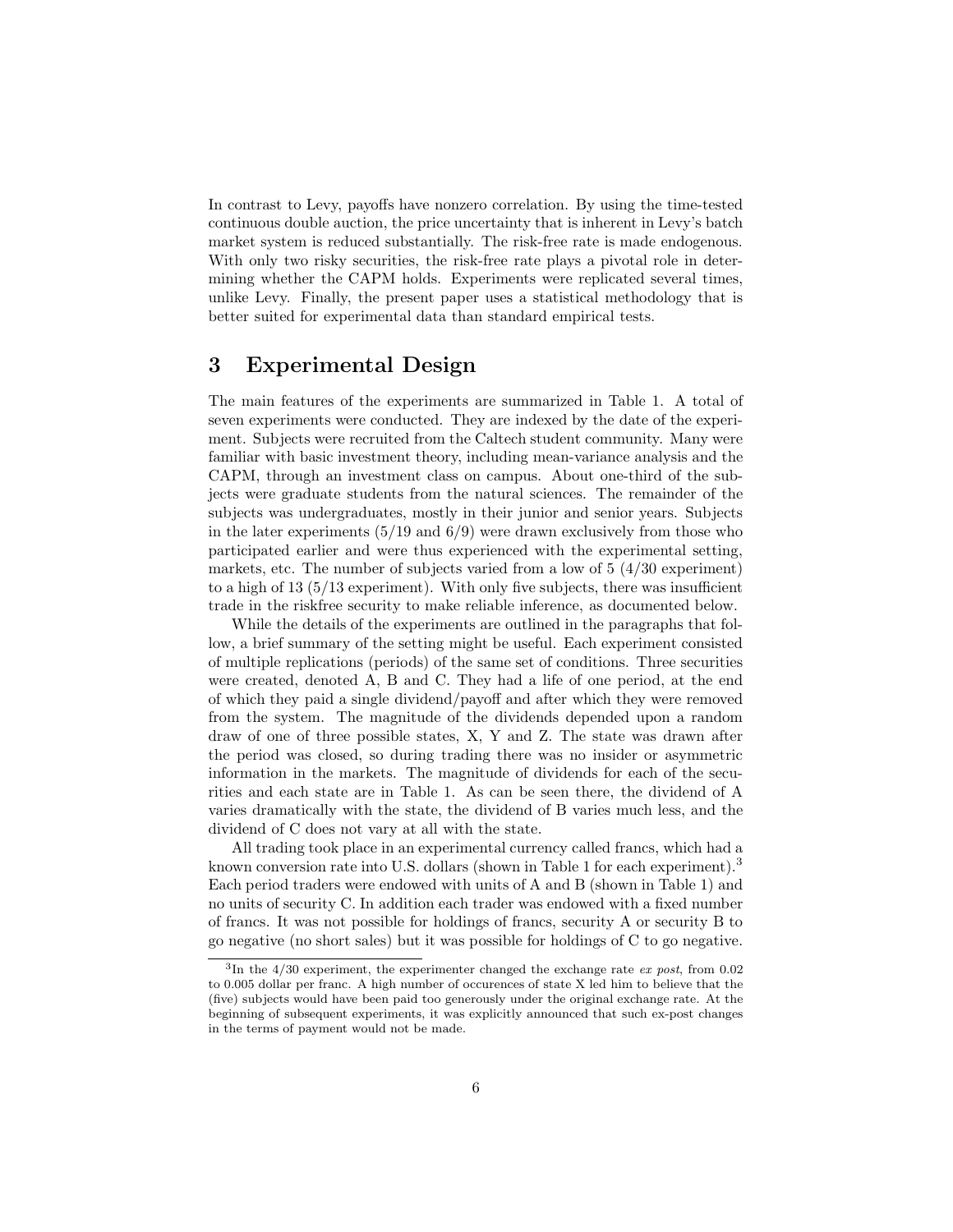In contrast to Levy, payoffs have nonzero correlation. By using the time-tested continuous double auction, the price uncertainty that is inherent in Levy's batch market system is reduced substantially. The risk-free rate is made endogenous. With only two risky securities, the risk-free rate plays a pivotal role in determining whether the CAPM holds. Experiments were replicated several times, unlike Levy. Finally, the present paper uses a statistical methodology that is better suited for experimental data than standard empirical tests.

# 3 Experimental Design

The main features of the experiments are summarized in Table 1. A total of seven experiments were conducted. They are indexed by the date of the experiment. Subjects were recruited from the Caltech student community. Many were familiar with basic investment theory, including mean-variance analysis and the CAPM, through an investment class on campus. About one-third of the subjects were graduate students from the natural sciences. The remainder of the subjects was undergraduates, mostly in their junior and senior years. Subjects in the later experiments (5/19 and 6/9) were drawn exclusively from those who participated earlier and were thus experienced with the experimental setting, markets, etc. The number of subjects varied from a low of 5 (4/30 experiment) to a high of 13 (5/13 experiment). With only five subjects, there was insufficient trade in the riskfree security to make reliable inference, as documented below.

While the details of the experiments are outlined in the paragraphs that follow, a brief summary of the setting might be useful. Each experiment consisted of multiple replications (periods) of the same set of conditions. Three securities were created, denoted A, B and C. They had a life of one period, at the end of which they paid a single dividend/payoff and after which they were removed from the system. The magnitude of the dividends depended upon a random draw of one of three possible states, X, Y and Z. The state was drawn after the period was closed, so during trading there was no insider or asymmetric information in the markets. The magnitude of dividends for each of the securities and each state are in Table 1. As can be seen there, the dividend of A varies dramatically with the state, the dividend of B varies much less, and the dividend of C does not vary at all with the state.

All trading took place in an experimental currency called francs, which had a known conversion rate into U.S. dollars (shown in Table 1 for each experiment).[3] Each period traders were endowed with units of A and B (shown in Table 1) and no units of security C. In addition each trader was endowed with a fixed number of francs. It was not possible for holdings of francs, security A or security B to go negative (no short sales) but it was possible for holdings of C to go negative.

[3] In the 4/30 experiment, the experimenter changed the exchange rate *ex post*, from 0.02 to 0.005 dollar per franc. A high number of occurences of state X led him to believe that the (five) subjects would have been paid too generously under the original exchange rate. At the beginning of subsequent experiments, it was explicitly announced that such ex-post changes in the terms of payment would not be made.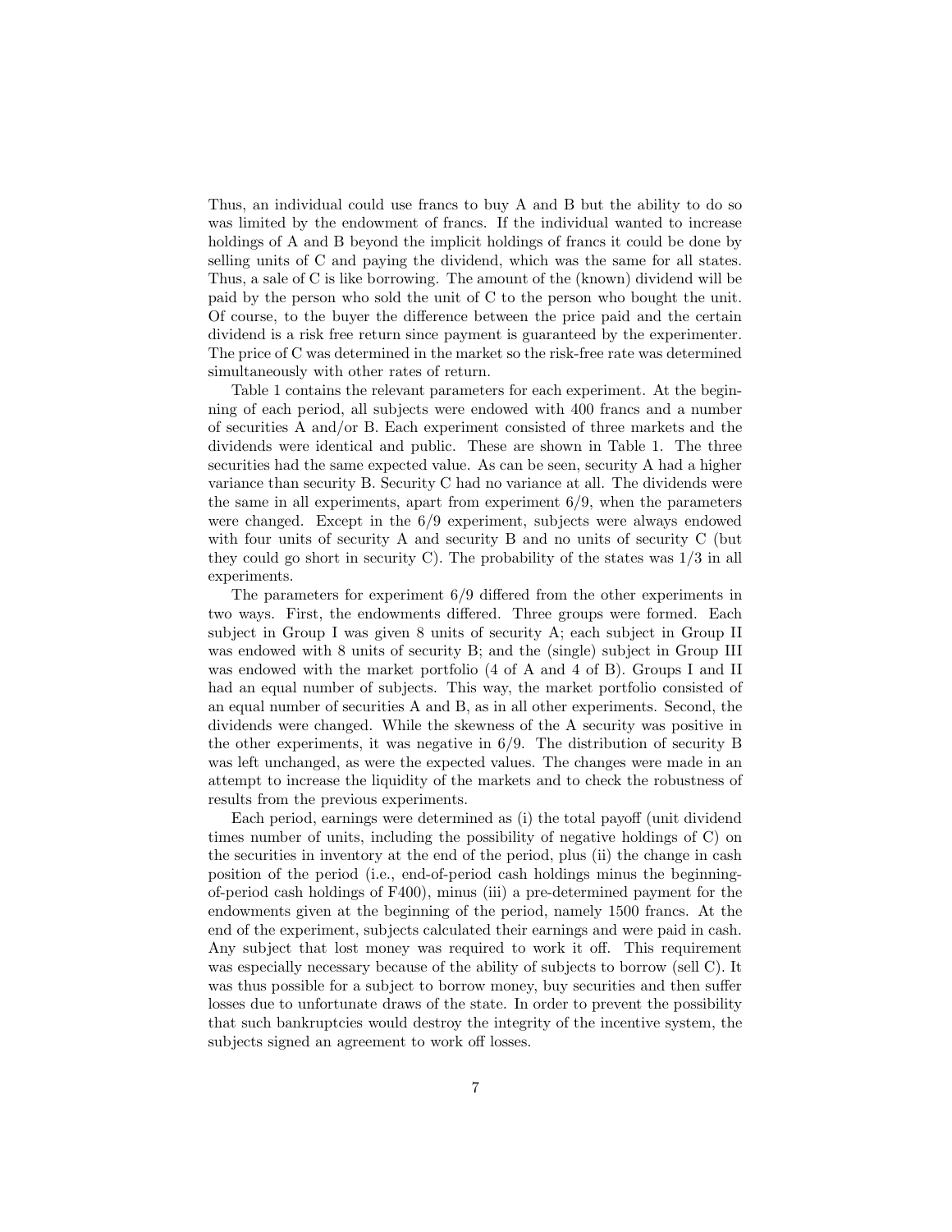Thus, an individual could use francs to buy A and B but the ability to do so was limited by the endowment of francs. If the individual wanted to increase holdings of A and B beyond the implicit holdings of francs it could be done by selling units of C and paying the dividend, which was the same for all states. Thus, a sale of C is like borrowing. The amount of the (known) dividend will be paid by the person who sold the unit of C to the person who bought the unit. Of course, to the buyer the difference between the price paid and the certain dividend is a risk free return since payment is guaranteed by the experimenter. The price of C was determined in the market so the risk-free rate was determined simultaneously with other rates of return.

Table 1 contains the relevant parameters for each experiment. At the beginning of each period, all subjects were endowed with 400 francs and a number of securities A and/or B. Each experiment consisted of three markets and the dividends were identical and public. These are shown in Table 1. The three securities had the same expected value. As can be seen, security A had a higher variance than security B. Security C had no variance at all. The dividends were the same in all experiments, apart from experiment 6/9, when the parameters were changed. Except in the 6/9 experiment, subjects were always endowed with four units of security A and security B and no units of security C (but they could go short in security C). The probability of the states was 1/3 in all experiments.

The parameters for experiment 6/9 differed from the other experiments in two ways. First, the endowments differed. Three groups were formed. Each subject in Group I was given 8 units of security A; each subject in Group II was endowed with 8 units of security B; and the (single) subject in Group III was endowed with the market portfolio (4 of A and 4 of B). Groups I and II had an equal number of subjects. This way, the market portfolio consisted of an equal number of securities A and B, as in all other experiments. Second, the dividends were changed. While the skewness of the A security was positive in the other experiments, it was negative in 6/9. The distribution of security B was left unchanged, as were the expected values. The changes were made in an attempt to increase the liquidity of the markets and to check the robustness of results from the previous experiments.

Each period, earnings were determined as (i) the total payoff (unit dividend times number of units, including the possibility of negative holdings of C) on the securities in inventory at the end of the period, plus (ii) the change in cash position of the period (i.e., end-of-period cash holdings minus the beginning-of-period cash holdings of F400), minus (iii) a pre-determined payment for the endowments given at the beginning of the period, namely 1500 francs. At the end of the experiment, subjects calculated their earnings and were paid in cash. Any subject that lost money was required to work it off. This requirement was especially necessary because of the ability of subjects to borrow (sell C). It was thus possible for a subject to borrow money, buy securities and then suffer losses due to unfortunate draws of the state. In order to prevent the possibility that such bankruptcies would destroy the integrity of the incentive system, the subjects signed an agreement to work off losses.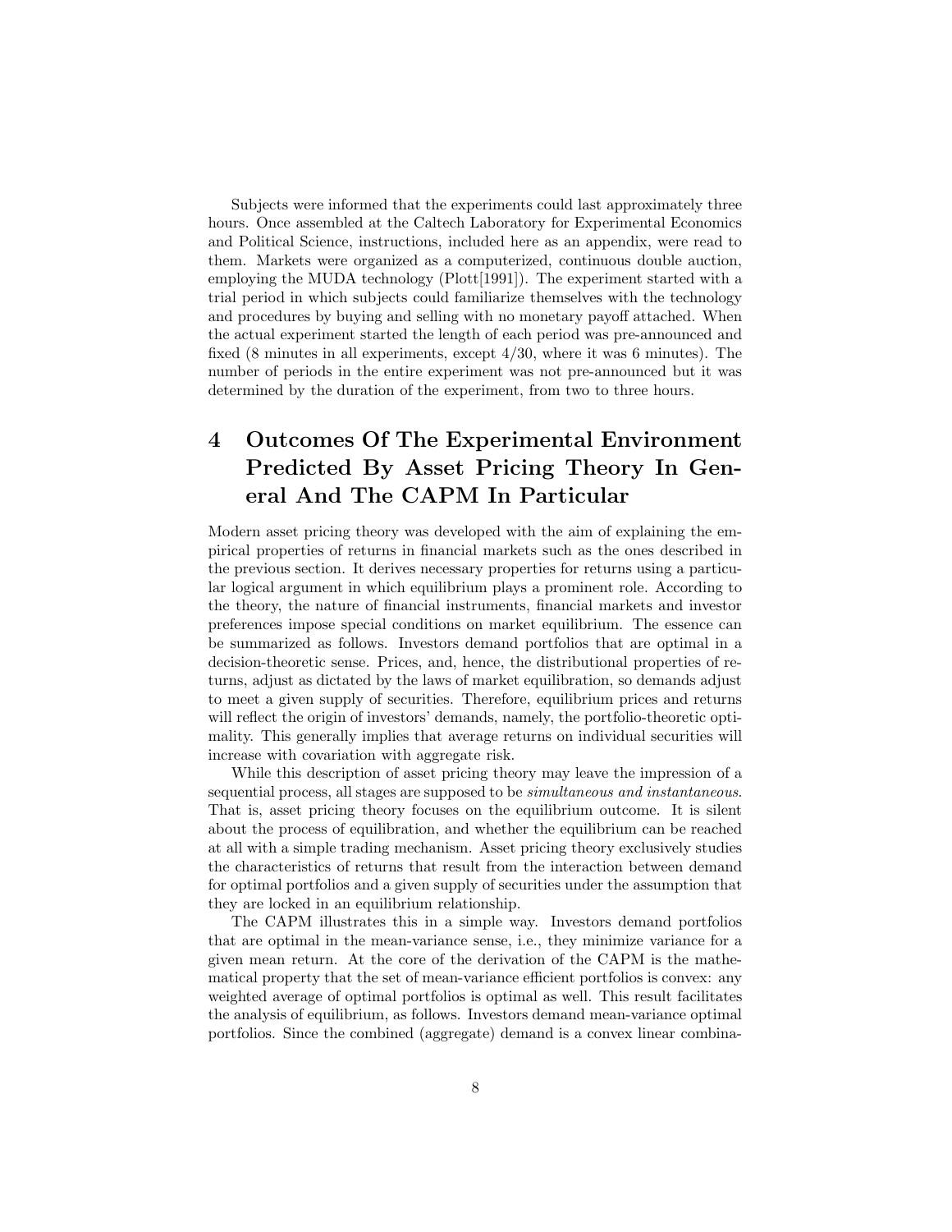Subjects were informed that the experiments could last approximately three hours. Once assembled at the Caltech Laboratory for Experimental Economics and Political Science, instructions, included here as an appendix, were read to them. Markets were organized as a computerized, continuous double auction, employing the MUDA technology (Plott[1991]). The experiment started with a trial period in which subjects could familiarize themselves with the technology and procedures by buying and selling with no monetary payoff attached. When the actual experiment started the length of each period was pre-announced and fixed (8 minutes in all experiments, except 4/30, where it was 6 minutes). The number of periods in the entire experiment was not pre-announced but it was determined by the duration of the experiment, from two to three hours.

# 4 Outcomes Of The Experimental Environment Predicted By Asset Pricing Theory In General And The CAPM In Particular

Modern asset pricing theory was developed with the aim of explaining the empirical properties of returns in financial markets such as the ones described in the previous section. It derives necessary properties for returns using a particular logical argument in which equilibrium plays a prominent role. According to the theory, the nature of financial instruments, financial markets and investor preferences impose special conditions on market equilibrium. The essence can be summarized as follows. Investors demand portfolios that are optimal in a decision-theoretic sense. Prices, and, hence, the distributional properties of returns, adjust as dictated by the laws of market equilibration, so demands adjust to meet a given supply of securities. Therefore, equilibrium prices and returns will reflect the origin of investors' demands, namely, the portfolio-theoretic optimality. This generally implies that average returns on individual securities will increase with covariation with aggregate risk.

While this description of asset pricing theory may leave the impression of a sequential process, all stages are supposed to be *simultaneous and instantaneous*. That is, asset pricing theory focuses on the equilibrium outcome. It is silent about the process of equilibration, and whether the equilibrium can be reached at all with a simple trading mechanism. Asset pricing theory exclusively studies the characteristics of returns that result from the interaction between demand for optimal portfolios and a given supply of securities under the assumption that they are locked in an equilibrium relationship.

The CAPM illustrates this in a simple way. Investors demand portfolios that are optimal in the mean-variance sense, i.e., they minimize variance for a given mean return. At the core of the derivation of the CAPM is the mathematical property that the set of mean-variance efficient portfolios is convex: any weighted average of optimal portfolios is optimal as well. This result facilitates the analysis of equilibrium, as follows. Investors demand mean-variance optimal portfolios. Since the combined (aggregate) demand is a convex linear combina-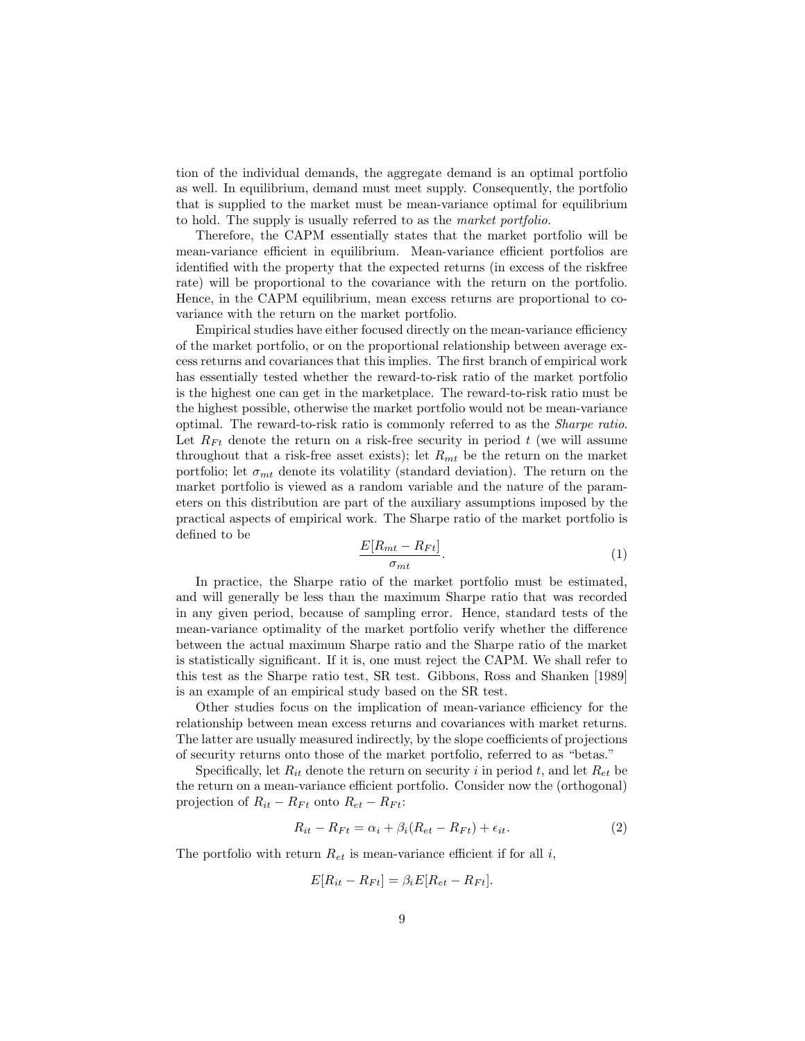tion of the individual demands, the aggregate demand is an optimal portfolio as well. In equilibrium, demand must meet supply. Consequently, the portfolio that is supplied to the market must be mean-variance optimal for equilibrium to hold. The supply is usually referred to as the *market portfolio.*

Therefore, the CAPM essentially states that the market portfolio will be mean-variance efficient in equilibrium. Mean-variance efficient portfolios are identified with the property that the expected returns (in excess of the riskfree rate) will be proportional to the covariance with the return on the portfolio. Hence, in the CAPM equilibrium, mean excess returns are proportional to covariance with the return on the market portfolio.

Empirical studies have either focused directly on the mean-variance efficiency of the market portfolio, or on the proportional relationship between average excess returns and covariances that this implies. The first branch of empirical work has essentially tested whether the reward-to-risk ratio of the market portfolio is the highest one can get in the marketplace. The reward-to-risk ratio must be the highest possible, otherwise the market portfolio would not be mean-variance optimal. The reward-to-risk ratio is commonly referred to as the *Sharpe ratio.* Let $R_{Ft}$ denote the return on a risk-free security in period $t$ (we will assume throughout that a risk-free asset exists); let $R_{mt}$ be the return on the market portfolio; let $\sigma_{mt}$ denote its volatility (standard deviation). The return on the market portfolio is viewed as a random variable and the nature of the parameters on this distribution are part of the auxiliary assumptions imposed by the practical aspects of empirical work. The Sharpe ratio of the market portfolio is defined to be

$$\frac{E[R_{mt} - R_{Ft}]}{\sigma_{mt}}. \tag{1}$$

In practice, the Sharpe ratio of the market portfolio must be estimated, and will generally be less than the maximum Sharpe ratio that was recorded in any given period, because of sampling error. Hence, standard tests of the mean-variance optimality of the market portfolio verify whether the difference between the actual maximum Sharpe ratio and the Sharpe ratio of the market is statistically significant. If it is, one must reject the CAPM. We shall refer to this test as the Sharpe ratio test, SR test. Gibbons, Ross and Shanken [1989] is an example of an empirical study based on the SR test.

Other studies focus on the implication of mean-variance efficiency for the relationship between mean excess returns and covariances with market returns. The latter are usually measured indirectly, by the slope coefficients of projections of security returns onto those of the market portfolio, referred to as "betas."

Specifically, let $R_{it}$ denote the return on security $i$ in period $t$, and let $R_{et}$ be the return on a mean-variance efficient portfolio. Consider now the (orthogonal) projection of $R_{it} - R_{Ft}$ onto $R_{et} - R_{Ft}$:

$$R_{it} - R_{Ft} = \alpha_i + \beta_i(R_{et} - R_{Ft}) + \epsilon_{it}. \tag{2}$$

The portfolio with return $R_{et}$ is mean-variance efficient if for all $i$,

$$E[R_{it} - R_{Ft}] = \beta_i E[R_{et} - R_{Ft}].$$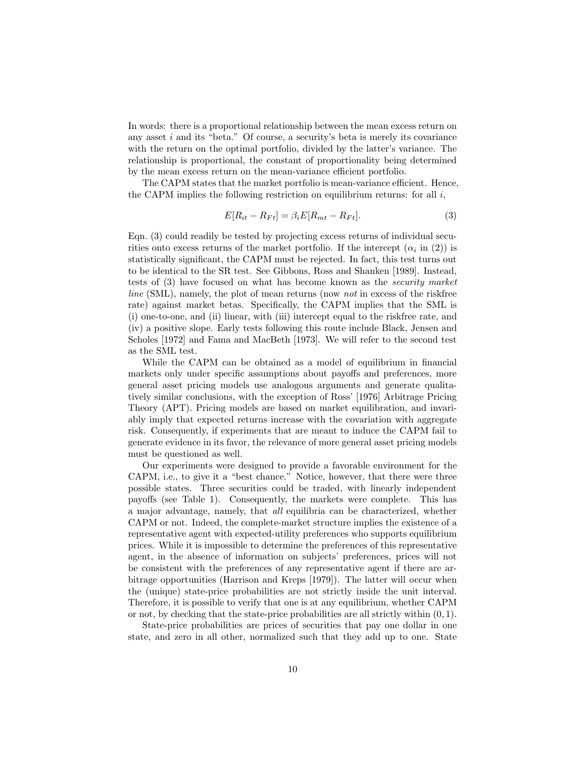In words: there is a proportional relationship between the mean excess return on any asset $i$ and its "beta." Of course, a security's beta is merely its covariance with the return on the optimal portfolio, divided by the latter's variance. The relationship is proportional, the constant of proportionality being determined by the mean excess return on the mean-variance efficient portfolio.

The CAPM states that the market portfolio is mean-variance efficient. Hence, the CAPM implies the following restriction on equilibrium returns: for all $i$,

$$E[R_{it} - R_{Ft}] = \beta_i E[R_{mt} - R_{Ft}]. \tag{3}$$

Eqn. (3) could readily be tested by projecting excess returns of individual securities onto excess returns of the market portfolio. If the intercept ($\alpha_i$ in (2)) is statistically significant, the CAPM must be rejected. In fact, this test turns out to be identical to the SR test. See Gibbons, Ross and Shanken [1989]. Instead, tests of (3) have focused on what has become known as the *security market line* (SML), namely, the plot of mean returns (now *not* in excess of the riskfree rate) against market betas. Specifically, the CAPM implies that the SML is (i) one-to-one, and (ii) linear, with (iii) intercept equal to the riskfree rate, and (iv) a positive slope. Early tests following this route include Black, Jensen and Scholes [1972] and Fama and MacBeth [1973]. We will refer to the second test as the SML test.

While the CAPM can be obtained as a model of equilibrium in financial markets only under specific assumptions about payoffs and preferences, more general asset pricing models use analogous arguments and generate qualitatively similar conclusions, with the exception of Ross' [1976] Arbitrage Pricing Theory (APT). Pricing models are based on market equilibration, and invariably imply that expected returns increase with the covariation with aggregate risk. Consequently, if experiments that are meant to induce the CAPM fail to generate evidence in its favor, the relevance of more general asset pricing models must be questioned as well.

Our experiments were designed to provide a favorable environment for the CAPM, i.e., to give it a "best chance." Notice, however, that there were three possible states. Three securities could be traded, with linearly independent payoffs (see Table 1). Consequently, the markets were complete. This has a major advantage, namely, that *all* equilibria can be characterized, whether CAPM or not. Indeed, the complete-market structure implies the existence of a representative agent with expected-utility preferences who supports equilibrium prices. While it is impossible to determine the preferences of this representative agent, in the absence of information on subjects' preferences, prices will not be consistent with the preferences of any representative agent if there are arbitrage opportunities (Harrison and Kreps [1979]). The latter will occur when the (unique) state-price probabilities are not strictly inside the unit interval. Therefore, it is possible to verify that one is at any equilibrium, whether CAPM or not, by checking that the state-price probabilities are all strictly within $(0, 1)$.

State-price probabilities are prices of securities that pay one dollar in one state, and zero in all other, normalized such that they add up to one. State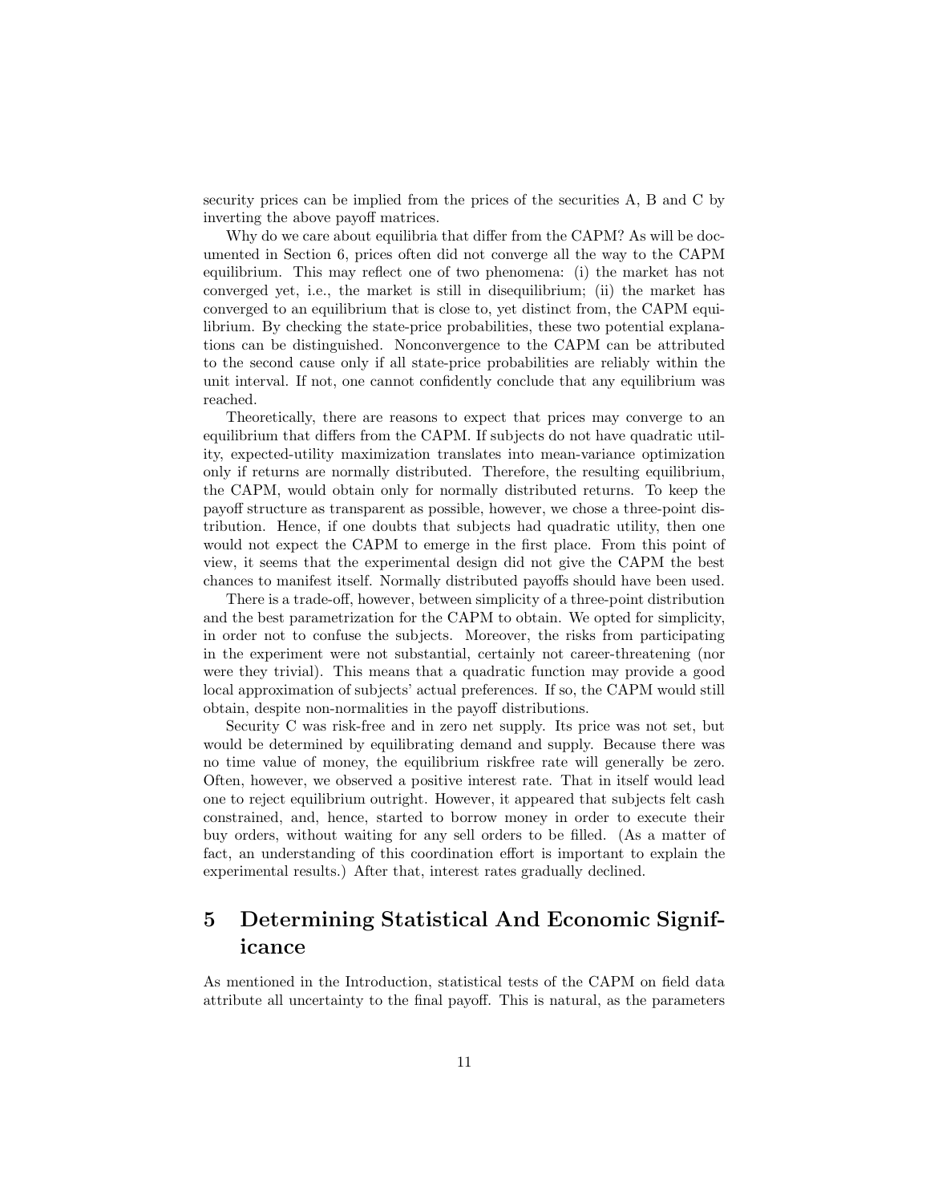security prices can be implied from the prices of the securities A, B and C by inverting the above payoff matrices.

Why do we care about equilibria that differ from the CAPM? As will be documented in Section 6, prices often did not converge all the way to the CAPM equilibrium. This may reflect one of two phenomena: (i) the market has not converged yet, i.e., the market is still in disequilibrium; (ii) the market has converged to an equilibrium that is close to, yet distinct from, the CAPM equilibrium. By checking the state-price probabilities, these two potential explanations can be distinguished. Nonconvergence to the CAPM can be attributed to the second cause only if all state-price probabilities are reliably within the unit interval. If not, one cannot confidently conclude that any equilibrium was reached.

Theoretically, there are reasons to expect that prices may converge to an equilibrium that differs from the CAPM. If subjects do not have quadratic utility, expected-utility maximization translates into mean-variance optimization only if returns are normally distributed. Therefore, the resulting equilibrium, the CAPM, would obtain only for normally distributed returns. To keep the payoff structure as transparent as possible, however, we chose a three-point distribution. Hence, if one doubts that subjects had quadratic utility, then one would not expect the CAPM to emerge in the first place. From this point of view, it seems that the experimental design did not give the CAPM the best chances to manifest itself. Normally distributed payoffs should have been used.

There is a trade-off, however, between simplicity of a three-point distribution and the best parametrization for the CAPM to obtain. We opted for simplicity, in order not to confuse the subjects. Moreover, the risks from participating in the experiment were not substantial, certainly not career-threatening (nor were they trivial). This means that a quadratic function may provide a good local approximation of subjects' actual preferences. If so, the CAPM would still obtain, despite non-normalities in the payoff distributions.

Security C was risk-free and in zero net supply. Its price was not set, but would be determined by equilibrating demand and supply. Because there was no time value of money, the equilibrium riskfree rate will generally be zero. Often, however, we observed a positive interest rate. That in itself would lead one to reject equilibrium outright. However, it appeared that subjects felt cash constrained, and, hence, started to borrow money in order to execute their buy orders, without waiting for any sell orders to be filled. (As a matter of fact, an understanding of this coordination effort is important to explain the experimental results.) After that, interest rates gradually declined.

# 5 Determining Statistical And Economic Significance

As mentioned in the Introduction, statistical tests of the CAPM on field data attribute all uncertainty to the final payoff. This is natural, as the parameters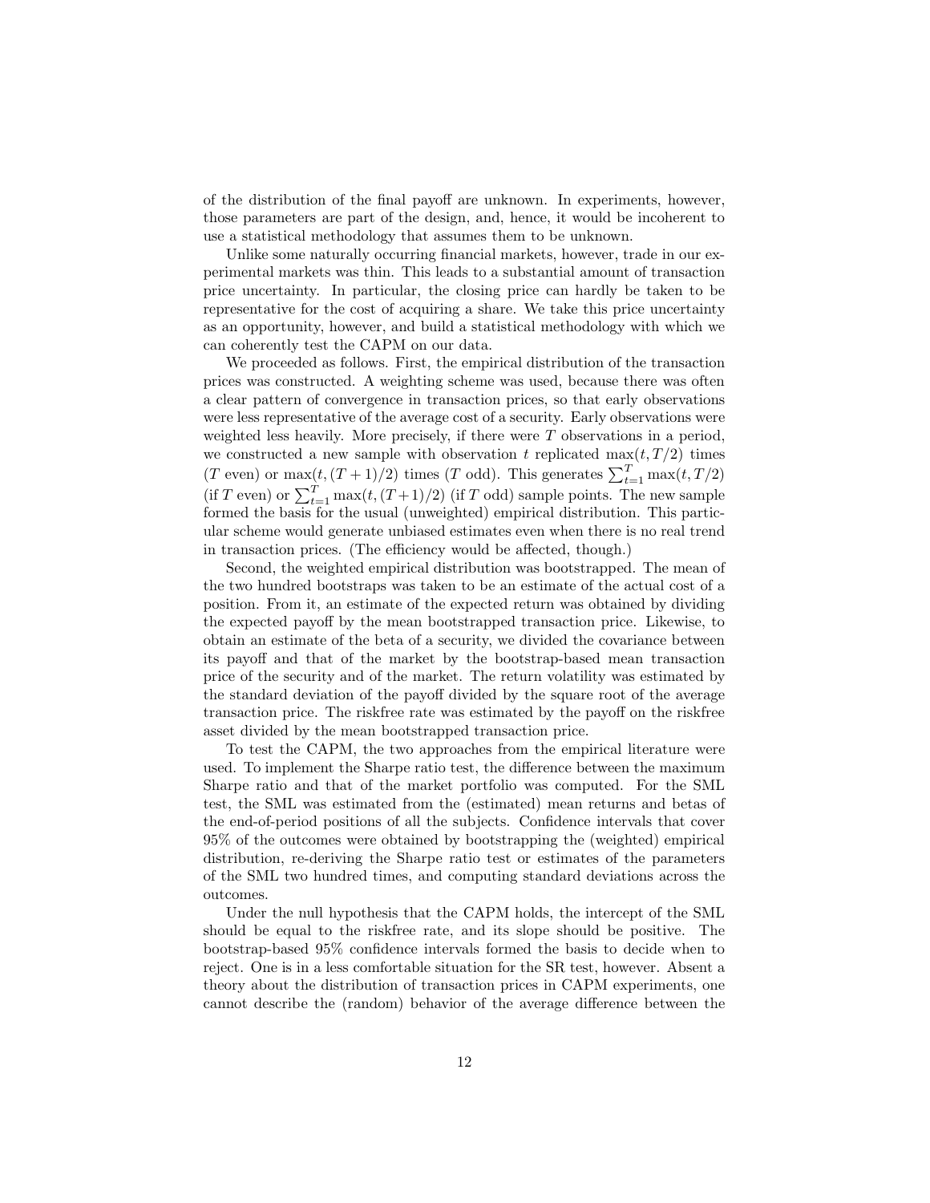of the distribution of the final payoff are unknown. In experiments, however, those parameters are part of the design, and, hence, it would be incoherent to use a statistical methodology that assumes them to be unknown.

Unlike some naturally occurring financial markets, however, trade in our experimental markets was thin. This leads to a substantial amount of transaction price uncertainty. In particular, the closing price can hardly be taken to be representative for the cost of acquiring a share. We take this price uncertainty as an opportunity, however, and build a statistical methodology with which we can coherently test the CAPM on our data.

We proceeded as follows. First, the empirical distribution of the transaction prices was constructed. A weighting scheme was used, because there was often a clear pattern of convergence in transaction prices, so that early observations were less representative of the average cost of a security. Early observations were weighted less heavily. More precisely, if there were $T$ observations in a period, we constructed a new sample with observation $t$ replicated $\max(t, T/2)$ times ($T$ even) or $\max(t, (T+1)/2)$ times ($T$ odd). This generates $\sum_{t=1}^{T} \max(t, T/2)$ (if $T$ even) or $\sum_{t=1}^{T} \max(t, (T+1)/2)$ (if $T$ odd) sample points. The new sample formed the basis for the usual (unweighted) empirical distribution. This particular scheme would generate unbiased estimates even when there is no real trend in transaction prices. (The efficiency would be affected, though.)

Second, the weighted empirical distribution was bootstrapped. The mean of the two hundred bootstraps was taken to be an estimate of the actual cost of a position. From it, an estimate of the expected return was obtained by dividing the expected payoff by the mean bootstrapped transaction price. Likewise, to obtain an estimate of the beta of a security, we divided the covariance between its payoff and that of the market by the bootstrap-based mean transaction price of the security and of the market. The return volatility was estimated by the standard deviation of the payoff divided by the square root of the average transaction price. The riskfree rate was estimated by the payoff on the riskfree asset divided by the mean bootstrapped transaction price.

To test the CAPM, the two approaches from the empirical literature were used. To implement the Sharpe ratio test, the difference between the maximum Sharpe ratio and that of the market portfolio was computed. For the SML test, the SML was estimated from the (estimated) mean returns and betas of the end-of-period positions of all the subjects. Confidence intervals that cover 95% of the outcomes were obtained by bootstrapping the (weighted) empirical distribution, re-deriving the Sharpe ratio test or estimates of the parameters of the SML two hundred times, and computing standard deviations across the outcomes.

Under the null hypothesis that the CAPM holds, the intercept of the SML should be equal to the riskfree rate, and its slope should be positive. The bootstrap-based 95% confidence intervals formed the basis to decide when to reject. One is in a less comfortable situation for the SR test, however. Absent a theory about the distribution of transaction prices in CAPM experiments, one cannot describe the (random) behavior of the average difference between the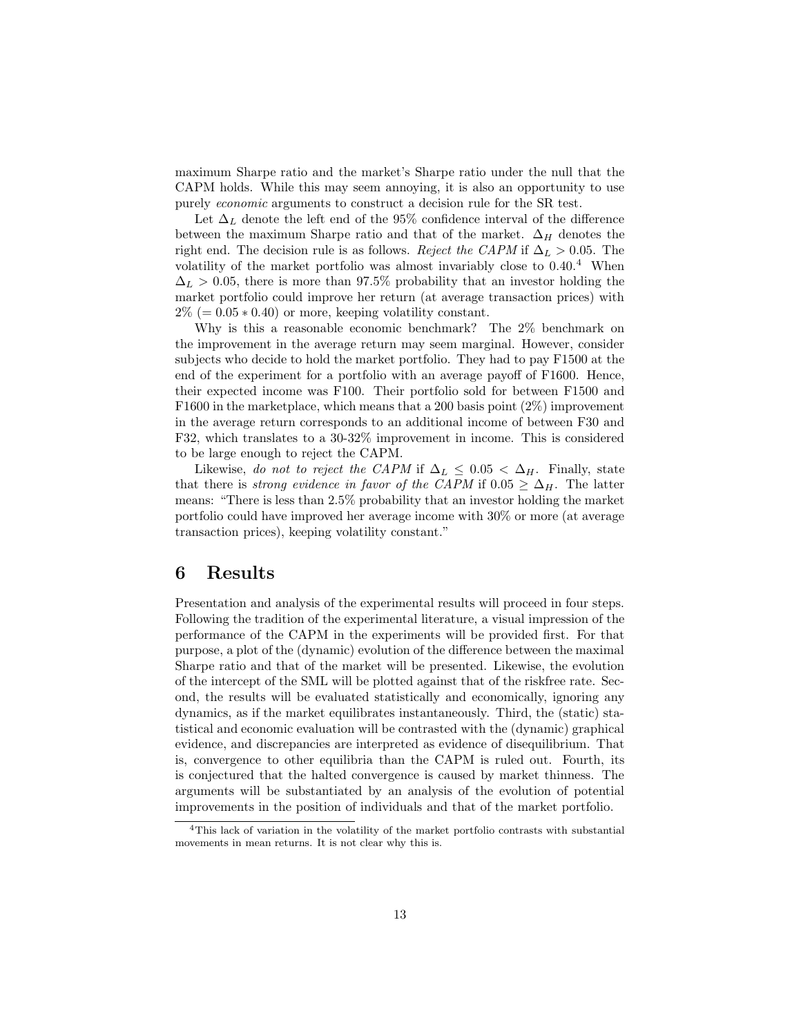maximum Sharpe ratio and the market's Sharpe ratio under the null that the CAPM holds. While this may seem annoying, it is also an opportunity to use purely *economic* arguments to construct a decision rule for the SR test.

Let $\Delta_L$ denote the left end of the 95% confidence interval of the difference between the maximum Sharpe ratio and that of the market. $\Delta_H$ denotes the right end. The decision rule is as follows. *Reject the CAPM* if $\Delta_L > 0.05$. The volatility of the market portfolio was almost invariably close to 0.40.[4] When $\Delta_L > 0.05$, there is more than 97.5% probability that an investor holding the market portfolio could improve her return (at average transaction prices) with 2% ($= 0.05 * 0.40$) or more, keeping volatility constant.

Why is this a reasonable economic benchmark? The 2% benchmark on the improvement in the average return may seem marginal. However, consider subjects who decide to hold the market portfolio. They had to pay F1500 at the end of the experiment for a portfolio with an average payoff of F1600. Hence, their expected income was F100. Their portfolio sold for between F1500 and F1600 in the marketplace, which means that a 200 basis point (2%) improvement in the average return corresponds to an additional income of between F30 and F32, which translates to a 30-32% improvement in income. This is considered to be large enough to reject the CAPM.

Likewise, *do not to reject the CAPM* if $\Delta_L \leq 0.05 < \Delta_H$. Finally, state that there is *strong evidence in favor of the CAPM* if $0.05 \geq \Delta_H$. The latter means: "There is less than 2.5% probability that an investor holding the market portfolio could have improved her average income with 30% or more (at average transaction prices), keeping volatility constant."

# 6 Results

Presentation and analysis of the experimental results will proceed in four steps. Following the tradition of the experimental literature, a visual impression of the performance of the CAPM in the experiments will be provided first. For that purpose, a plot of the (dynamic) evolution of the difference between the maximal Sharpe ratio and that of the market will be presented. Likewise, the evolution of the intercept of the SML will be plotted against that of the riskfree rate. Second, the results will be evaluated statistically and economically, ignoring any dynamics, as if the market equilibrates instantaneously. Third, the (static) statistical and economic evaluation will be contrasted with the (dynamic) graphical evidence, and discrepancies are interpreted as evidence of disequilibrium. That is, convergence to other equilibria than the CAPM is ruled out. Fourth, its is conjectured that the halted convergence is caused by market thinness. The arguments will be substantiated by an analysis of the evolution of potential improvements in the position of individuals and that of the market portfolio.

[4] This lack of variation in the volatility of the market portfolio contrasts with substantial movements in mean returns. It is not clear why this is.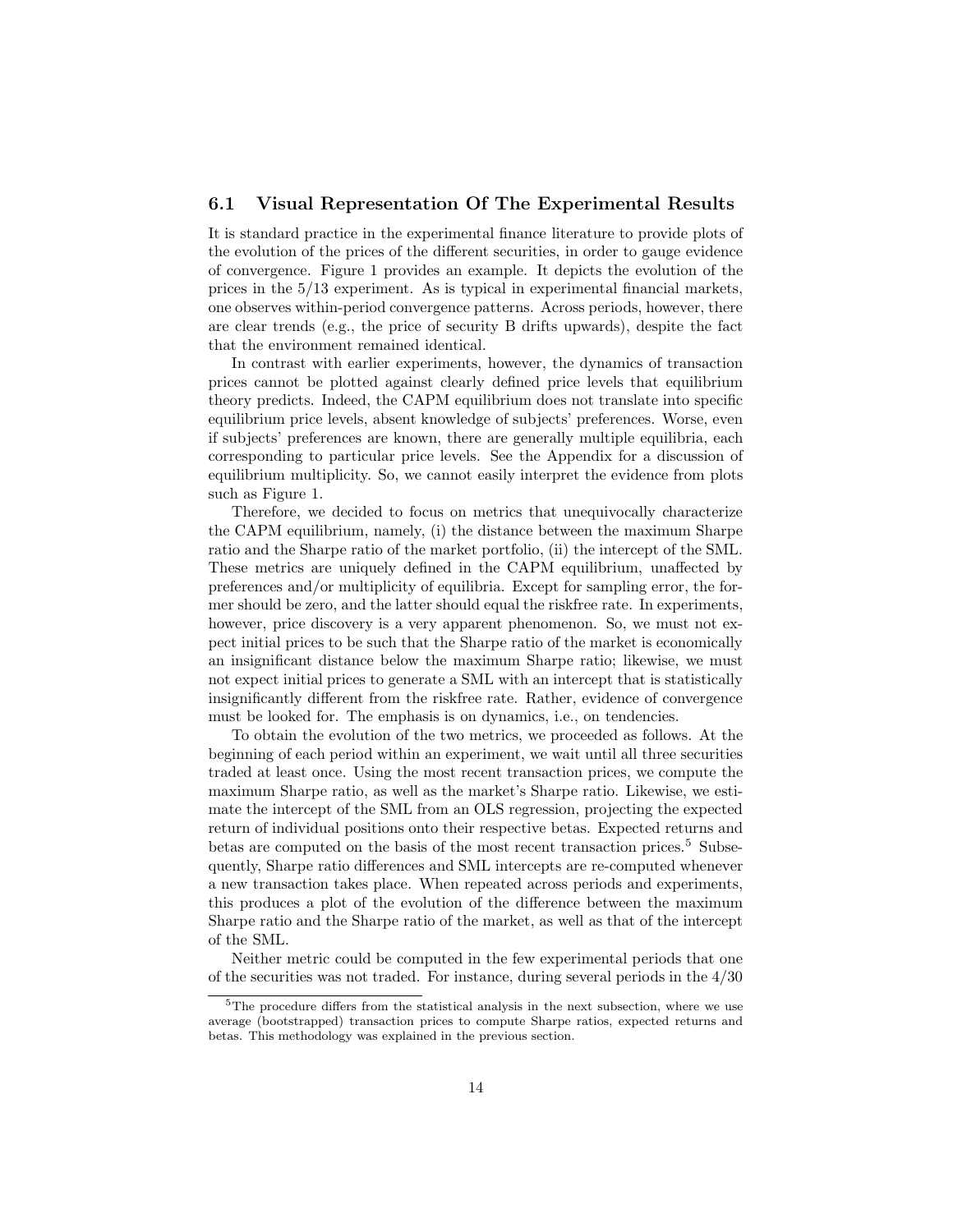### 6.1 Visual Representation Of The Experimental Results

It is standard practice in the experimental finance literature to provide plots of the evolution of the prices of the different securities, in order to gauge evidence of convergence. Figure 1 provides an example. It depicts the evolution of the prices in the 5/13 experiment. As is typical in experimental financial markets, one observes within-period convergence patterns. Across periods, however, there are clear trends (e.g., the price of security B drifts upwards), despite the fact that the environment remained identical.

In contrast with earlier experiments, however, the dynamics of transaction prices cannot be plotted against clearly defined price levels that equilibrium theory predicts. Indeed, the CAPM equilibrium does not translate into specific equilibrium price levels, absent knowledge of subjects' preferences. Worse, even if subjects' preferences are known, there are generally multiple equilibria, each corresponding to particular price levels. See the Appendix for a discussion of equilibrium multiplicity. So, we cannot easily interpret the evidence from plots such as Figure 1.

Therefore, we decided to focus on metrics that unequivocally characterize the CAPM equilibrium, namely, (i) the distance between the maximum Sharpe ratio and the Sharpe ratio of the market portfolio, (ii) the intercept of the SML. These metrics are uniquely defined in the CAPM equilibrium, unaffected by preferences and/or multiplicity of equilibria. Except for sampling error, the former should be zero, and the latter should equal the riskfree rate. In experiments, however, price discovery is a very apparent phenomenon. So, we must not expect initial prices to be such that the Sharpe ratio of the market is economically an insignificant distance below the maximum Sharpe ratio; likewise, we must not expect initial prices to generate a SML with an intercept that is statistically insignificantly different from the riskfree rate. Rather, evidence of convergence must be looked for. The emphasis is on dynamics, i.e., on tendencies.

To obtain the evolution of the two metrics, we proceeded as follows. At the beginning of each period within an experiment, we wait until all three securities traded at least once. Using the most recent transaction prices, we compute the maximum Sharpe ratio, as well as the market's Sharpe ratio. Likewise, we estimate the intercept of the SML from an OLS regression, projecting the expected return of individual positions onto their respective betas. Expected returns and betas are computed on the basis of the most recent transaction prices.[5] Subsequently, Sharpe ratio differences and SML intercepts are re-computed whenever a new transaction takes place. When repeated across periods and experiments, this produces a plot of the evolution of the difference between the maximum Sharpe ratio and the Sharpe ratio of the market, as well as that of the intercept of the SML.

Neither metric could be computed in the few experimental periods that one of the securities was not traded. For instance, during several periods in the 4/30

[5] The procedure differs from the statistical analysis in the next subsection, where we use average (bootstrapped) transaction prices to compute Sharpe ratios, expected returns and betas. This methodology was explained in the previous section.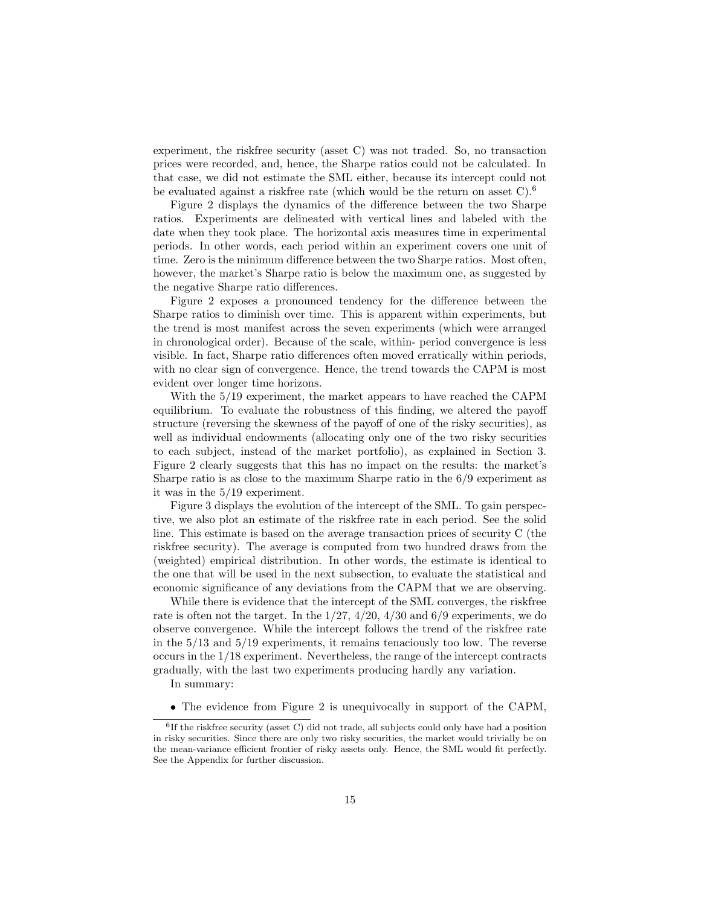experiment, the riskfree security (asset C) was not traded. So, no transaction prices were recorded, and, hence, the Sharpe ratios could not be calculated. In that case, we did not estimate the SML either, because its intercept could not be evaluated against a riskfree rate (which would be the return on asset C).[6]

Figure 2 displays the dynamics of the difference between the two Sharpe ratios. Experiments are delineated with vertical lines and labeled with the date when they took place. The horizontal axis measures time in experimental periods. In other words, each period within an experiment covers one unit of time. Zero is the minimum difference between the two Sharpe ratios. Most often, however, the market's Sharpe ratio is below the maximum one, as suggested by the negative Sharpe ratio differences.

Figure 2 exposes a pronounced tendency for the difference between the Sharpe ratios to diminish over time. This is apparent within experiments, but the trend is most manifest across the seven experiments (which were arranged in chronological order). Because of the scale, within- period convergence is less visible. In fact, Sharpe ratio differences often moved erratically within periods, with no clear sign of convergence. Hence, the trend towards the CAPM is most evident over longer time horizons.

With the 5/19 experiment, the market appears to have reached the CAPM equilibrium. To evaluate the robustness of this finding, we altered the payoff structure (reversing the skewness of the payoff of one of the risky securities), as well as individual endowments (allocating only one of the two risky securities to each subject, instead of the market portfolio), as explained in Section 3. Figure 2 clearly suggests that this has no impact on the results: the market's Sharpe ratio is as close to the maximum Sharpe ratio in the 6/9 experiment as it was in the 5/19 experiment.

Figure 3 displays the evolution of the intercept of the SML. To gain perspective, we also plot an estimate of the riskfree rate in each period. See the solid line. This estimate is based on the average transaction prices of security C (the riskfree security). The average is computed from two hundred draws from the (weighted) empirical distribution. In other words, the estimate is identical to the one that will be used in the next subsection, to evaluate the statistical and economic significance of any deviations from the CAPM that we are observing.

While there is evidence that the intercept of the SML converges, the riskfree rate is often not the target. In the 1/27, 4/20, 4/30 and 6/9 experiments, we do observe convergence. While the intercept follows the trend of the riskfree rate in the 5/13 and 5/19 experiments, it remains tenaciously too low. The reverse occurs in the 1/18 experiment. Nevertheless, the range of the intercept contracts gradually, with the last two experiments producing hardly any variation.

In summary:

- The evidence from Figure 2 is unequivocally in support of the CAPM,

[6]If the riskfree security (asset C) did not trade, all subjects could only have had a position in risky securities. Since there are only two risky securities, the market would trivially be on the mean-variance efficient frontier of risky assets only. Hence, the SML would fit perfectly. See the Appendix for further discussion.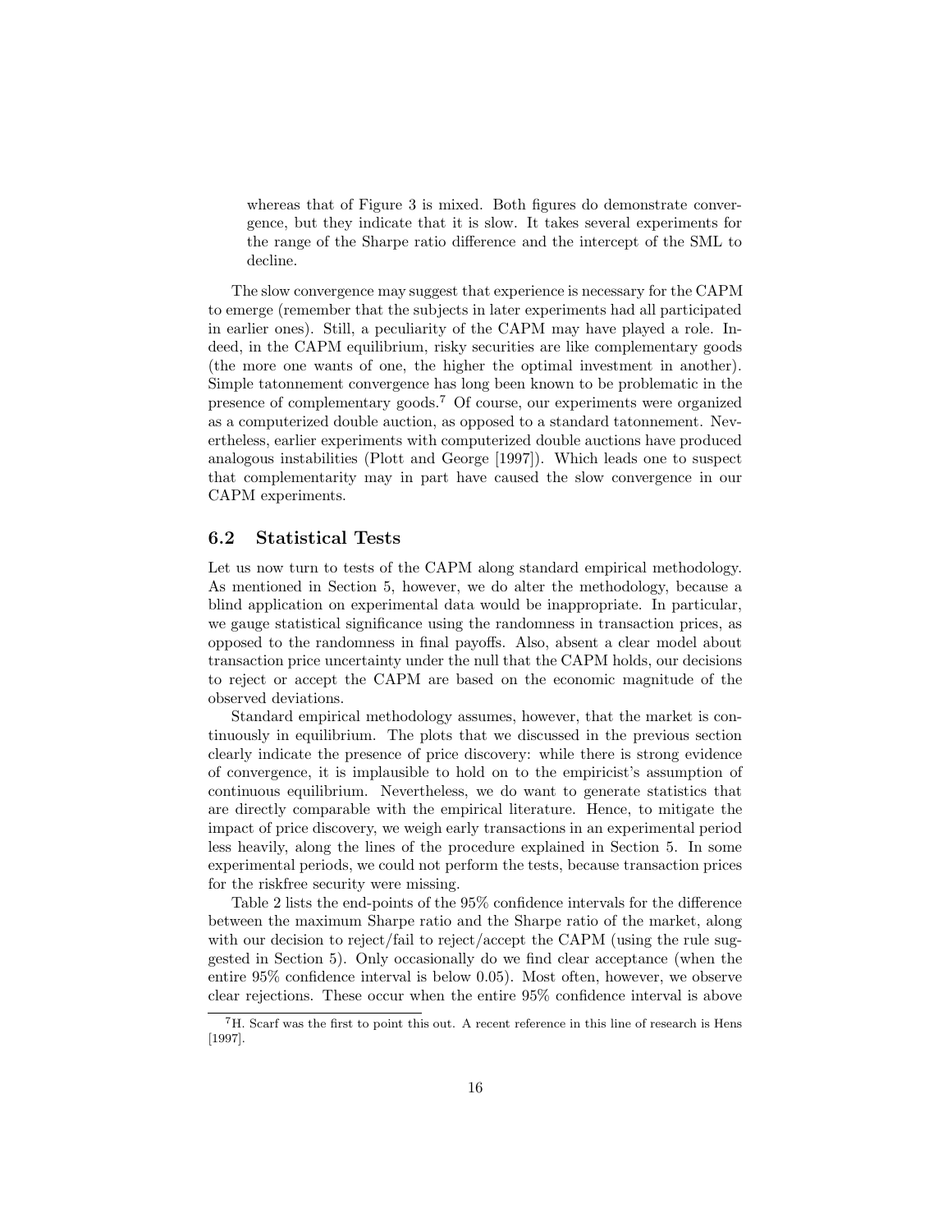whereas that of Figure 3 is mixed. Both figures do demonstrate convergence, but they indicate that it is slow. It takes several experiments for the range of the Sharpe ratio difference and the intercept of the SML to decline.

The slow convergence may suggest that experience is necessary for the CAPM to emerge (remember that the subjects in later experiments had all participated in earlier ones). Still, a peculiarity of the CAPM may have played a role. Indeed, in the CAPM equilibrium, risky securities are like complementary goods (the more one wants of one, the higher the optimal investment in another). Simple tatonnement convergence has long been known to be problematic in the presence of complementary goods.[7] Of course, our experiments were organized as a computerized double auction, as opposed to a standard tatonnement. Nevertheless, earlier experiments with computerized double auctions have produced analogous instabilities (Plott and George [1997]). Which leads one to suspect that complementarity may in part have caused the slow convergence in our CAPM experiments.

### 6.2 Statistical Tests

Let us now turn to tests of the CAPM along standard empirical methodology. As mentioned in Section 5, however, we do alter the methodology, because a blind application on experimental data would be inappropriate. In particular, we gauge statistical significance using the randomness in transaction prices, as opposed to the randomness in final payoffs. Also, absent a clear model about transaction price uncertainty under the null that the CAPM holds, our decisions to reject or accept the CAPM are based on the economic magnitude of the observed deviations.

Standard empirical methodology assumes, however, that the market is continuously in equilibrium. The plots that we discussed in the previous section clearly indicate the presence of price discovery: while there is strong evidence of convergence, it is implausible to hold on to the empiricist's assumption of continuous equilibrium. Nevertheless, we do want to generate statistics that are directly comparable with the empirical literature. Hence, to mitigate the impact of price discovery, we weigh early transactions in an experimental period less heavily, along the lines of the procedure explained in Section 5. In some experimental periods, we could not perform the tests, because transaction prices for the riskfree security were missing.

Table 2 lists the end-points of the 95% confidence intervals for the difference between the maximum Sharpe ratio and the Sharpe ratio of the market, along with our decision to reject/fail to reject/accept the CAPM (using the rule suggested in Section 5). Only occasionally do we find clear acceptance (when the entire 95% confidence interval is below 0.05). Most often, however, we observe clear rejections. These occur when the entire 95% confidence interval is above

[7] H. Scarf was the first to point this out. A recent reference in this line of research is Hens [1997].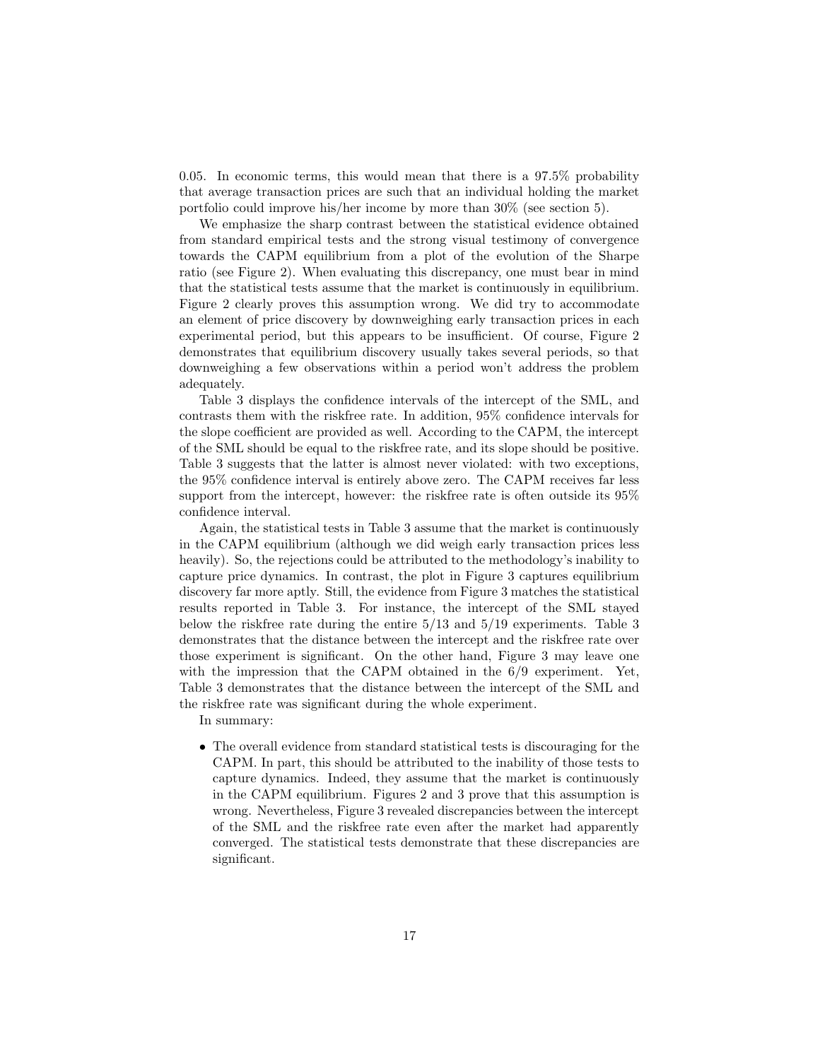0.05. In economic terms, this would mean that there is a 97.5% probability that average transaction prices are such that an individual holding the market portfolio could improve his/her income by more than 30% (see section 5).

We emphasize the sharp contrast between the statistical evidence obtained from standard empirical tests and the strong visual testimony of convergence towards the CAPM equilibrium from a plot of the evolution of the Sharpe ratio (see Figure 2). When evaluating this discrepancy, one must bear in mind that the statistical tests assume that the market is continuously in equilibrium. Figure 2 clearly proves this assumption wrong. We did try to accommodate an element of price discovery by downweighing early transaction prices in each experimental period, but this appears to be insufficient. Of course, Figure 2 demonstrates that equilibrium discovery usually takes several periods, so that downweighing a few observations within a period won't address the problem adequately.

Table 3 displays the confidence intervals of the intercept of the SML, and contrasts them with the riskfree rate. In addition, 95% confidence intervals for the slope coefficient are provided as well. According to the CAPM, the intercept of the SML should be equal to the riskfree rate, and its slope should be positive. Table 3 suggests that the latter is almost never violated: with two exceptions, the 95% confidence interval is entirely above zero. The CAPM receives far less support from the intercept, however: the riskfree rate is often outside its 95% confidence interval.

Again, the statistical tests in Table 3 assume that the market is continuously in the CAPM equilibrium (although we did weigh early transaction prices less heavily). So, the rejections could be attributed to the methodology's inability to capture price dynamics. In contrast, the plot in Figure 3 captures equilibrium discovery far more aptly. Still, the evidence from Figure 3 matches the statistical results reported in Table 3. For instance, the intercept of the SML stayed below the riskfree rate during the entire 5/13 and 5/19 experiments. Table 3 demonstrates that the distance between the intercept and the riskfree rate over those experiment is significant. On the other hand, Figure 3 may leave one with the impression that the CAPM obtained in the 6/9 experiment. Yet, Table 3 demonstrates that the distance between the intercept of the SML and the riskfree rate was significant during the whole experiment.

In summary:

- The overall evidence from standard statistical tests is discouraging for the CAPM. In part, this should be attributed to the inability of those tests to capture dynamics. Indeed, they assume that the market is continuously in the CAPM equilibrium. Figures 2 and 3 prove that this assumption is wrong. Nevertheless, Figure 3 revealed discrepancies between the intercept of the SML and the riskfree rate even after the market had apparently converged. The statistical tests demonstrate that these discrepancies are significant.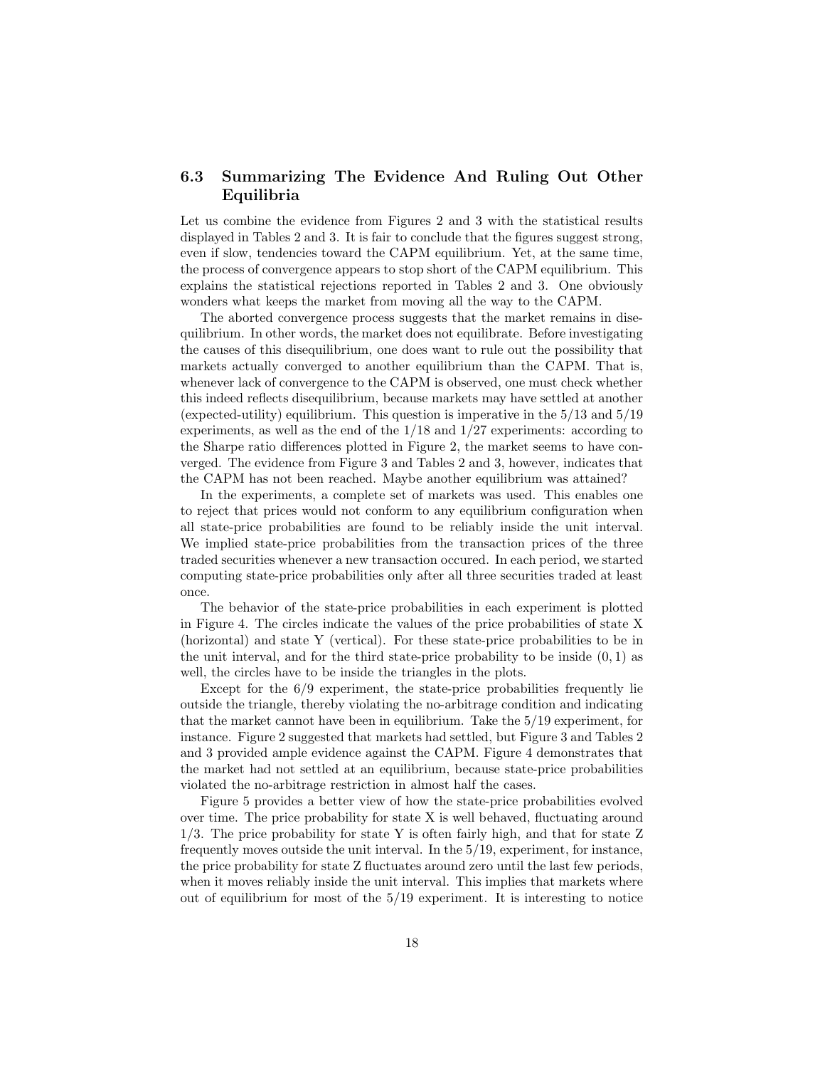### 6.3 Summarizing The Evidence And Ruling Out Other Equilibria

Let us combine the evidence from Figures 2 and 3 with the statistical results displayed in Tables 2 and 3. It is fair to conclude that the figures suggest strong, even if slow, tendencies toward the CAPM equilibrium. Yet, at the same time, the process of convergence appears to stop short of the CAPM equilibrium. This explains the statistical rejections reported in Tables 2 and 3. One obviously wonders what keeps the market from moving all the way to the CAPM.

The aborted convergence process suggests that the market remains in disequilibrium. In other words, the market does not equilibrate. Before investigating the causes of this disequilibrium, one does want to rule out the possibility that markets actually converged to another equilibrium than the CAPM. That is, whenever lack of convergence to the CAPM is observed, one must check whether this indeed reflects disequilibrium, because markets may have settled at another (expected-utility) equilibrium. This question is imperative in the 5/13 and 5/19 experiments, as well as the end of the 1/18 and 1/27 experiments: according to the Sharpe ratio differences plotted in Figure 2, the market seems to have converged. The evidence from Figure 3 and Tables 2 and 3, however, indicates that the CAPM has not been reached. Maybe another equilibrium was attained?

In the experiments, a complete set of markets was used. This enables one to reject that prices would not conform to any equilibrium configuration when all state-price probabilities are found to be reliably inside the unit interval. We implied state-price probabilities from the transaction prices of the three traded securities whenever a new transaction occured. In each period, we started computing state-price probabilities only after all three securities traded at least once.

The behavior of the state-price probabilities in each experiment is plotted in Figure 4. The circles indicate the values of the price probabilities of state X (horizontal) and state Y (vertical). For these state-price probabilities to be in the unit interval, and for the third state-price probability to be inside $(0, 1)$ as well, the circles have to be inside the triangles in the plots.

Except for the 6/9 experiment, the state-price probabilities frequently lie outside the triangle, thereby violating the no-arbitrage condition and indicating that the market cannot have been in equilibrium. Take the 5/19 experiment, for instance. Figure 2 suggested that markets had settled, but Figure 3 and Tables 2 and 3 provided ample evidence against the CAPM. Figure 4 demonstrates that the market had not settled at an equilibrium, because state-price probabilities violated the no-arbitrage restriction in almost half the cases.

Figure 5 provides a better view of how the state-price probabilities evolved over time. The price probability for state X is well behaved, fluctuating around 1/3. The price probability for state Y is often fairly high, and that for state Z frequently moves outside the unit interval. In the 5/19, experiment, for instance, the price probability for state Z fluctuates around zero until the last few periods, when it moves reliably inside the unit interval. This implies that markets where out of equilibrium for most of the 5/19 experiment. It is interesting to notice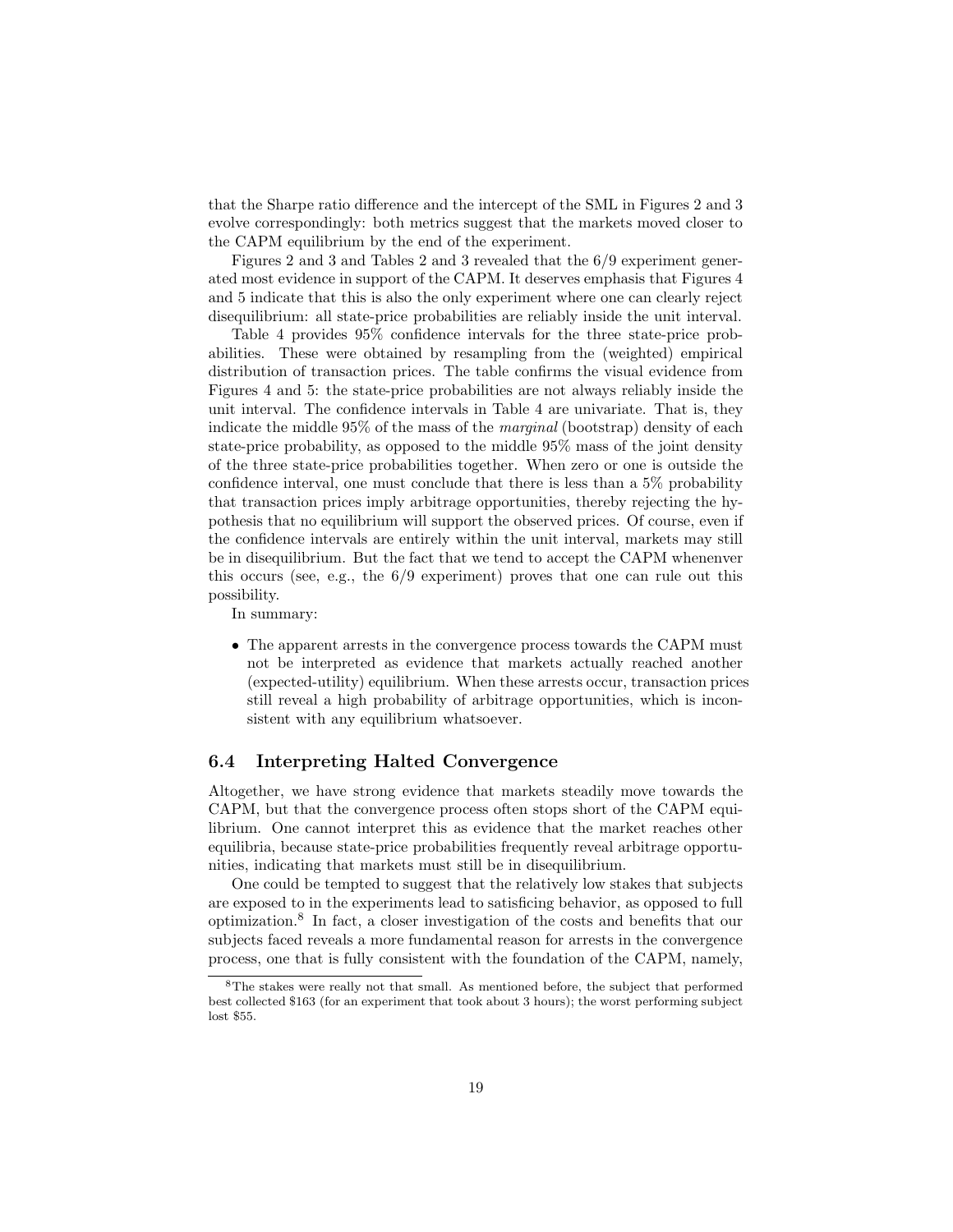that the Sharpe ratio difference and the intercept of the SML in Figures 2 and 3 evolve correspondingly: both metrics suggest that the markets moved closer to the CAPM equilibrium by the end of the experiment.

Figures 2 and 3 and Tables 2 and 3 revealed that the 6/9 experiment generated most evidence in support of the CAPM. It deserves emphasis that Figures 4 and 5 indicate that this is also the only experiment where one can clearly reject disequilibrium: all state-price probabilities are reliably inside the unit interval.

Table 4 provides 95% confidence intervals for the three state-price probabilities. These were obtained by resampling from the (weighted) empirical distribution of transaction prices. The table confirms the visual evidence from Figures 4 and 5: the state-price probabilities are not always reliably inside the unit interval. The confidence intervals in Table 4 are univariate. That is, they indicate the middle 95% of the mass of the *marginal* (bootstrap) density of each state-price probability, as opposed to the middle 95% mass of the joint density of the three state-price probabilities together. When zero or one is outside the confidence interval, one must conclude that there is less than a 5% probability that transaction prices imply arbitrage opportunities, thereby rejecting the hypothesis that no equilibrium will support the observed prices. Of course, even if the confidence intervals are entirely within the unit interval, markets may still be in disequilibrium. But the fact that we tend to accept the CAPM whenenver this occurs (see, e.g., the 6/9 experiment) proves that one can rule out this possibility.

In summary:

- The apparent arrests in the convergence process towards the CAPM must not be interpreted as evidence that markets actually reached another (expected-utility) equilibrium. When these arrests occur, transaction prices still reveal a high probability of arbitrage opportunities, which is inconsistent with any equilibrium whatsoever.

### 6.4 Interpreting Halted Convergence

Altogether, we have strong evidence that markets steadily move towards the CAPM, but that the convergence process often stops short of the CAPM equilibrium. One cannot interpret this as evidence that the market reaches other equilibria, because state-price probabilities frequently reveal arbitrage opportunities, indicating that markets must still be in disequilibrium.

One could be tempted to suggest that the relatively low stakes that subjects are exposed to in the experiments lead to satisficing behavior, as opposed to full optimization.[8] In fact, a closer investigation of the costs and benefits that our subjects faced reveals a more fundamental reason for arrests in the convergence process, one that is fully consistent with the foundation of the CAPM, namely,

[8] The stakes were really not that small. As mentioned before, the subject that performed best collected \$163 (for an experiment that took about 3 hours); the worst performing subject lost \$55.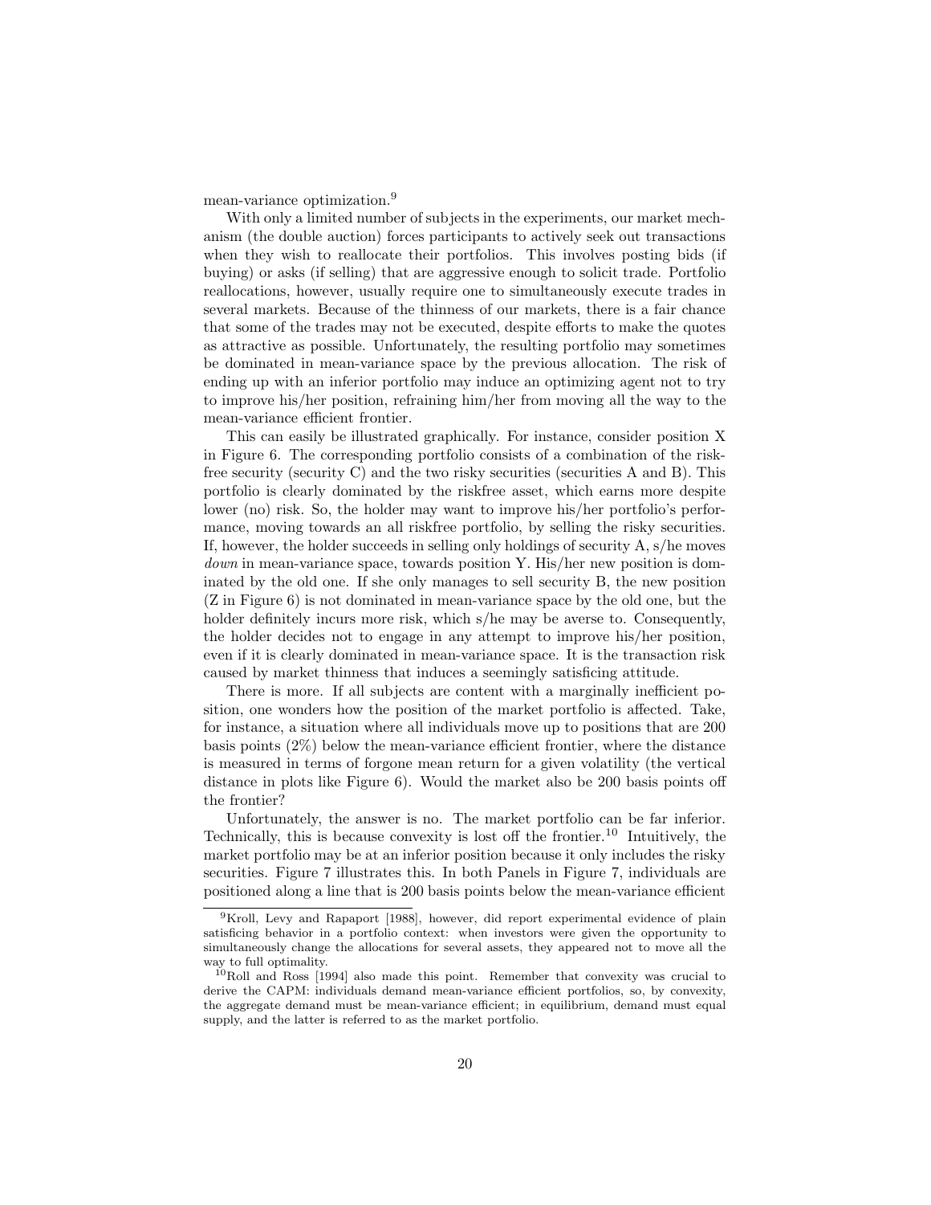mean-variance optimization.[9]

With only a limited number of subjects in the experiments, our market mechanism (the double auction) forces participants to actively seek out transactions when they wish to reallocate their portfolios. This involves posting bids (if buying) or asks (if selling) that are aggressive enough to solicit trade. Portfolio reallocations, however, usually require one to simultaneously execute trades in several markets. Because of the thinness of our markets, there is a fair chance that some of the trades may not be executed, despite efforts to make the quotes as attractive as possible. Unfortunately, the resulting portfolio may sometimes be dominated in mean-variance space by the previous allocation. The risk of ending up with an inferior portfolio may induce an optimizing agent not to try to improve his/her position, refraining him/her from moving all the way to the mean-variance efficient frontier.

This can easily be illustrated graphically. For instance, consider position X in Figure 6. The corresponding portfolio consists of a combination of the riskfree security (security C) and the two risky securities (securities A and B). This portfolio is clearly dominated by the riskfree asset, which earns more despite lower (no) risk. So, the holder may want to improve his/her portfolio's performance, moving towards an all riskfree portfolio, by selling the risky securities. If, however, the holder succeeds in selling only holdings of security A, s/he moves *down* in mean-variance space, towards position Y. His/her new position is dominated by the old one. If she only manages to sell security B, the new position (Z in Figure 6) is not dominated in mean-variance space by the old one, but the holder definitely incurs more risk, which s/he may be averse to. Consequently, the holder decides not to engage in any attempt to improve his/her position, even if it is clearly dominated in mean-variance space. It is the transaction risk caused by market thinness that induces a seemingly satisficing attitude.

There is more. If all subjects are content with a marginally inefficient position, one wonders how the position of the market portfolio is affected. Take, for instance, a situation where all individuals move up to positions that are 200 basis points (2%) below the mean-variance efficient frontier, where the distance is measured in terms of forgone mean return for a given volatility (the vertical distance in plots like Figure 6). Would the market also be 200 basis points off the frontier?

Unfortunately, the answer is no. The market portfolio can be far inferior. Technically, this is because convexity is lost off the frontier.[10] Intuitively, the market portfolio may be at an inferior position because it only includes the risky securities. Figure 7 illustrates this. In both Panels in Figure 7, individuals are positioned along a line that is 200 basis points below the mean-variance efficient

[9] Kroll, Levy and Rapaport [1988], however, did report experimental evidence of plain satisficing behavior in a portfolio context: when investors were given the opportunity to simultaneously change the allocations for several assets, they appeared not to move all the way to full optimality.

[10] Roll and Ross [1994] also made this point. Remember that convexity was crucial to derive the CAPM: individuals demand mean-variance efficient portfolios, so, by convexity, the aggregate demand must be mean-variance efficient; in equilibrium, demand must equal supply, and the latter is referred to as the market portfolio.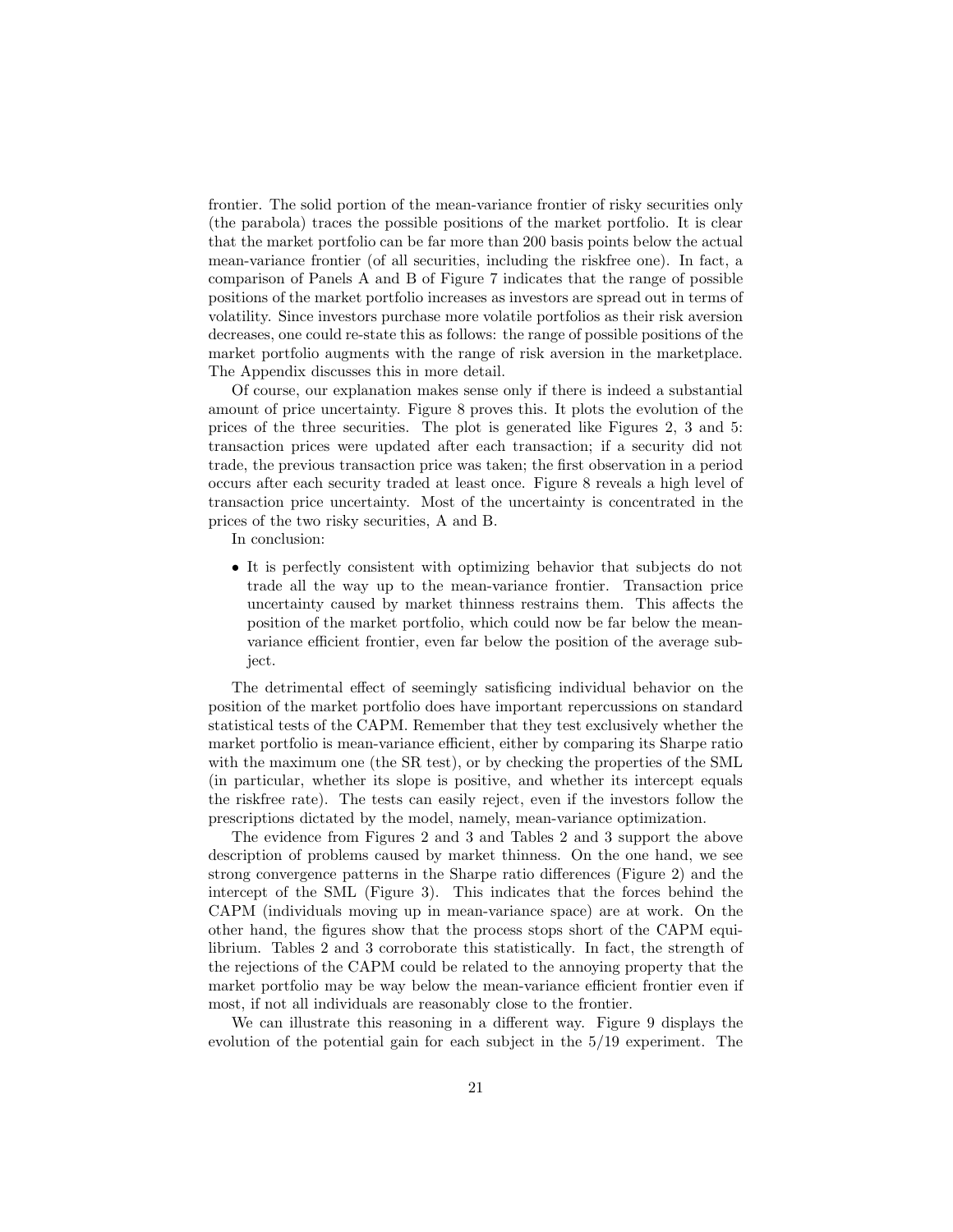frontier. The solid portion of the mean-variance frontier of risky securities only (the parabola) traces the possible positions of the market portfolio. It is clear that the market portfolio can be far more than 200 basis points below the actual mean-variance frontier (of all securities, including the riskfree one). In fact, a comparison of Panels A and B of Figure 7 indicates that the range of possible positions of the market portfolio increases as investors are spread out in terms of volatility. Since investors purchase more volatile portfolios as their risk aversion decreases, one could re-state this as follows: the range of possible positions of the market portfolio augments with the range of risk aversion in the marketplace. The Appendix discusses this in more detail.

Of course, our explanation makes sense only if there is indeed a substantial amount of price uncertainty. Figure 8 proves this. It plots the evolution of the prices of the three securities. The plot is generated like Figures 2, 3 and 5: transaction prices were updated after each transaction; if a security did not trade, the previous transaction price was taken; the first observation in a period occurs after each security traded at least once. Figure 8 reveals a high level of transaction price uncertainty. Most of the uncertainty is concentrated in the prices of the two risky securities, A and B.

In conclusion:

- It is perfectly consistent with optimizing behavior that subjects do not trade all the way up to the mean-variance frontier. Transaction price uncertainty caused by market thinness restrains them. This affects the position of the market portfolio, which could now be far below the mean-variance efficient frontier, even far below the position of the average subject.

The detrimental effect of seemingly satisficing individual behavior on the position of the market portfolio does have important repercussions on standard statistical tests of the CAPM. Remember that they test exclusively whether the market portfolio is mean-variance efficient, either by comparing its Sharpe ratio with the maximum one (the SR test), or by checking the properties of the SML (in particular, whether its slope is positive, and whether its intercept equals the riskfree rate). The tests can easily reject, even if the investors follow the prescriptions dictated by the model, namely, mean-variance optimization.

The evidence from Figures 2 and 3 and Tables 2 and 3 support the above description of problems caused by market thinness. On the one hand, we see strong convergence patterns in the Sharpe ratio differences (Figure 2) and the intercept of the SML (Figure 3). This indicates that the forces behind the CAPM (individuals moving up in mean-variance space) are at work. On the other hand, the figures show that the process stops short of the CAPM equilibrium. Tables 2 and 3 corroborate this statistically. In fact, the strength of the rejections of the CAPM could be related to the annoying property that the market portfolio may be way below the mean-variance efficient frontier even if most, if not all individuals are reasonably close to the frontier.

We can illustrate this reasoning in a different way. Figure 9 displays the evolution of the potential gain for each subject in the 5/19 experiment. The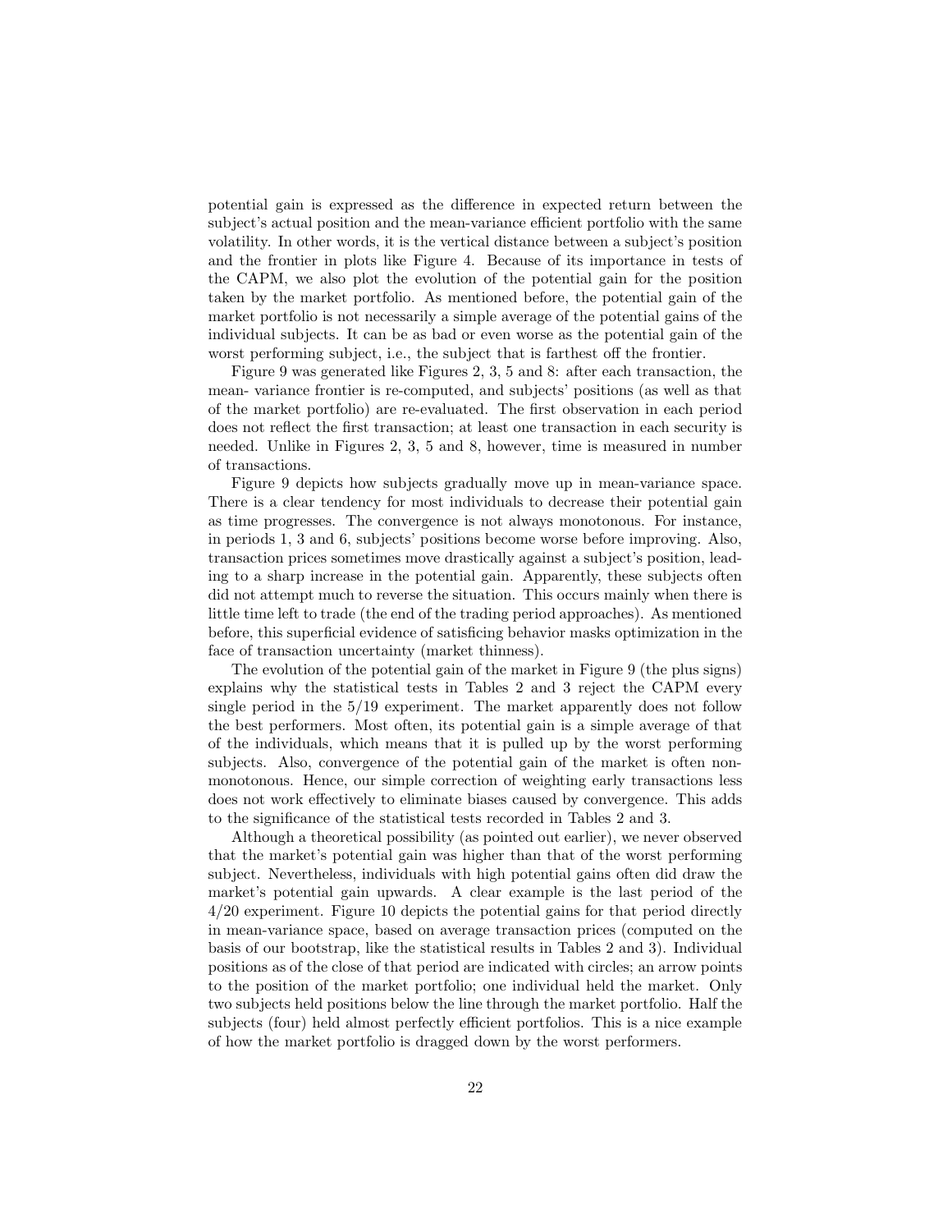potential gain is expressed as the difference in expected return between the subject's actual position and the mean-variance efficient portfolio with the same volatility. In other words, it is the vertical distance between a subject's position and the frontier in plots like Figure 4. Because of its importance in tests of the CAPM, we also plot the evolution of the potential gain for the position taken by the market portfolio. As mentioned before, the potential gain of the market portfolio is not necessarily a simple average of the potential gains of the individual subjects. It can be as bad or even worse as the potential gain of the worst performing subject, i.e., the subject that is farthest off the frontier.

Figure 9 was generated like Figures 2, 3, 5 and 8: after each transaction, the mean- variance frontier is re-computed, and subjects' positions (as well as that of the market portfolio) are re-evaluated. The first observation in each period does not reflect the first transaction; at least one transaction in each security is needed. Unlike in Figures 2, 3, 5 and 8, however, time is measured in number of transactions.

Figure 9 depicts how subjects gradually move up in mean-variance space. There is a clear tendency for most individuals to decrease their potential gain as time progresses. The convergence is not always monotonous. For instance, in periods 1, 3 and 6, subjects' positions become worse before improving. Also, transaction prices sometimes move drastically against a subject's position, leading to a sharp increase in the potential gain. Apparently, these subjects often did not attempt much to reverse the situation. This occurs mainly when there is little time left to trade (the end of the trading period approaches). As mentioned before, this superficial evidence of satisficing behavior masks optimization in the face of transaction uncertainty (market thinness).

The evolution of the potential gain of the market in Figure 9 (the plus signs) explains why the statistical tests in Tables 2 and 3 reject the CAPM every single period in the 5/19 experiment. The market apparently does not follow the best performers. Most often, its potential gain is a simple average of that of the individuals, which means that it is pulled up by the worst performing subjects. Also, convergence of the potential gain of the market is often non-monotonous. Hence, our simple correction of weighting early transactions less does not work effectively to eliminate biases caused by convergence. This adds to the significance of the statistical tests recorded in Tables 2 and 3.

Although a theoretical possibility (as pointed out earlier), we never observed that the market's potential gain was higher than that of the worst performing subject. Nevertheless, individuals with high potential gains often did draw the market's potential gain upwards. A clear example is the last period of the 4/20 experiment. Figure 10 depicts the potential gains for that period directly in mean-variance space, based on average transaction prices (computed on the basis of our bootstrap, like the statistical results in Tables 2 and 3). Individual positions as of the close of that period are indicated with circles; an arrow points to the position of the market portfolio; one individual held the market. Only two subjects held positions below the line through the market portfolio. Half the subjects (four) held almost perfectly efficient portfolios. This is a nice example of how the market portfolio is dragged down by the worst performers.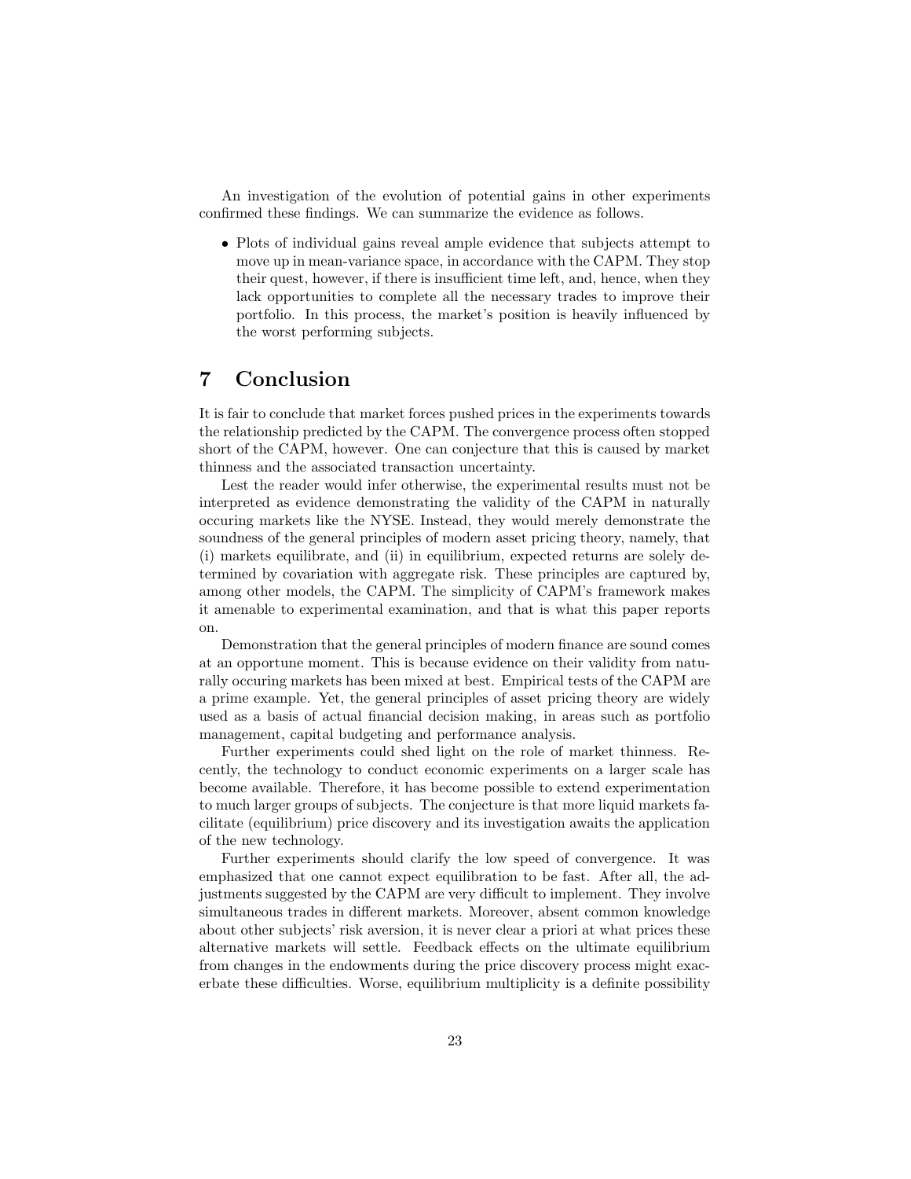An investigation of the evolution of potential gains in other experiments confirmed these findings. We can summarize the evidence as follows.

- Plots of individual gains reveal ample evidence that subjects attempt to move up in mean-variance space, in accordance with the CAPM. They stop their quest, however, if there is insufficient time left, and, hence, when they lack opportunities to complete all the necessary trades to improve their portfolio. In this process, the market's position is heavily influenced by the worst performing subjects.

# 7 Conclusion

It is fair to conclude that market forces pushed prices in the experiments towards the relationship predicted by the CAPM. The convergence process often stopped short of the CAPM, however. One can conjecture that this is caused by market thinness and the associated transaction uncertainty.

Lest the reader would infer otherwise, the experimental results must not be interpreted as evidence demonstrating the validity of the CAPM in naturally occuring markets like the NYSE. Instead, they would merely demonstrate the soundness of the general principles of modern asset pricing theory, namely, that (i) markets equilibrate, and (ii) in equilibrium, expected returns are solely determined by covariation with aggregate risk. These principles are captured by, among other models, the CAPM. The simplicity of CAPM's framework makes it amenable to experimental examination, and that is what this paper reports on.

Demonstration that the general principles of modern finance are sound comes at an opportune moment. This is because evidence on their validity from naturally occuring markets has been mixed at best. Empirical tests of the CAPM are a prime example. Yet, the general principles of asset pricing theory are widely used as a basis of actual financial decision making, in areas such as portfolio management, capital budgeting and performance analysis.

Further experiments could shed light on the role of market thinness. Recently, the technology to conduct economic experiments on a larger scale has become available. Therefore, it has become possible to extend experimentation to much larger groups of subjects. The conjecture is that more liquid markets facilitate (equilibrium) price discovery and its investigation awaits the application of the new technology.

Further experiments should clarify the low speed of convergence. It was emphasized that one cannot expect equilibration to be fast. After all, the adjustments suggested by the CAPM are very difficult to implement. They involve simultaneous trades in different markets. Moreover, absent common knowledge about other subjects' risk aversion, it is never clear a priori at what prices these alternative markets will settle. Feedback effects on the ultimate equilibrium from changes in the endowments during the price discovery process might exacerbate these difficulties. Worse, equilibrium multiplicity is a definite possibility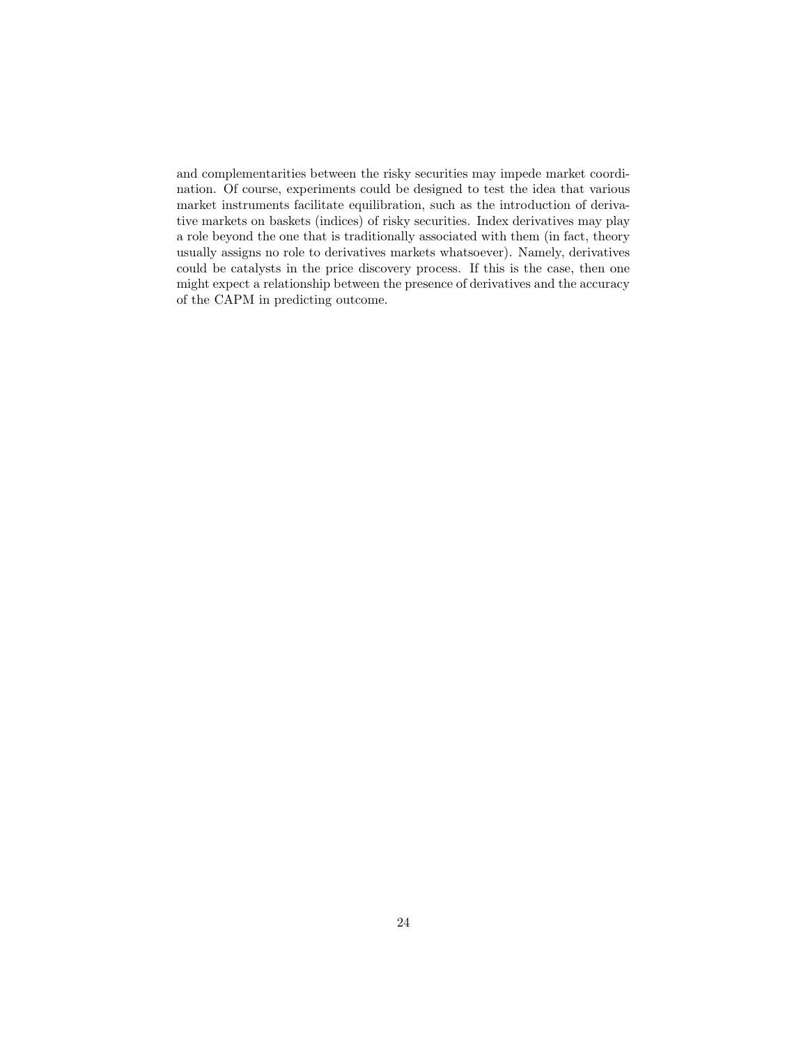and complementarities between the risky securities may impede market coordination. Of course, experiments could be designed to test the idea that various market instruments facilitate equilibration, such as the introduction of derivative markets on baskets (indices) of risky securities. Index derivatives may play a role beyond the one that is traditionally associated with them (in fact, theory usually assigns no role to derivatives markets whatsoever). Namely, derivatives could be catalysts in the price discovery process. If this is the case, then one might expect a relationship between the presence of derivatives and the accuracy of the CAPM in predicting outcome.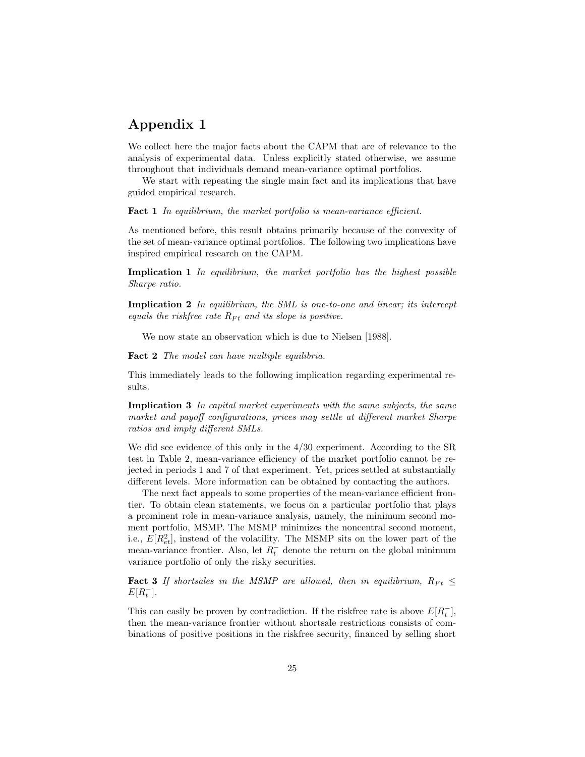# Appendix 1

We collect here the major facts about the CAPM that are of relevance to the analysis of experimental data. Unless explicitly stated otherwise, we assume throughout that individuals demand mean-variance optimal portfolios.

We start with repeating the single main fact and its implications that have guided empirical research.

**Fact 1** *In equilibrium, the market portfolio is mean-variance efficient.*

As mentioned before, this result obtains primarily because of the convexity of the set of mean-variance optimal portfolios. The following two implications have inspired empirical research on the CAPM.

**Implication 1** *In equilibrium, the market portfolio has the highest possible Sharpe ratio.*

**Implication 2** *In equilibrium, the SML is one-to-one and linear; its intercept equals the riskfree rate $R_{Ft}$ and its slope is positive.*

We now state an observation which is due to Nielsen [1988].

**Fact 2** *The model can have multiple equilibria.*

This immediately leads to the following implication regarding experimental results.

**Implication 3** *In capital market experiments with the same subjects, the same market and payoff configurations, prices may settle at different market Sharpe ratios and imply different SMLs.*

We did see evidence of this only in the 4/30 experiment. According to the SR test in Table 2, mean-variance efficiency of the market portfolio cannot be rejected in periods 1 and 7 of that experiment. Yet, prices settled at substantially different levels. More information can be obtained by contacting the authors.

The next fact appeals to some properties of the mean-variance efficient frontier. To obtain clean statements, we focus on a particular portfolio that plays a prominent role in mean-variance analysis, namely, the minimum second moment portfolio, MSMP. The MSMP minimizes the noncentral second moment, i.e., $E[R_{et}^2]$, instead of the volatility. The MSMP sits on the lower part of the mean-variance frontier. Also, let $R_t^-$ denote the return on the global minimum variance portfolio of only the risky securities.

**Fact 3** *If shortsales in the MSMP are allowed, then in equilibrium, $R_{Ft} \leq E[R_t^-]$.*

This can easily be proven by contradiction. If the riskfree rate is above $E[R_t^-]$, then the mean-variance frontier without shortsale restrictions consists of combinations of positive positions in the riskfree security, financed by selling short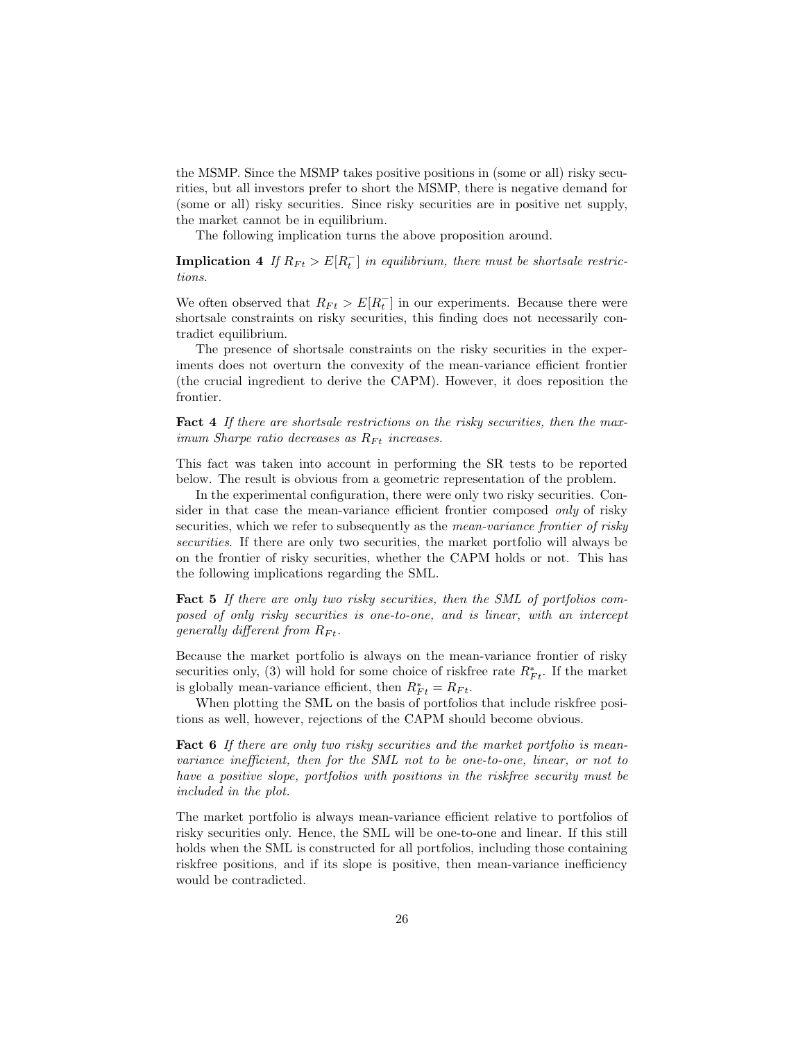the MSMP. Since the MSMP takes positive positions in (some or all) risky securities, but all investors prefer to short the MSMP, there is negative demand for (some or all) risky securities. Since risky securities are in positive net supply, the market cannot be in equilibrium.

The following implication turns the above proposition around.

**Implication 4** *If $R_{Ft} > E[R_t^-]$ in equilibrium, there must be shortsale restrictions.*

We often observed that $R_{Ft} > E[R_t^-]$ in our experiments. Because there were shortsale constraints on risky securities, this finding does not necessarily contradict equilibrium.

The presence of shortsale constraints on the risky securities in the experiments does not overturn the convexity of the mean-variance efficient frontier (the crucial ingredient to derive the CAPM). However, it does reposition the frontier.

**Fact 4** *If there are shortsale restrictions on the risky securities, then the maximum Sharpe ratio decreases as $R_{Ft}$ increases.*

This fact was taken into account in performing the SR tests to be reported below. The result is obvious from a geometric representation of the problem.

In the experimental configuration, there were only two risky securities. Consider in that case the mean-variance efficient frontier composed *only* of risky securities, which we refer to subsequently as the *mean-variance frontier of risky securities*. If there are only two securities, the market portfolio will always be on the frontier of risky securities, whether the CAPM holds or not. This has the following implications regarding the SML.

**Fact 5** *If there are only two risky securities, then the SML of portfolios composed of only risky securities is one-to-one, and is linear, with an intercept generally different from $R_{Ft}$.*

Because the market portfolio is always on the mean-variance frontier of risky securities only, (3) will hold for some choice of riskfree rate $R^*_{Ft}$. If the market is globally mean-variance efficient, then $R^*_{Ft} = R_{Ft}$.

When plotting the SML on the basis of portfolios that include riskfree positions as well, however, rejections of the CAPM should become obvious.

**Fact 6** *If there are only two risky securities and the market portfolio is mean-variance inefficient, then for the SML not to be one-to-one, linear, or not to have a positive slope, portfolios with positions in the riskfree security must be included in the plot.*

The market portfolio is always mean-variance efficient relative to portfolios of risky securities only. Hence, the SML will be one-to-one and linear. If this still holds when the SML is constructed for all portfolios, including those containing riskfree positions, and if its slope is positive, then mean-variance inefficiency would be contradicted.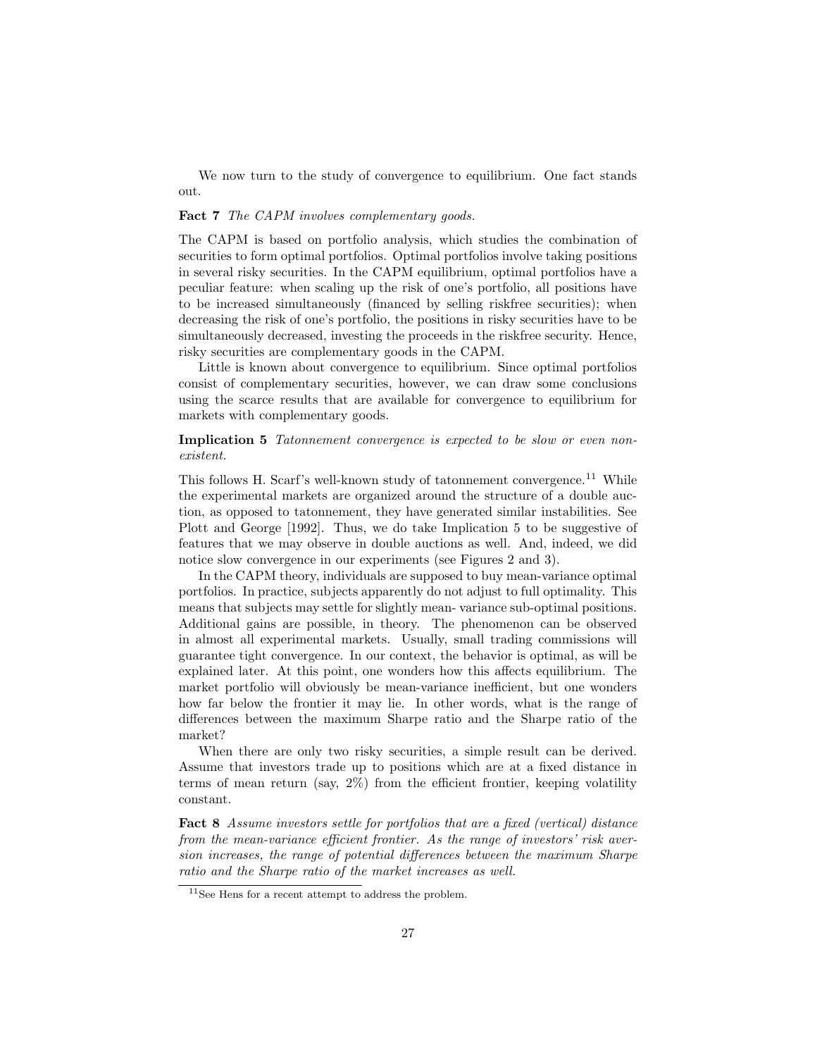We now turn to the study of convergence to equilibrium. One fact stands out.

**Fact 7** *The CAPM involves complementary goods.*

The CAPM is based on portfolio analysis, which studies the combination of securities to form optimal portfolios. Optimal portfolios involve taking positions in several risky securities. In the CAPM equilibrium, optimal portfolios have a peculiar feature: when scaling up the risk of one's portfolio, all positions have to be increased simultaneously (financed by selling riskfree securities); when decreasing the risk of one's portfolio, the positions in risky securities have to be simultaneously decreased, investing the proceeds in the riskfree security. Hence, risky securities are complementary goods in the CAPM.

Little is known about convergence to equilibrium. Since optimal portfolios consist of complementary securities, however, we can draw some conclusions using the scarce results that are available for convergence to equilibrium for markets with complementary goods.

**Implication 5** *Tatonnement convergence is expected to be slow or even non-existent.*

This follows H. Scarf's well-known study of tatonnement convergence.[11] While the experimental markets are organized around the structure of a double auction, as opposed to tatonnement, they have generated similar instabilities. See Plott and George [1992]. Thus, we do take Implication 5 to be suggestive of features that we may observe in double auctions as well. And, indeed, we did notice slow convergence in our experiments (see Figures 2 and 3).

In the CAPM theory, individuals are supposed to buy mean-variance optimal portfolios. In practice, subjects apparently do not adjust to full optimality. This means that subjects may settle for slightly mean- variance sub-optimal positions. Additional gains are possible, in theory. The phenomenon can be observed in almost all experimental markets. Usually, small trading commissions will guarantee tight convergence. In our context, the behavior is optimal, as will be explained later. At this point, one wonders how this affects equilibrium. The market portfolio will obviously be mean-variance inefficient, but one wonders how far below the frontier it may lie. In other words, what is the range of differences between the maximum Sharpe ratio and the Sharpe ratio of the market?

When there are only two risky securities, a simple result can be derived. Assume that investors trade up to positions which are at a fixed distance in terms of mean return (say, 2%) from the efficient frontier, keeping volatility constant.

**Fact 8** *Assume investors settle for portfolios that are a fixed (vertical) distance from the mean-variance efficient frontier. As the range of investors' risk aversion increases, the range of potential differences between the maximum Sharpe ratio and the Sharpe ratio of the market increases as well.*

[11] See Hens for a recent attempt to address the problem.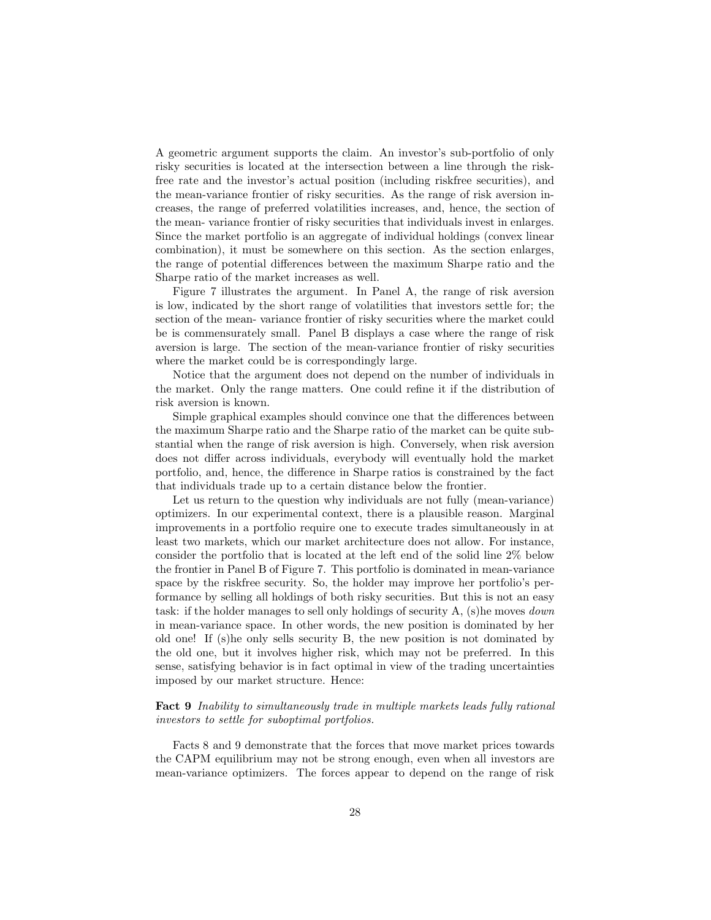A geometric argument supports the claim. An investor's sub-portfolio of only risky securities is located at the intersection between a line through the riskfree rate and the investor's actual position (including riskfree securities), and the mean-variance frontier of risky securities. As the range of risk aversion increases, the range of preferred volatilities increases, and, hence, the section of the mean- variance frontier of risky securities that individuals invest in enlarges. Since the market portfolio is an aggregate of individual holdings (convex linear combination), it must be somewhere on this section. As the section enlarges, the range of potential differences between the maximum Sharpe ratio and the Sharpe ratio of the market increases as well.

Figure 7 illustrates the argument. In Panel A, the range of risk aversion is low, indicated by the short range of volatilities that investors settle for; the section of the mean- variance frontier of risky securities where the market could be is commensurately small. Panel B displays a case where the range of risk aversion is large. The section of the mean-variance frontier of risky securities where the market could be is correspondingly large.

Notice that the argument does not depend on the number of individuals in the market. Only the range matters. One could refine it if the distribution of risk aversion is known.

Simple graphical examples should convince one that the differences between the maximum Sharpe ratio and the Sharpe ratio of the market can be quite substantial when the range of risk aversion is high. Conversely, when risk aversion does not differ across individuals, everybody will eventually hold the market portfolio, and, hence, the difference in Sharpe ratios is constrained by the fact that individuals trade up to a certain distance below the frontier.

Let us return to the question why individuals are not fully (mean-variance) optimizers. In our experimental context, there is a plausible reason. Marginal improvements in a portfolio require one to execute trades simultaneously in at least two markets, which our market architecture does not allow. For instance, consider the portfolio that is located at the left end of the solid line 2% below the frontier in Panel B of Figure 7. This portfolio is dominated in mean-variance space by the riskfree security. So, the holder may improve her portfolio's performance by selling all holdings of both risky securities. But this is not an easy task: if the holder manages to sell only holdings of security A, (s)he moves *down* in mean-variance space. In other words, the new position is dominated by her old one! If (s)he only sells security B, the new position is not dominated by the old one, but it involves higher risk, which may not be preferred. In this sense, satisfying behavior is in fact optimal in view of the trading uncertainties imposed by our market structure. Hence:

**Fact 9** *Inability to simultaneously trade in multiple markets leads fully rational investors to settle for suboptimal portfolios.*

Facts 8 and 9 demonstrate that the forces that move market prices towards the CAPM equilibrium may not be strong enough, even when all investors are mean-variance optimizers. The forces appear to depend on the range of risk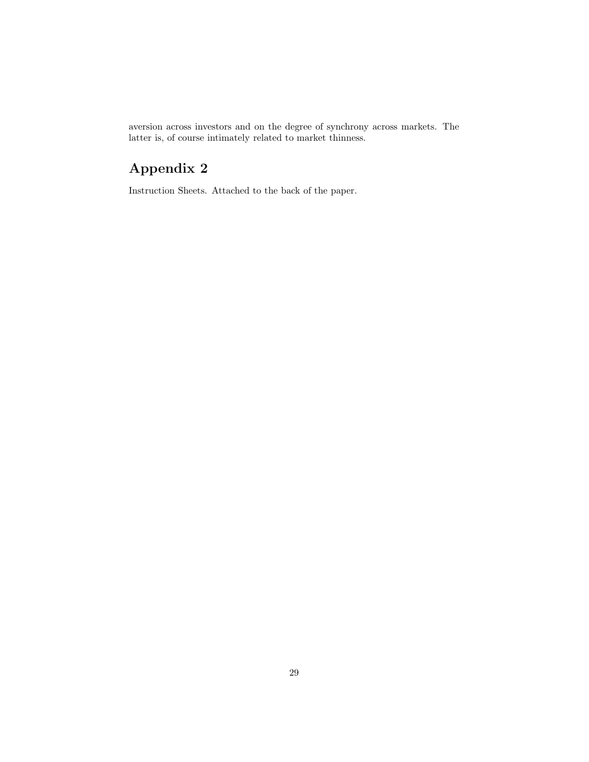aversion across investors and on the degree of synchrony across markets. The latter is, of course intimately related to market thinness.

## Appendix 2

Instruction Sheets. Attached to the back of the paper.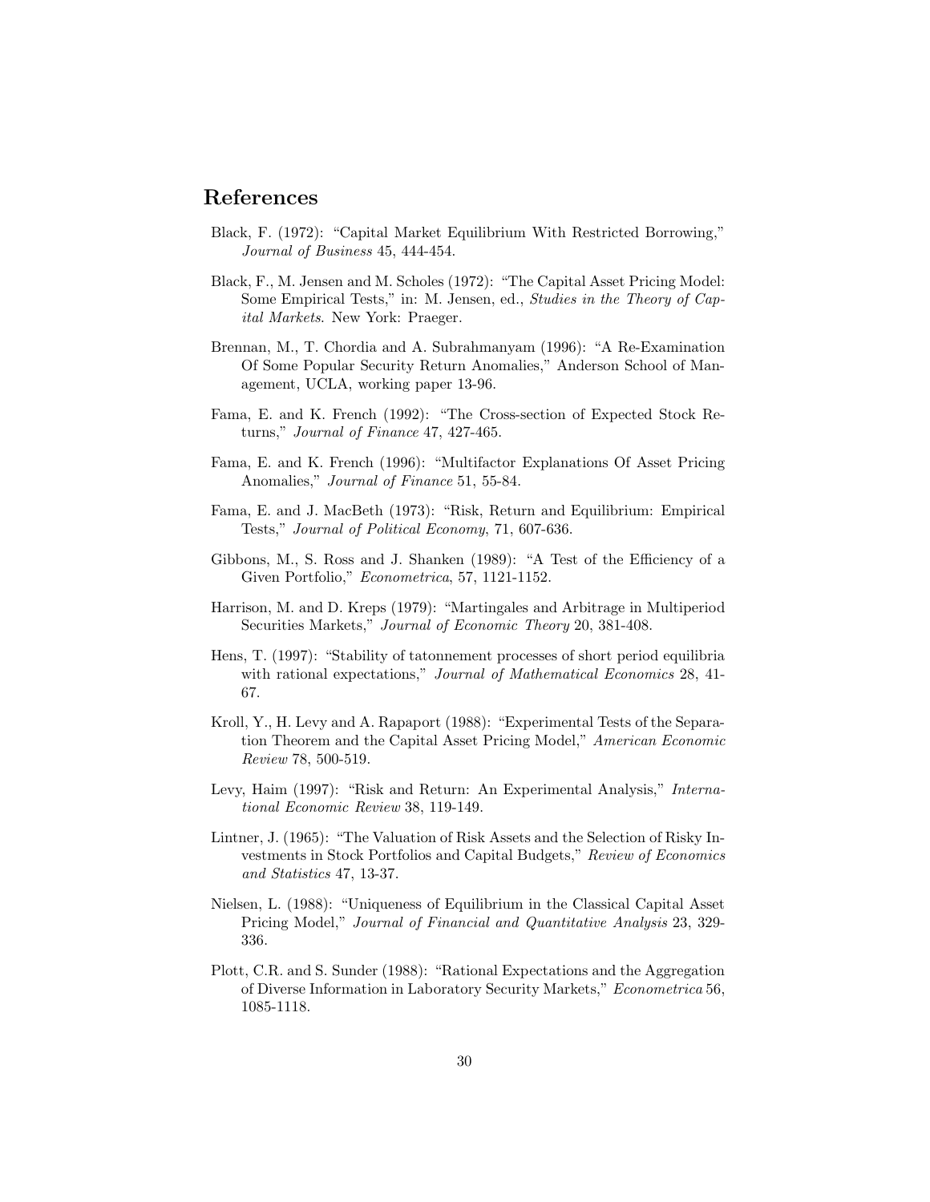## References

Black, F. (1972): "Capital Market Equilibrium With Restricted Borrowing," *Journal of Business* 45, 444-454.

Black, F., M. Jensen and M. Scholes (1972): "The Capital Asset Pricing Model: Some Empirical Tests," in: M. Jensen, ed., *Studies in the Theory of Capital Markets*. New York: Praeger.

Brennan, M., T. Chordia and A. Subrahmanyam (1996): "A Re-Examination Of Some Popular Security Return Anomalies," Anderson School of Management, UCLA, working paper 13-96.

Fama, E. and K. French (1992): "The Cross-section of Expected Stock Returns," *Journal of Finance* 47, 427-465.

Fama, E. and K. French (1996): "Multifactor Explanations Of Asset Pricing Anomalies," *Journal of Finance* 51, 55-84.

Fama, E. and J. MacBeth (1973): "Risk, Return and Equilibrium: Empirical Tests," *Journal of Political Economy*, 71, 607-636.

Gibbons, M., S. Ross and J. Shanken (1989): "A Test of the Efficiency of a Given Portfolio," *Econometrica*, 57, 1121-1152.

Harrison, M. and D. Kreps (1979): "Martingales and Arbitrage in Multiperiod Securities Markets," *Journal of Economic Theory* 20, 381-408.

Hens, T. (1997): "Stability of tatonnement processes of short period equilibria with rational expectations," *Journal of Mathematical Economics* 28, 41-67.

Kroll, Y., H. Levy and A. Rapaport (1988): "Experimental Tests of the Separation Theorem and the Capital Asset Pricing Model," *American Economic Review* 78, 500-519.

Levy, Haim (1997): "Risk and Return: An Experimental Analysis," *International Economic Review* 38, 119-149.

Lintner, J. (1965): "The Valuation of Risk Assets and the Selection of Risky Investments in Stock Portfolios and Capital Budgets," *Review of Economics and Statistics* 47, 13-37.

Nielsen, L. (1988): "Uniqueness of Equilibrium in the Classical Capital Asset Pricing Model," *Journal of Financial and Quantitative Analysis* 23, 329-336.

Plott, C.R. and S. Sunder (1988): "Rational Expectations and the Aggregation of Diverse Information in Laboratory Security Markets," *Econometrica* 56, 1085-1118.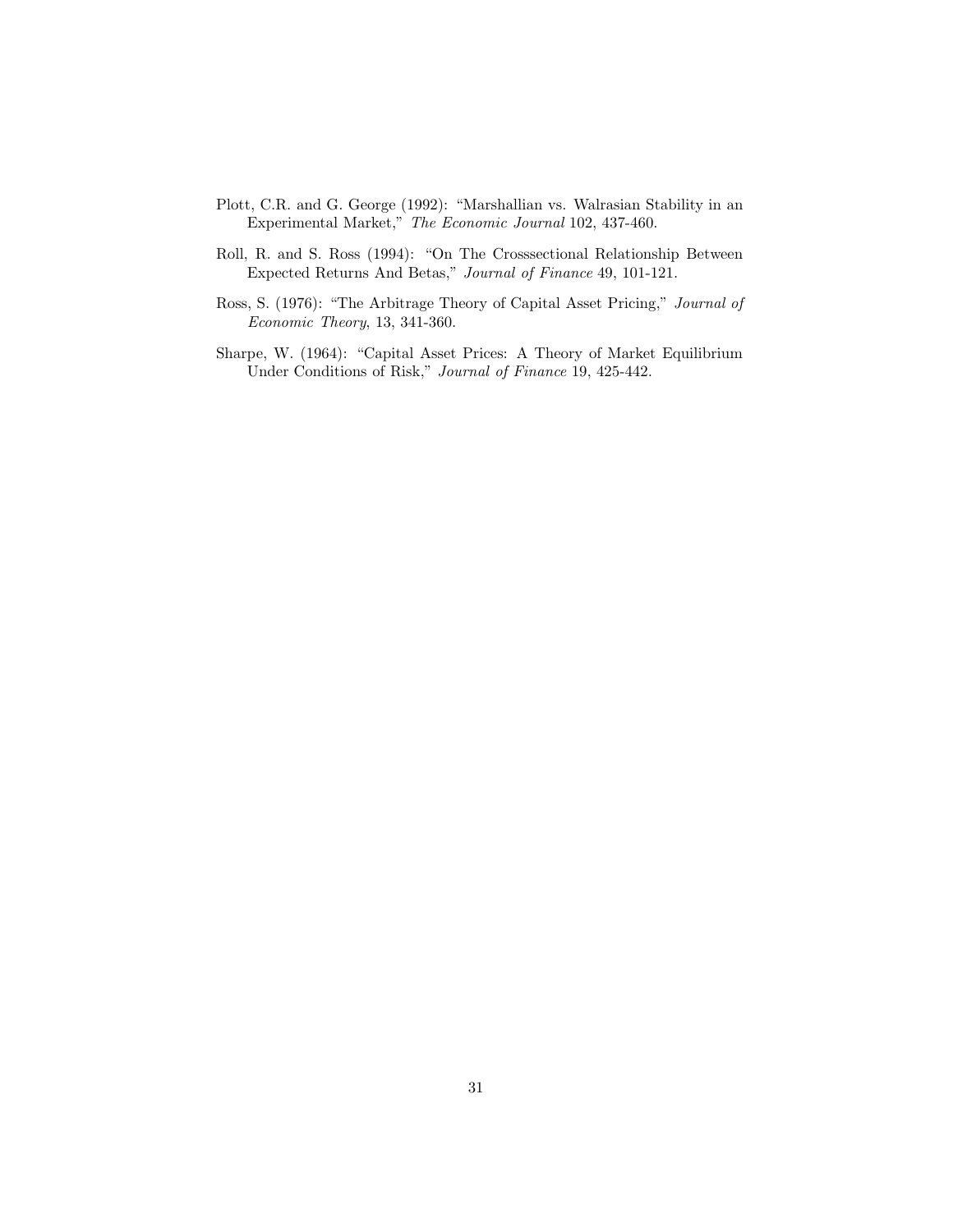Plott, C.R. and G. George (1992): "Marshallian vs. Walrasian Stability in an Experimental Market," *The Economic Journal* 102, 437-460.

Roll, R. and S. Ross (1994): "On The Crosssectional Relationship Between Expected Returns And Betas," *Journal of Finance* 49, 101-121.

Ross, S. (1976): "The Arbitrage Theory of Capital Asset Pricing," *Journal of Economic Theory*, 13, 341-360.

Sharpe, W. (1964): "Capital Asset Prices: A Theory of Market Equilibrium Under Conditions of Risk," *Journal of Finance* 19, 425-442.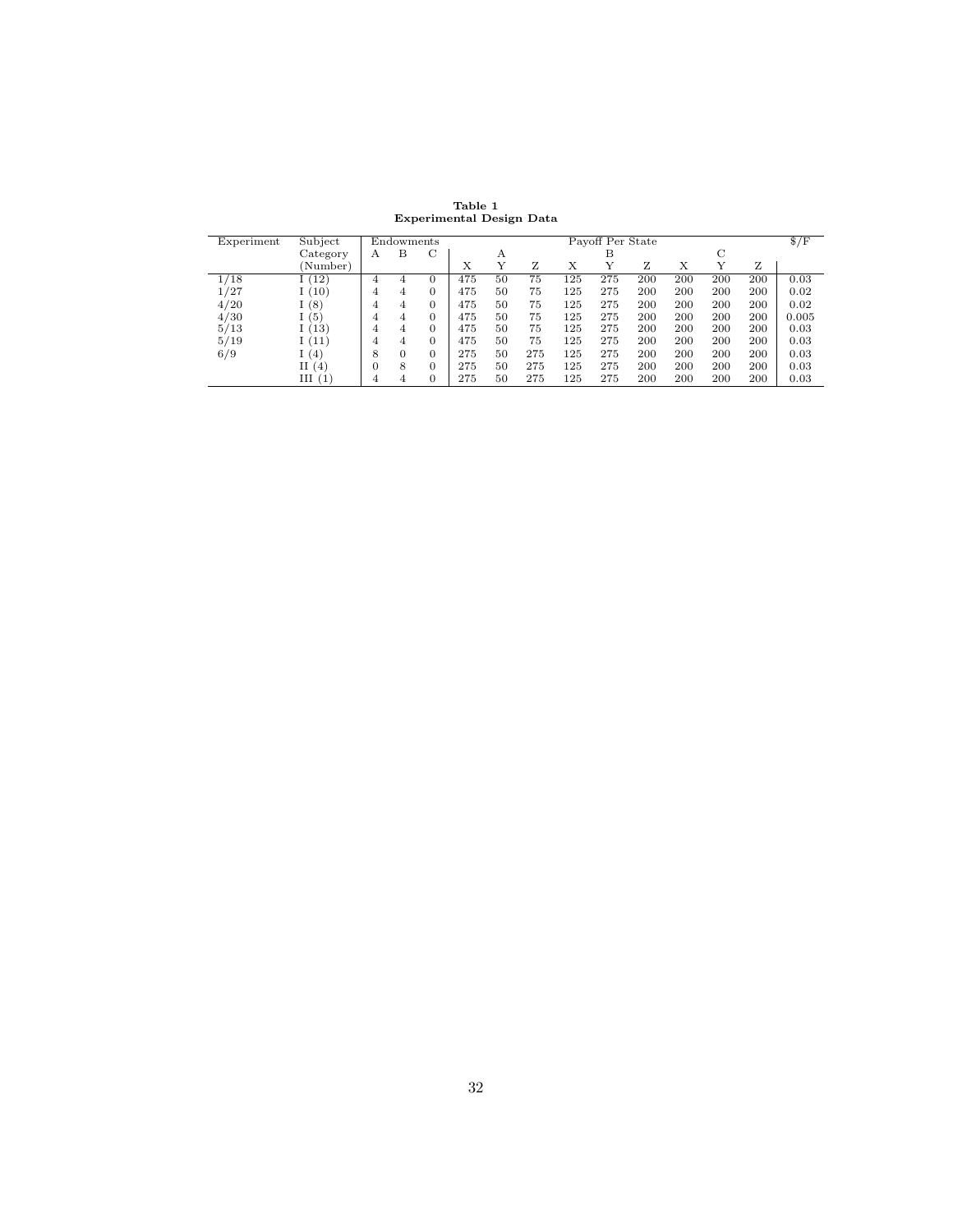**Table 1**
**Experimental Design Data**

| Experiment | Subject Category (Number) | Endowments | | | Payoff Per State | | | | | | | | | $/F |
|---|---|---|---|---|---|---|---|---|---|---|---|---|---|---|
| | | A | B | C | A | | | B | | | C | | | |
| | | | | | X | Y | Z | X | Y | Z | X | Y | Z | |
| 1/18 | I (12) | 4 | 4 | 0 | 475 | 50 | 75 | 125 | 275 | 200 | 200 | 200 | 200 | 0.03 |
| 1/27 | I (10) | 4 | 4 | 0 | 475 | 50 | 75 | 125 | 275 | 200 | 200 | 200 | 200 | 0.02 |
| 4/20 | I (8) | 4 | 4 | 0 | 475 | 50 | 75 | 125 | 275 | 200 | 200 | 200 | 200 | 0.02 |
| 4/30 | I (5) | 4 | 4 | 0 | 475 | 50 | 75 | 125 | 275 | 200 | 200 | 200 | 200 | 0.005 |
| 5/13 | I (13) | 4 | 4 | 0 | 475 | 50 | 75 | 125 | 275 | 200 | 200 | 200 | 200 | 0.03 |
| 5/19 | I (11) | 4 | 4 | 0 | 475 | 50 | 75 | 125 | 275 | 200 | 200 | 200 | 200 | 0.03 |
| 6/9 | I (4) | 8 | 0 | 0 | 275 | 50 | 275 | 125 | 275 | 200 | 200 | 200 | 200 | 0.03 |
| | II (4) | 0 | 8 | 0 | 275 | 50 | 275 | 125 | 275 | 200 | 200 | 200 | 200 | 0.03 |
| | III (1) | 4 | 4 | 0 | 275 | 50 | 275 | 125 | 275 | 200 | 200 | 200 | 200 | 0.03 |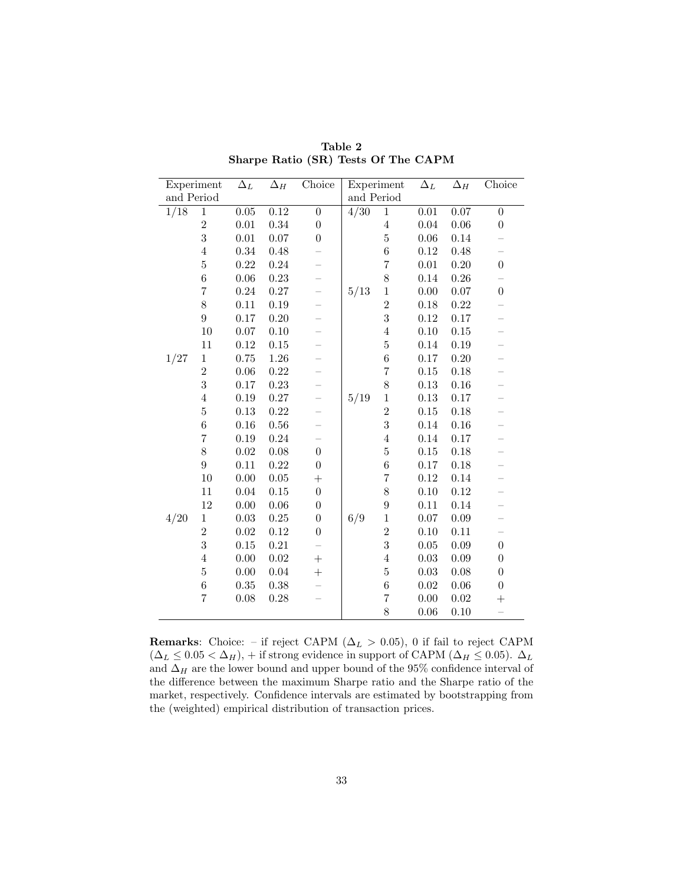**Table 2**
**Sharpe Ratio (SR) Tests Of The CAPM**

| Experiment and Period | | $\Delta_L$ | $\Delta_H$ | Choice | Experiment and Period | | $\Delta_L$ | $\Delta_H$ | Choice |
|---|---|---|---|---|---|---|---|---|---|
| 1/18 | 1 | 0.05 | 0.12 | 0 | 4/30 | 1 | 0.01 | 0.07 | 0 |
| | 2 | 0.01 | 0.34 | 0 | | 4 | 0.04 | 0.06 | 0 |
| | 3 | 0.01 | 0.07 | 0 | | 5 | 0.06 | 0.14 | – |
| | 4 | 0.34 | 0.48 | – | | 6 | 0.12 | 0.48 | – |
| | 5 | 0.22 | 0.24 | – | | 7 | 0.01 | 0.20 | 0 |
| | 6 | 0.06 | 0.23 | – | | 8 | 0.14 | 0.26 | – |
| | 7 | 0.24 | 0.27 | – | 5/13 | 1 | 0.00 | 0.07 | 0 |
| | 8 | 0.11 | 0.19 | – | | 2 | 0.18 | 0.22 | – |
| | 9 | 0.17 | 0.20 | – | | 3 | 0.12 | 0.17 | – |
| | 10 | 0.07 | 0.10 | – | | 4 | 0.10 | 0.15 | – |
| | 11 | 0.12 | 0.15 | – | | 5 | 0.14 | 0.19 | – |
| 1/27 | 1 | 0.75 | 1.26 | – | | 6 | 0.17 | 0.20 | – |
| | 2 | 0.06 | 0.22 | – | | 7 | 0.15 | 0.18 | – |
| | 3 | 0.17 | 0.23 | – | | 8 | 0.13 | 0.16 | – |
| | 4 | 0.19 | 0.27 | – | 5/19 | 1 | 0.13 | 0.17 | – |
| | 5 | 0.13 | 0.22 | – | | 2 | 0.15 | 0.18 | – |
| | 6 | 0.16 | 0.56 | – | | 3 | 0.14 | 0.16 | – |
| | 7 | 0.19 | 0.24 | – | | 4 | 0.14 | 0.17 | – |
| | 8 | 0.02 | 0.08 | 0 | | 5 | 0.15 | 0.18 | – |
| | 9 | 0.11 | 0.22 | 0 | | 6 | 0.17 | 0.18 | – |
| | 10 | 0.00 | 0.05 | + | | 7 | 0.12 | 0.14 | – |
| | 11 | 0.04 | 0.15 | 0 | | 8 | 0.10 | 0.12 | – |
| | 12 | 0.00 | 0.06 | 0 | | 9 | 0.11 | 0.14 | – |
| 4/20 | 1 | 0.03 | 0.25 | 0 | 6/9 | 1 | 0.07 | 0.09 | – |
| | 2 | 0.02 | 0.12 | 0 | | 2 | 0.10 | 0.11 | – |
| | 3 | 0.15 | 0.21 | – | | 3 | 0.05 | 0.09 | 0 |
| | 4 | 0.00 | 0.02 | + | | 4 | 0.03 | 0.09 | 0 |
| | 5 | 0.00 | 0.04 | + | | 5 | 0.03 | 0.08 | 0 |
| | 6 | 0.35 | 0.38 | – | | 6 | 0.02 | 0.06 | 0 |
| | 7 | 0.08 | 0.28 | – | | 7 | 0.00 | 0.02 | + |
| | | | | | | 8 | 0.06 | 0.10 | – |

**Remarks**: Choice: – if reject CAPM ($\Delta_L > 0.05$), 0 if fail to reject CAPM ($\Delta_L \leq 0.05 < \Delta_H$), + if strong evidence in support of CAPM ($\Delta_H \leq 0.05$). $\Delta_L$ and $\Delta_H$ are the lower bound and upper bound of the 95% confidence interval of the difference between the maximum Sharpe ratio and the Sharpe ratio of the market, respectively. Confidence intervals are estimated by bootstrapping from the (weighted) empirical distribution of transaction prices.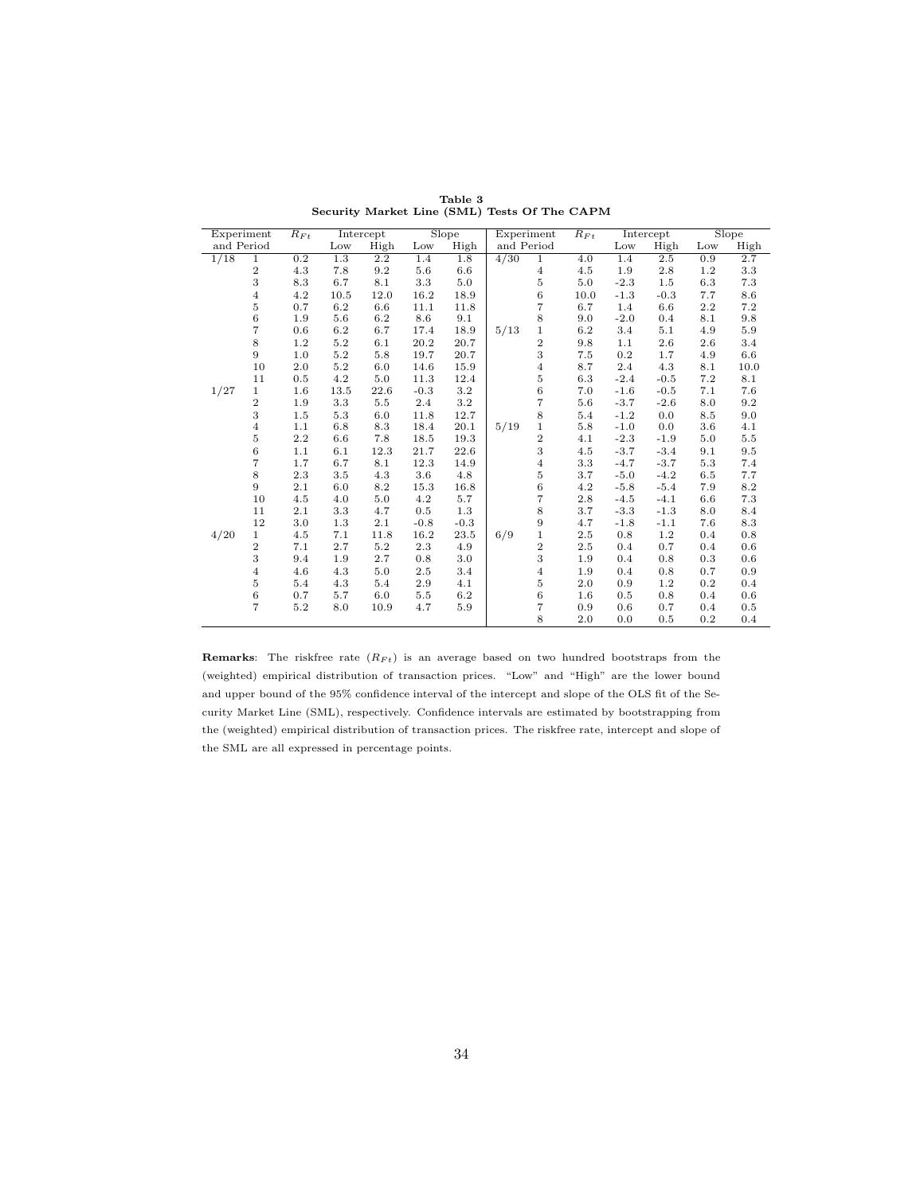**Table 3**
**Security Market Line (SML) Tests Of The CAPM**

| Experiment and Period | | $R_{Ft}$ | Intercept | | Slope | | Experiment and Period | | $R_{Ft}$ | Intercept | | Slope | |
|---|---|---|---|---|---|---|---|---|---|---|---|---|---|
| | | | Low | High | Low | High | | | | Low | High | Low | High |
| 1/18 | 1 | 0.2 | 1.3 | 2.2 | 1.4 | 1.8 | 4/30 | 1 | 4.0 | 1.4 | 2.5 | 0.9 | 2.7 |
| | 2 | 4.3 | 7.8 | 9.2 | 5.6 | 6.6 | | 4 | 4.5 | 1.9 | 2.8 | 1.2 | 3.3 |
| | 3 | 8.3 | 6.7 | 8.1 | 3.3 | 5.0 | | 5 | 5.0 | -2.3 | 1.5 | 6.3 | 7.3 |
| | 4 | 4.2 | 10.5 | 12.0 | 16.2 | 18.9 | | 6 | 10.0 | -1.3 | -0.3 | 7.7 | 8.6 |
| | 5 | 0.7 | 6.2 | 6.6 | 11.1 | 11.8 | | 7 | 6.7 | 1.4 | 6.6 | 2.2 | 7.2 |
| | 6 | 1.9 | 5.6 | 6.2 | 8.6 | 9.1 | | 8 | 9.0 | -2.0 | 0.4 | 8.1 | 9.8 |
| | 7 | 0.6 | 6.2 | 6.7 | 17.4 | 18.9 | 5/13 | 1 | 6.2 | 3.4 | 5.1 | 4.9 | 5.9 |
| | 8 | 1.2 | 5.2 | 6.1 | 20.2 | 20.7 | | 2 | 9.8 | 1.1 | 2.6 | 2.6 | 3.4 |
| | 9 | 1.0 | 5.2 | 5.8 | 19.7 | 20.7 | | 3 | 7.5 | 0.2 | 1.7 | 4.9 | 6.6 |
| | 10 | 2.0 | 5.2 | 6.0 | 14.6 | 15.9 | | 4 | 8.7 | 2.4 | 4.3 | 8.1 | 10.0 |
| | 11 | 0.5 | 4.2 | 5.0 | 11.3 | 12.4 | | 5 | 6.3 | -2.4 | -0.5 | 7.2 | 8.1 |
| 1/27 | 1 | 1.6 | 13.5 | 22.6 | -0.3 | 3.2 | | 6 | 7.0 | -1.6 | -0.5 | 7.1 | 7.6 |
| | 2 | 1.9 | 3.3 | 5.5 | 2.4 | 3.2 | | 7 | 5.6 | -3.7 | -2.6 | 8.0 | 9.2 |
| | 3 | 1.5 | 5.3 | 6.0 | 11.8 | 12.7 | | 8 | 5.4 | -1.2 | 0.0 | 8.5 | 9.0 |
| | 4 | 1.1 | 6.8 | 8.3 | 18.4 | 20.1 | 5/19 | 1 | 5.8 | -1.0 | 0.0 | 3.6 | 4.1 |
| | 5 | 2.2 | 6.6 | 7.8 | 18.5 | 19.3 | | 2 | 4.1 | -2.3 | -1.9 | 5.0 | 5.5 |
| | 6 | 1.1 | 6.1 | 12.3 | 21.7 | 22.6 | | 3 | 4.5 | -3.7 | -3.4 | 9.1 | 9.5 |
| | 7 | 1.7 | 6.7 | 8.1 | 12.3 | 14.9 | | 4 | 3.3 | -4.7 | -3.7 | 5.3 | 7.4 |
| | 8 | 2.3 | 3.5 | 4.3 | 3.6 | 4.8 | | 5 | 3.7 | -5.0 | -4.2 | 6.5 | 7.7 |
| | 9 | 2.1 | 6.0 | 8.2 | 15.3 | 16.8 | | 6 | 4.2 | -5.8 | -5.4 | 7.9 | 8.2 |
| | 10 | 4.5 | 4.0 | 5.0 | 4.2 | 5.7 | | 7 | 2.8 | -4.5 | -4.1 | 6.6 | 7.3 |
| | 11 | 2.1 | 3.3 | 4.7 | 0.5 | 1.3 | | 8 | 3.7 | -3.3 | -1.3 | 8.0 | 8.4 |
| | 12 | 3.0 | 1.3 | 2.1 | -0.8 | -0.3 | | 9 | 4.7 | -1.8 | -1.1 | 7.6 | 8.3 |
| 4/20 | 1 | 4.5 | 7.1 | 11.8 | 16.2 | 23.5 | 6/9 | 1 | 2.5 | 0.8 | 1.2 | 0.4 | 0.8 |
| | 2 | 7.1 | 2.7 | 5.2 | 2.3 | 4.9 | | 2 | 2.5 | 0.4 | 0.7 | 0.4 | 0.6 |
| | 3 | 9.4 | 1.9 | 2.7 | 0.8 | 3.0 | | 3 | 1.9 | 0.4 | 0.8 | 0.3 | 0.6 |
| | 4 | 4.6 | 4.3 | 5.0 | 2.5 | 3.4 | | 4 | 1.9 | 0.4 | 0.8 | 0.7 | 0.9 |
| | 5 | 5.4 | 4.3 | 5.4 | 2.9 | 4.1 | | 5 | 2.0 | 0.9 | 1.2 | 0.2 | 0.4 |
| | 6 | 0.7 | 5.7 | 6.0 | 5.5 | 6.2 | | 6 | 1.6 | 0.5 | 0.8 | 0.4 | 0.6 |
| | 7 | 5.2 | 8.0 | 10.9 | 4.7 | 5.9 | | 7 | 0.9 | 0.6 | 0.7 | 0.4 | 0.5 |
| | | | | | | | | 8 | 2.0 | 0.0 | 0.5 | 0.2 | 0.4 |

**Remarks**: The riskfree rate ($R_{Ft}$) is an average based on two hundred bootstraps from the (weighted) empirical distribution of transaction prices. "Low" and "High" are the lower bound and upper bound of the 95% confidence interval of the intercept and slope of the OLS fit of the Security Market Line (SML), respectively. Confidence intervals are estimated by bootstrapping from the (weighted) empirical distribution of transaction prices. The riskfree rate, intercept and slope of the SML are all expressed in percentage points.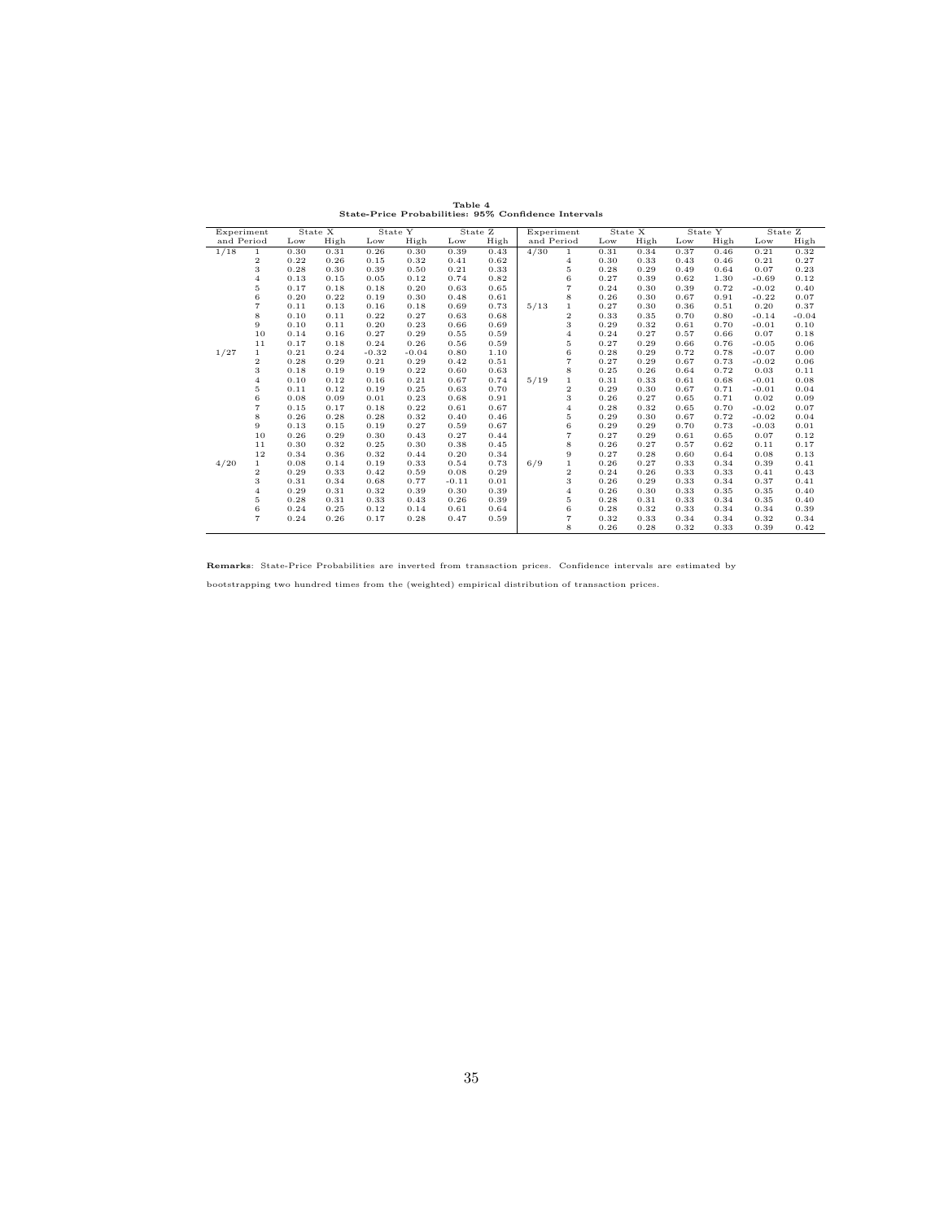**Table 4**
**State-Price Probabilities: 95% Confidence Intervals**

| Experiment and Period | | State X Low | State X High | State Y Low | State Y High | State Z Low | State Z High | Experiment and Period | | State X Low | State X High | State Y Low | State Y High | State Z Low | State Z High |
|---|---|---|---|---|---|---|---|---|---|---|---|---|---|---|---|
| 1/18 | 1 | 0.30 | 0.31 | 0.26 | 0.30 | 0.39 | 0.43 | 4/30 | 1 | 0.31 | 0.34 | 0.37 | 0.46 | 0.21 | 0.32 |
| | 2 | 0.22 | 0.26 | 0.15 | 0.32 | 0.41 | 0.62 | | 4 | 0.30 | 0.33 | 0.43 | 0.46 | 0.21 | 0.27 |
| | 3 | 0.28 | 0.30 | 0.39 | 0.50 | 0.21 | 0.33 | | 5 | 0.28 | 0.29 | 0.49 | 0.64 | 0.07 | 0.23 |
| | 4 | 0.13 | 0.15 | 0.05 | 0.12 | 0.74 | 0.82 | | 6 | 0.27 | 0.39 | 0.62 | 1.30 | -0.69 | 0.12 |
| | 5 | 0.17 | 0.18 | 0.18 | 0.20 | 0.63 | 0.65 | | 7 | 0.24 | 0.30 | 0.39 | 0.72 | -0.02 | 0.40 |
| | 6 | 0.20 | 0.22 | 0.19 | 0.30 | 0.48 | 0.61 | | 8 | 0.26 | 0.30 | 0.67 | 0.91 | -0.22 | 0.07 |
| | 7 | 0.11 | 0.13 | 0.16 | 0.18 | 0.69 | 0.73 | 5/13 | 1 | 0.27 | 0.30 | 0.36 | 0.51 | 0.20 | 0.37 |
| | 8 | 0.10 | 0.11 | 0.22 | 0.27 | 0.63 | 0.68 | | 2 | 0.33 | 0.35 | 0.70 | 0.80 | -0.14 | -0.04 |
| | 9 | 0.10 | 0.11 | 0.20 | 0.23 | 0.66 | 0.69 | | 3 | 0.29 | 0.32 | 0.61 | 0.70 | -0.01 | 0.10 |
| | 10 | 0.14 | 0.16 | 0.27 | 0.29 | 0.55 | 0.59 | | 4 | 0.24 | 0.27 | 0.57 | 0.66 | 0.07 | 0.18 |
| | 11 | 0.17 | 0.18 | 0.24 | 0.26 | 0.56 | 0.59 | | 5 | 0.27 | 0.29 | 0.66 | 0.76 | -0.05 | 0.06 |
| 1/27 | 1 | 0.21 | 0.24 | -0.32 | -0.04 | 0.80 | 1.10 | | 6 | 0.28 | 0.29 | 0.72 | 0.78 | -0.07 | 0.00 |
| | 2 | 0.28 | 0.29 | 0.21 | 0.29 | 0.42 | 0.51 | | 7 | 0.27 | 0.29 | 0.67 | 0.73 | -0.02 | 0.06 |
| | 3 | 0.18 | 0.19 | 0.19 | 0.22 | 0.60 | 0.63 | | 8 | 0.25 | 0.26 | 0.64 | 0.72 | 0.03 | 0.11 |
| | 4 | 0.10 | 0.12 | 0.16 | 0.21 | 0.67 | 0.74 | 5/19 | 1 | 0.31 | 0.33 | 0.61 | 0.68 | -0.01 | 0.08 |
| | 5 | 0.11 | 0.12 | 0.19 | 0.25 | 0.63 | 0.70 | | 2 | 0.29 | 0.30 | 0.67 | 0.71 | -0.01 | 0.04 |
| | 6 | 0.08 | 0.09 | 0.01 | 0.23 | 0.68 | 0.91 | | 3 | 0.26 | 0.27 | 0.65 | 0.71 | 0.02 | 0.09 |
| | 7 | 0.15 | 0.17 | 0.18 | 0.22 | 0.61 | 0.67 | | 4 | 0.28 | 0.32 | 0.65 | 0.70 | -0.02 | 0.07 |
| | 8 | 0.26 | 0.28 | 0.28 | 0.32 | 0.40 | 0.46 | | 5 | 0.29 | 0.30 | 0.67 | 0.72 | -0.02 | 0.04 |
| | 9 | 0.13 | 0.15 | 0.19 | 0.27 | 0.59 | 0.67 | | 6 | 0.29 | 0.29 | 0.70 | 0.73 | -0.03 | 0.01 |
| | 10 | 0.26 | 0.29 | 0.30 | 0.43 | 0.27 | 0.44 | | 7 | 0.27 | 0.29 | 0.61 | 0.65 | 0.07 | 0.12 |
| | 11 | 0.30 | 0.32 | 0.25 | 0.30 | 0.38 | 0.45 | | 8 | 0.26 | 0.27 | 0.57 | 0.62 | 0.11 | 0.17 |
| | 12 | 0.34 | 0.36 | 0.32 | 0.44 | 0.20 | 0.34 | | 9 | 0.27 | 0.28 | 0.60 | 0.64 | 0.08 | 0.13 |
| 4/20 | 1 | 0.08 | 0.14 | 0.19 | 0.33 | 0.54 | 0.73 | 6/9 | 1 | 0.26 | 0.27 | 0.33 | 0.34 | 0.39 | 0.41 |
| | 2 | 0.29 | 0.33 | 0.42 | 0.59 | 0.08 | 0.29 | | 2 | 0.24 | 0.26 | 0.33 | 0.33 | 0.41 | 0.43 |
| | 3 | 0.31 | 0.34 | 0.68 | 0.77 | -0.11 | 0.01 | | 3 | 0.26 | 0.29 | 0.33 | 0.34 | 0.37 | 0.41 |
| | 4 | 0.29 | 0.31 | 0.32 | 0.39 | 0.30 | 0.39 | | 4 | 0.26 | 0.30 | 0.33 | 0.35 | 0.35 | 0.40 |
| | 5 | 0.28 | 0.31 | 0.33 | 0.43 | 0.26 | 0.39 | | 5 | 0.28 | 0.31 | 0.33 | 0.34 | 0.35 | 0.40 |
| | 6 | 0.24 | 0.25 | 0.12 | 0.14 | 0.61 | 0.64 | | 6 | 0.28 | 0.32 | 0.33 | 0.34 | 0.34 | 0.39 |
| | 7 | 0.24 | 0.26 | 0.17 | 0.28 | 0.47 | 0.59 | | 7 | 0.32 | 0.33 | 0.34 | 0.34 | 0.32 | 0.34 |
| | | | | | | | | | 8 | 0.26 | 0.28 | 0.32 | 0.33 | 0.39 | 0.42 |

**Remarks**: State-Price Probabilities are inverted from transaction prices. Confidence intervals are estimated by bootstrapping two hundred times from the (weighted) empirical distribution of transaction prices.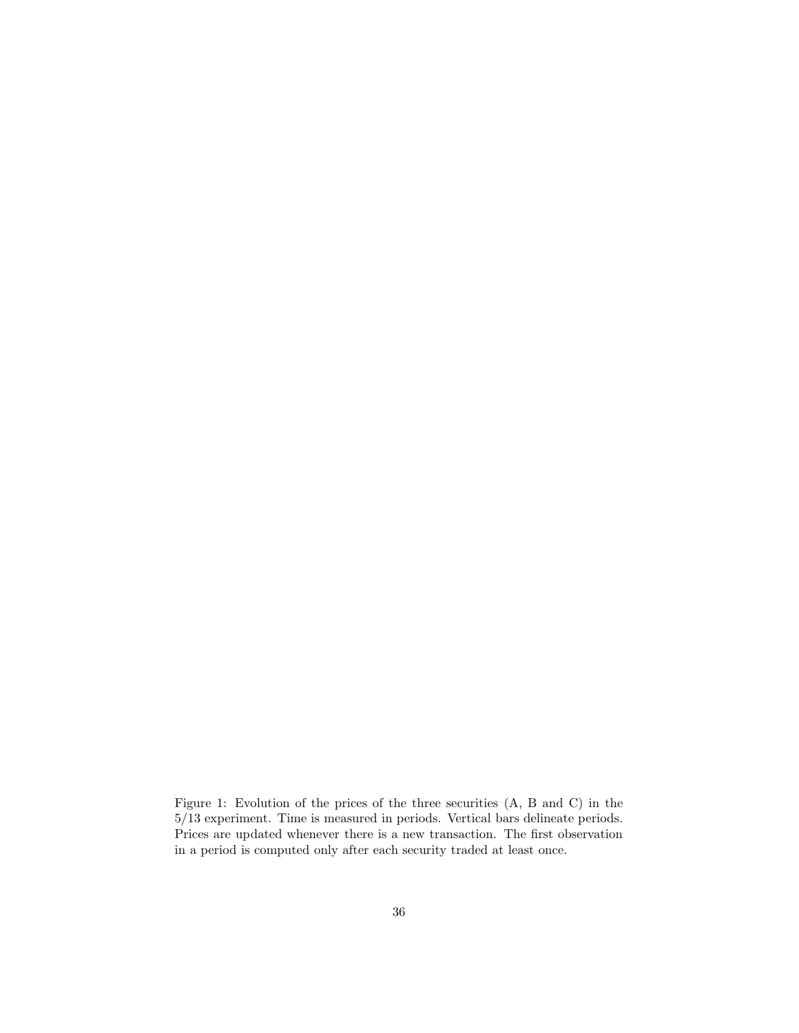Figure 1: Evolution of the prices of the three securities (A, B and C) in the 5/13 experiment. Time is measured in periods. Vertical bars delineate periods. Prices are updated whenever there is a new transaction. The first observation in a period is computed only after each security traded at least once.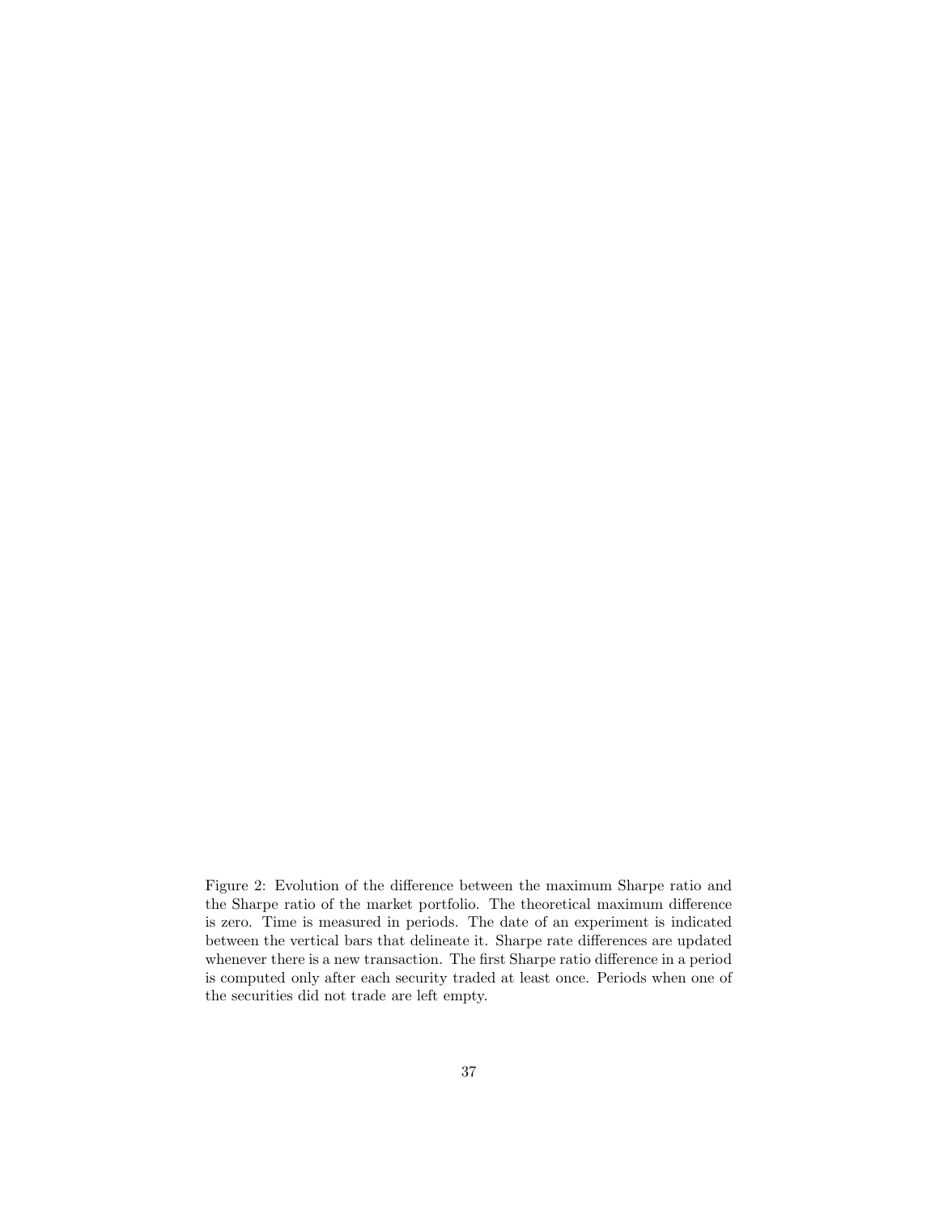Figure 2: Evolution of the difference between the maximum Sharpe ratio and the Sharpe ratio of the market portfolio. The theoretical maximum difference is zero. Time is measured in periods. The date of an experiment is indicated between the vertical bars that delineate it. Sharpe rate differences are updated whenever there is a new transaction. The first Sharpe ratio difference in a period is computed only after each security traded at least once. Periods when one of the securities did not trade are left empty.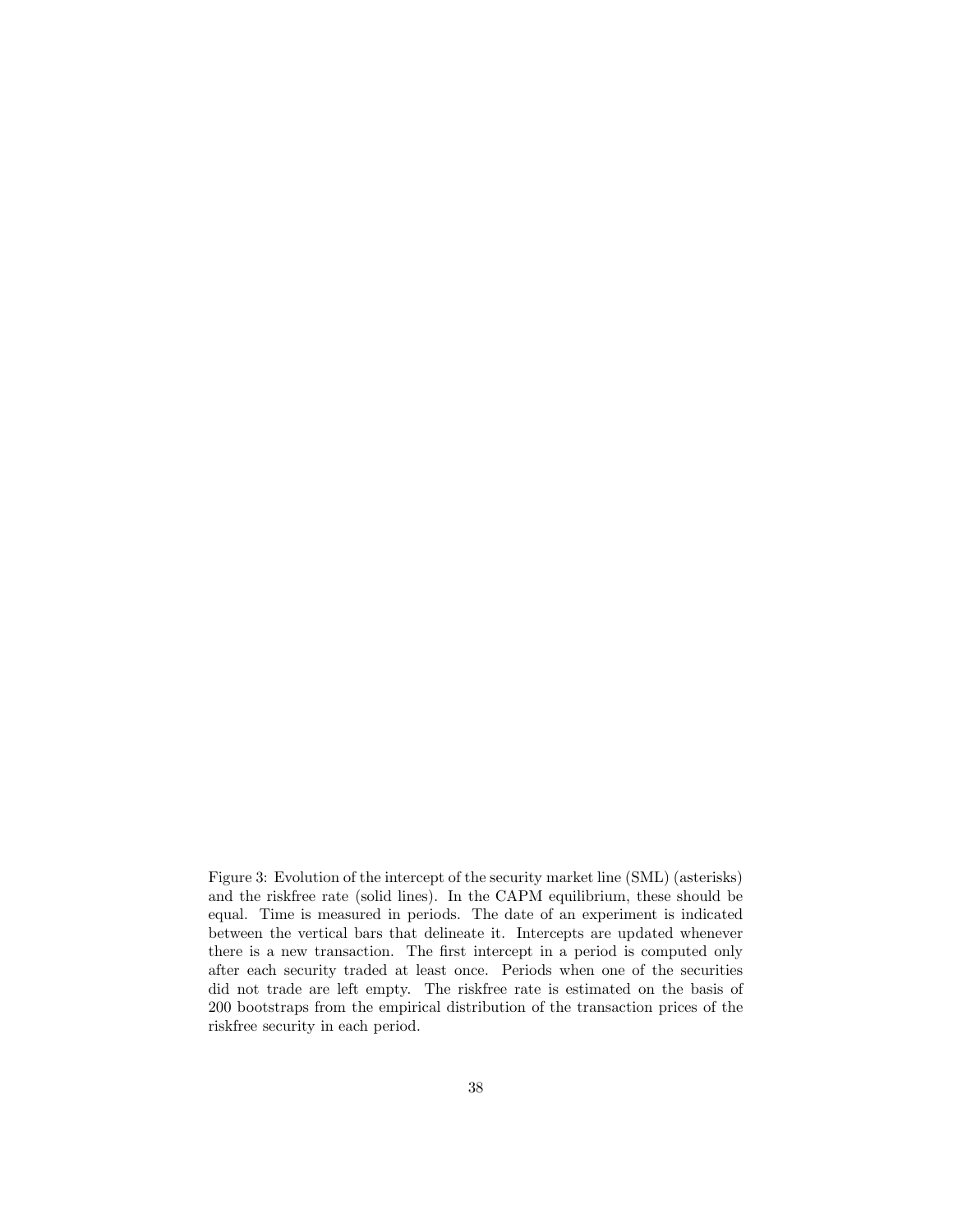Figure 3: Evolution of the intercept of the security market line (SML) (asterisks) and the riskfree rate (solid lines). In the CAPM equilibrium, these should be equal. Time is measured in periods. The date of an experiment is indicated between the vertical bars that delineate it. Intercepts are updated whenever there is a new transaction. The first intercept in a period is computed only after each security traded at least once. Periods when one of the securities did not trade are left empty. The riskfree rate is estimated on the basis of 200 bootstraps from the empirical distribution of the transaction prices of the riskfree security in each period.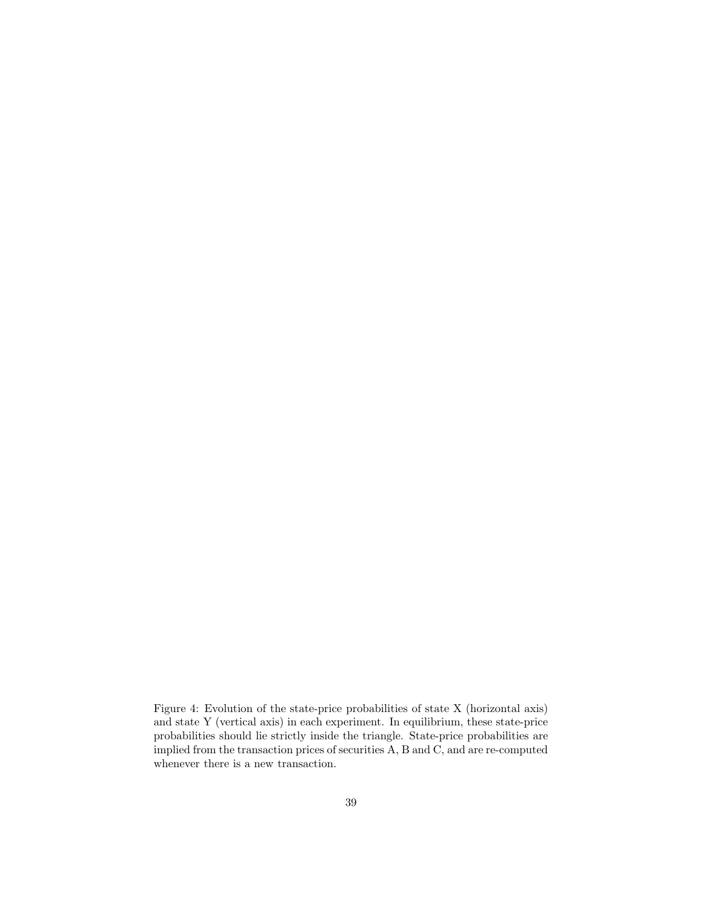Figure 4: Evolution of the state-price probabilities of state X (horizontal axis) and state Y (vertical axis) in each experiment. In equilibrium, these state-price probabilities should lie strictly inside the triangle. State-price probabilities are implied from the transaction prices of securities A, B and C, and are re-computed whenever there is a new transaction.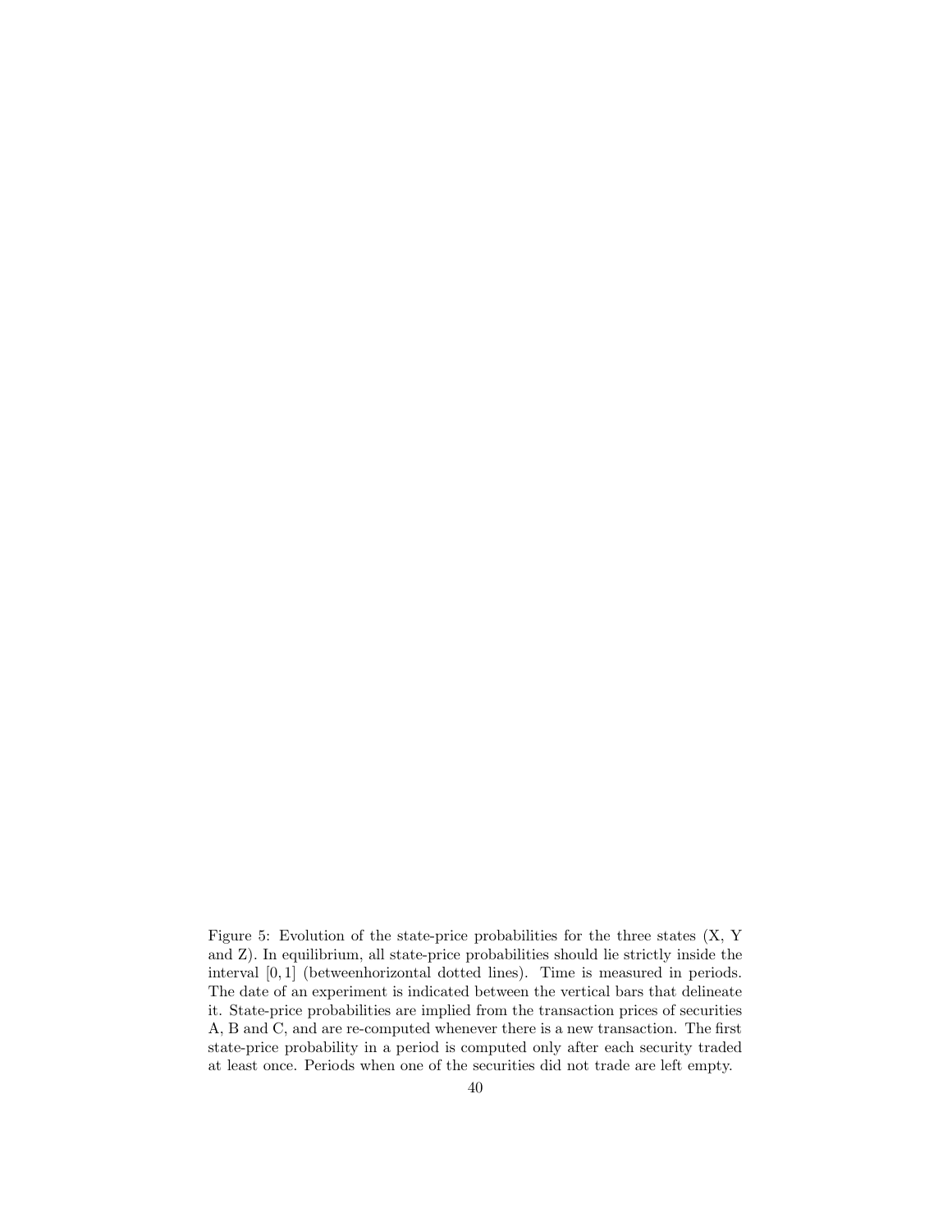Figure 5: Evolution of the state-price probabilities for the three states (X, Y and Z). In equilibrium, all state-price probabilities should lie strictly inside the interval $[0, 1]$ (betweenhorizontal dotted lines). Time is measured in periods. The date of an experiment is indicated between the vertical bars that delineate it. State-price probabilities are implied from the transaction prices of securities A, B and C, and are re-computed whenever there is a new transaction. The first state-price probability in a period is computed only after each security traded at least once. Periods when one of the securities did not trade are left empty.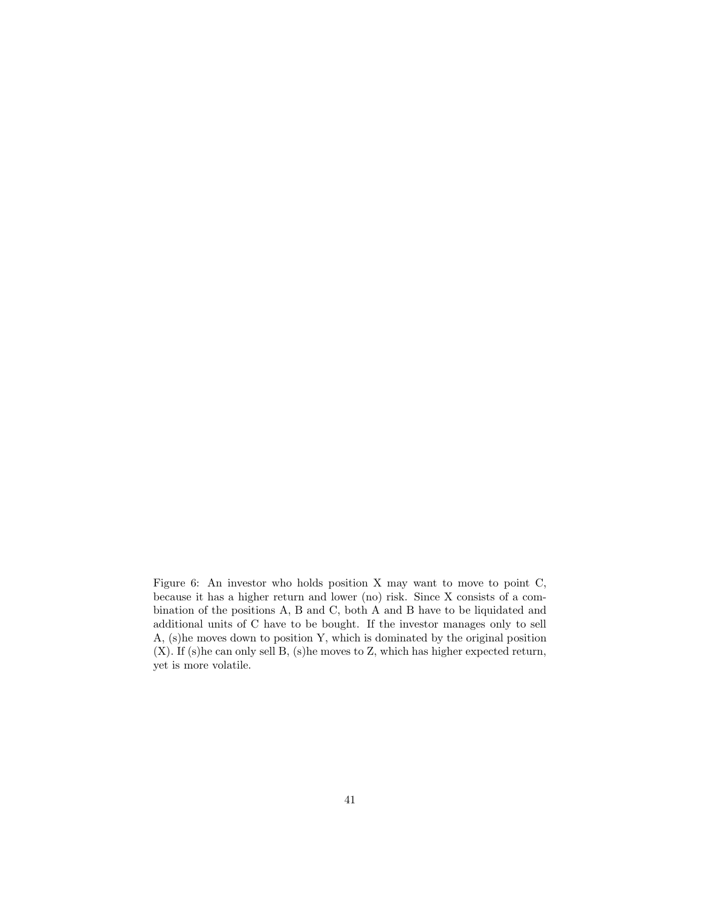Figure 6: An investor who holds position X may want to move to point C, because it has a higher return and lower (no) risk. Since X consists of a combination of the positions A, B and C, both A and B have to be liquidated and additional units of C have to be bought. If the investor manages only to sell A, (s)he moves down to position Y, which is dominated by the original position (X). If (s)he can only sell B, (s)he moves to Z, which has higher expected return, yet is more volatile.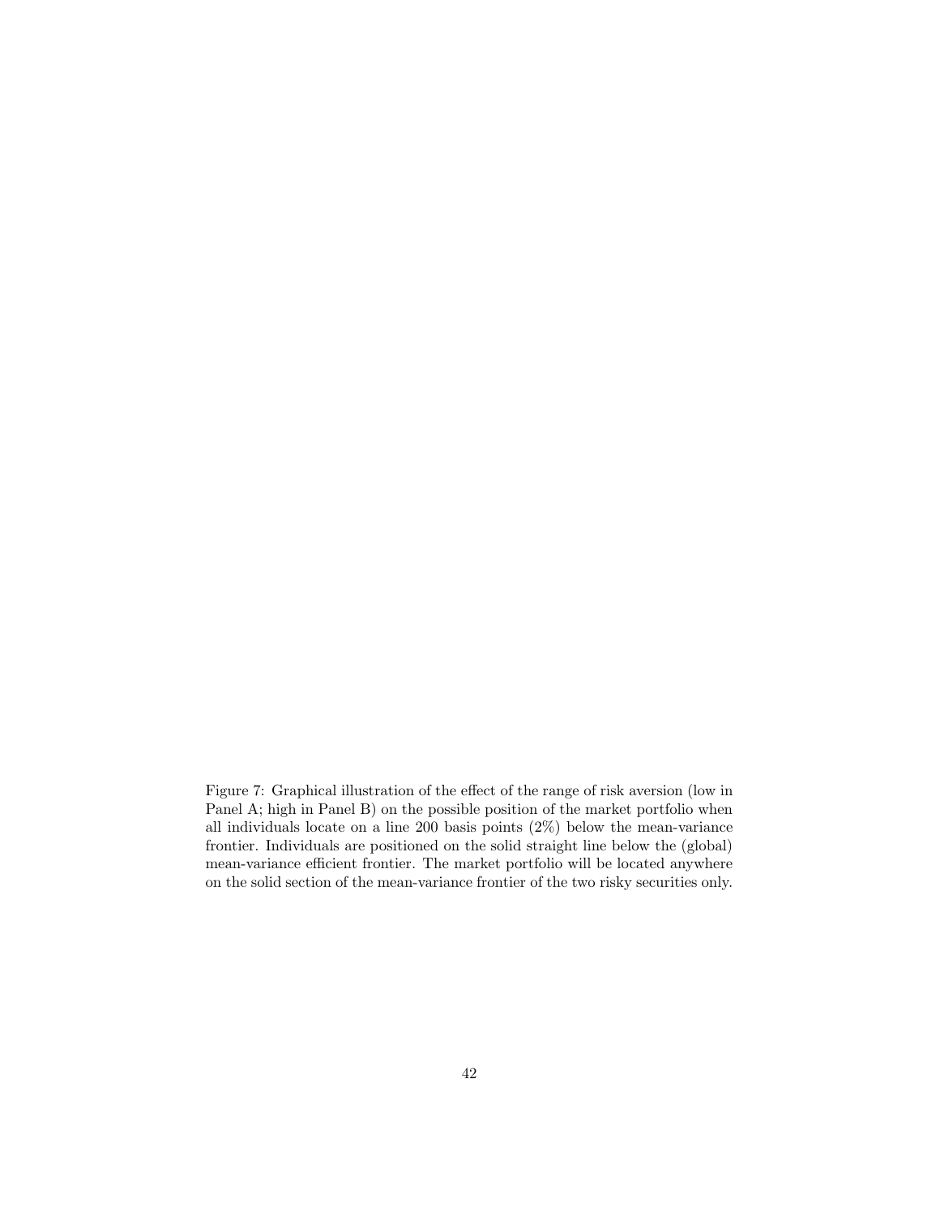Figure 7: Graphical illustration of the effect of the range of risk aversion (low in Panel A; high in Panel B) on the possible position of the market portfolio when all individuals locate on a line 200 basis points (2%) below the mean-variance frontier. Individuals are positioned on the solid straight line below the (global) mean-variance efficient frontier. The market portfolio will be located anywhere on the solid section of the mean-variance frontier of the two risky securities only.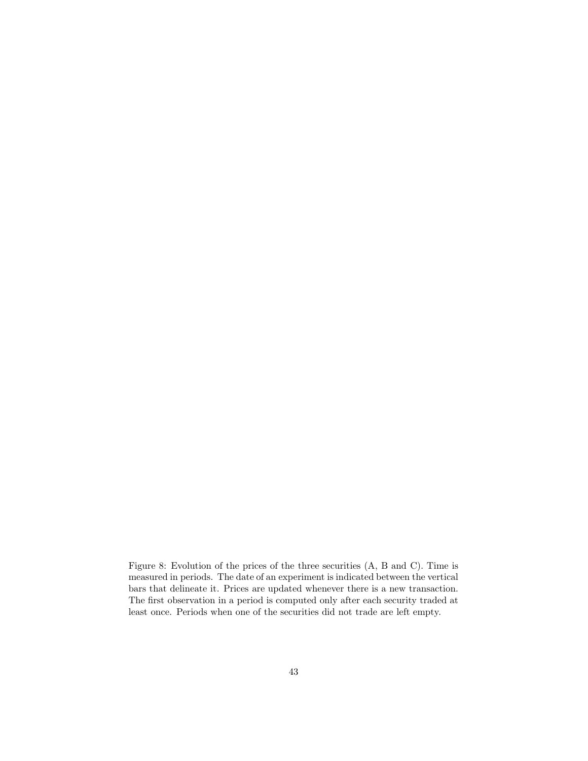Figure 8: Evolution of the prices of the three securities (A, B and C). Time is measured in periods. The date of an experiment is indicated between the vertical bars that delineate it. Prices are updated whenever there is a new transaction. The first observation in a period is computed only after each security traded at least once. Periods when one of the securities did not trade are left empty.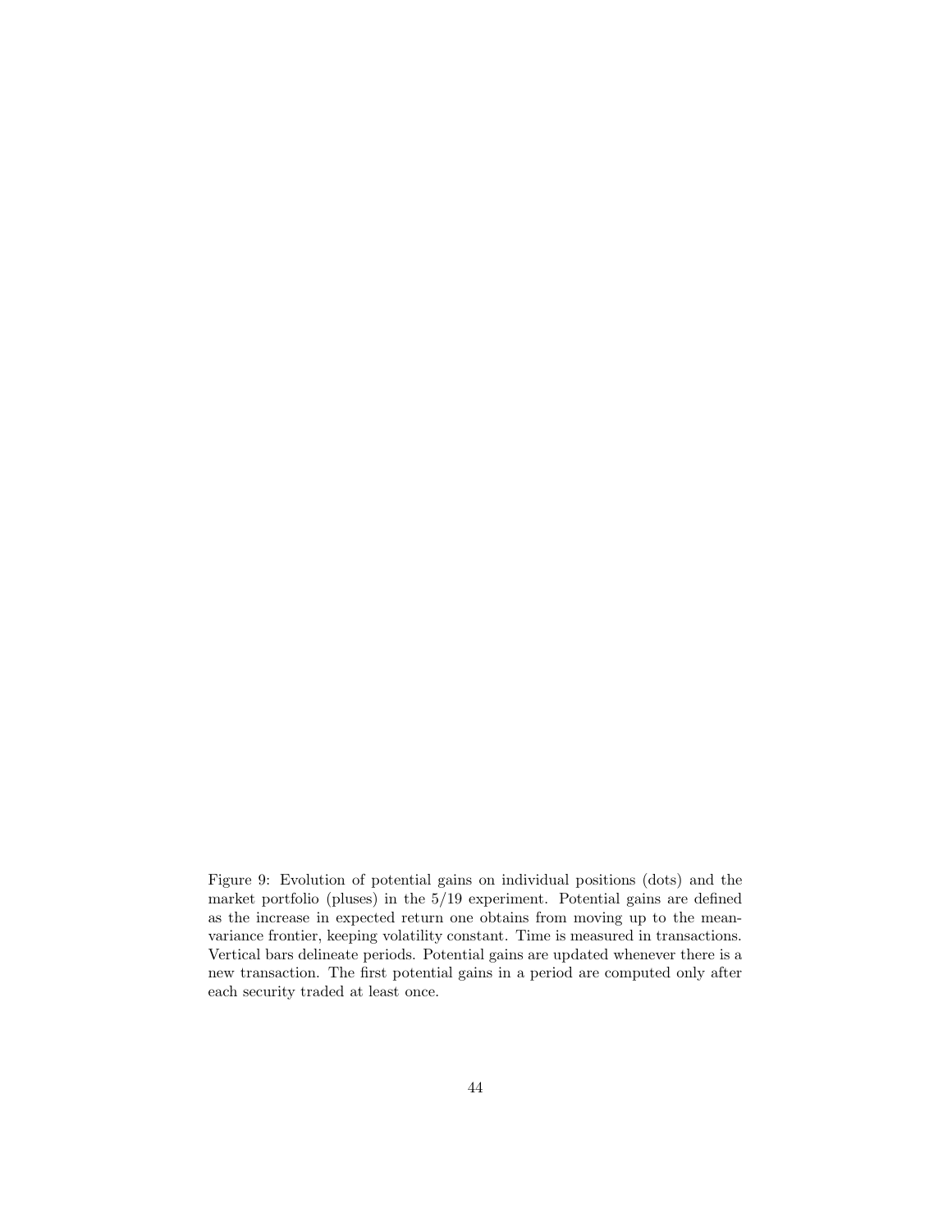Figure 9: Evolution of potential gains on individual positions (dots) and the market portfolio (pluses) in the 5/19 experiment. Potential gains are defined as the increase in expected return one obtains from moving up to the mean-variance frontier, keeping volatility constant. Time is measured in transactions. Vertical bars delineate periods. Potential gains are updated whenever there is a new transaction. The first potential gains in a period are computed only after each security traded at least once.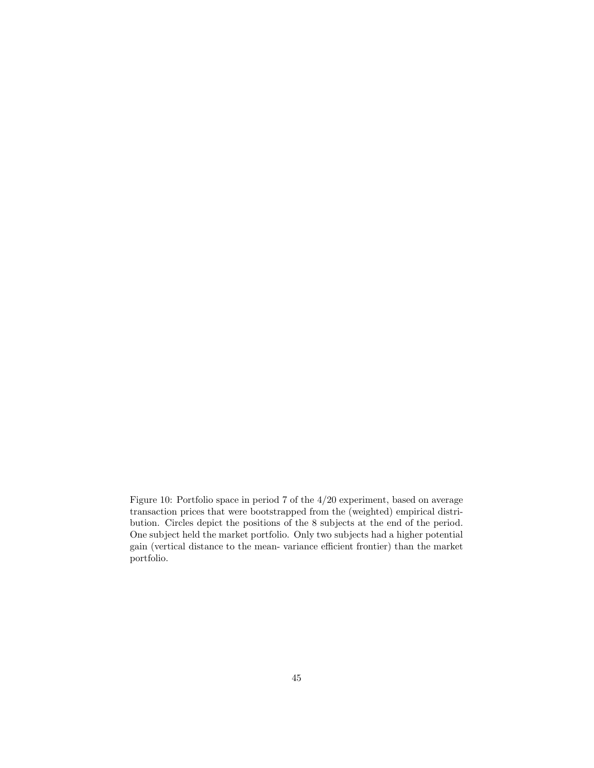Figure 10: Portfolio space in period 7 of the 4/20 experiment, based on average transaction prices that were bootstrapped from the (weighted) empirical distribution. Circles depict the positions of the 8 subjects at the end of the period. One subject held the market portfolio. Only two subjects had a higher potential gain (vertical distance to the mean- variance efficient frontier) than the market portfolio.